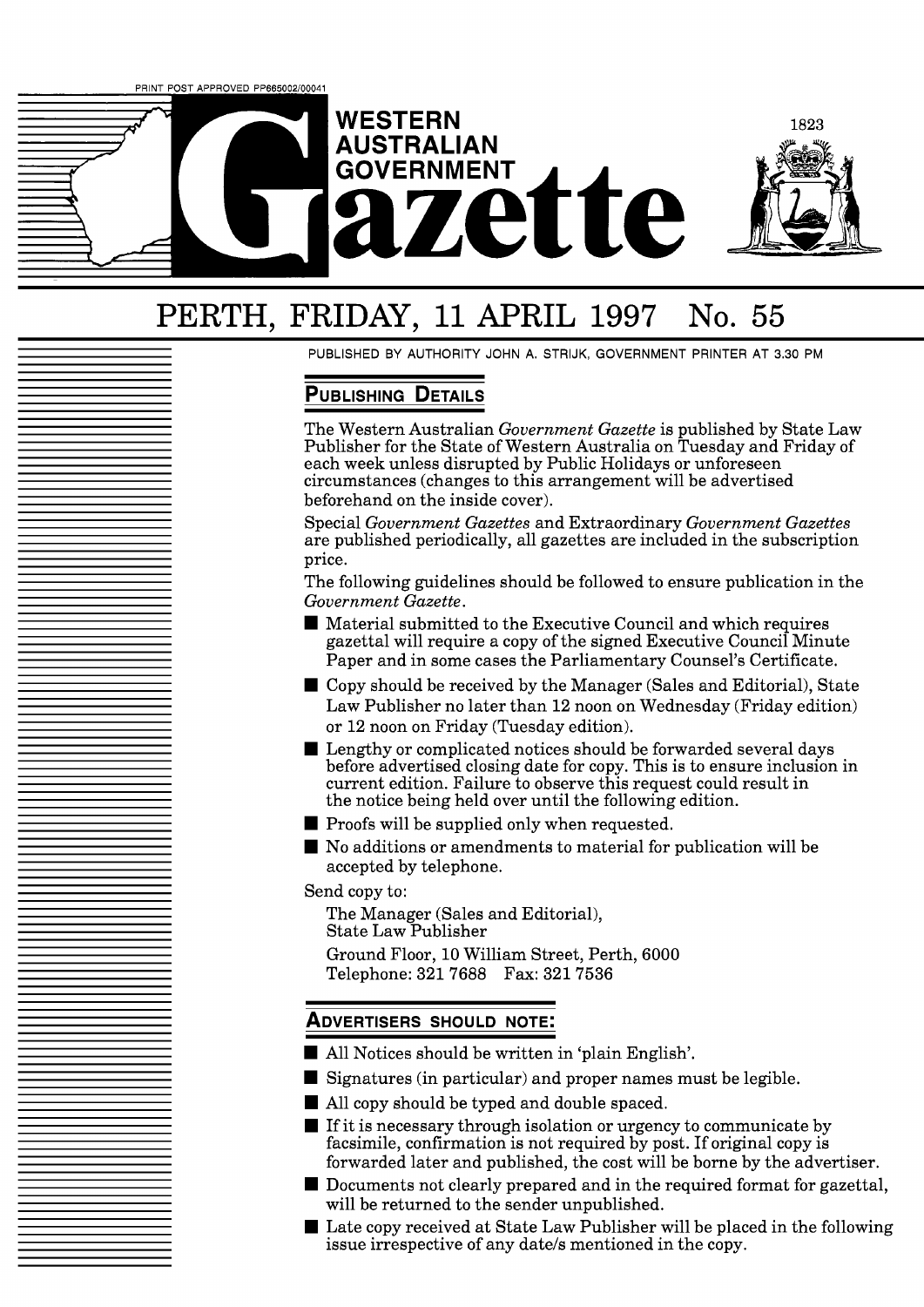PRINT POST APPROVED PP665002/00041

# WESTERN AUSTRALIAN GOVERNMENT Gazette

1823

# PERTH, FRIDAY, 11 APRIL 1997 No. 55

PUBLISHED BY AUTHORITY JOHN A. STRIJK, GOVERNMENT PRINTER AT 3.30 PM

## PUBLISHING DETAILS

The Western Australian *Government Gazette* is published by State Law Publisher for the State of Western Australia on Tuesday and Friday of each week unless disrupted by Public Holidays or unforeseen circumstances (changes to this arrangement will be advertised beforehand on the inside cover).

Special *Government Gazettes* and Extraordinary *Government Gazettes* are published periodically, all gazettes are included in the subscription price.

The following guidelines should be followed to ensure publication in the *Government Gazette*.

- Material submitted to the Executive Council and which requires gazettal will require a copy of the signed Executive Council Minute Paper and in some cases the Parliamentary Counsel's Certificate.
- Copy should be received by the Manager (Sales and Editorial), State Law Publisher no later than 12 noon on Wednesday (Friday edition) or 12 noon on Friday (Tuesday edition).
- Lengthy or complicated notices should be forwarded several days before advertised closing date for copy. This is to ensure inclusion in current edition. Failure to observe this request could result in the notice being held over until the following edition.
- Proofs will be supplied only when requested.
- No additions or amendments to material for publication will be accepted by telephone.

Send copy to:

The Manager (Sales and Editorial),
State Law Publisher
Ground Floor, 10 William Street, Perth, 6000
Telephone: 321 7688 Fax: 321 7536

## ADVERTISERS SHOULD NOTE:

- All Notices should be written in 'plain English'.
- Signatures (in particular) and proper names must be legible.
- All copy should be typed and double spaced.
- If it is necessary through isolation or urgency to communicate by facsimile, confirmation is not required by post. If original copy is forwarded later and published, the cost will be borne by the advertiser.
- Documents not clearly prepared and in the required format for gazettal, will be returned to the sender unpublished.
- Late copy received at State Law Publisher will be placed in the following issue irrespective of any date/s mentioned in the copy.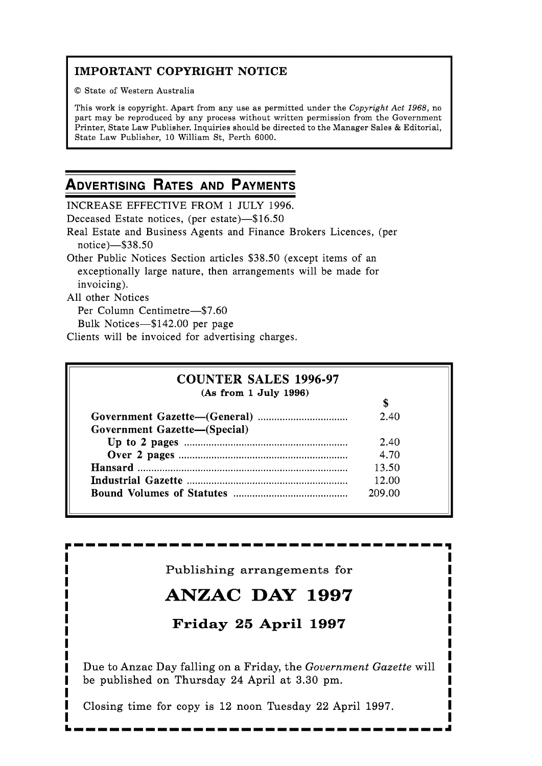**IMPORTANT COPYRIGHT NOTICE**

© State of Western Australia

This work is copyright. Apart from any use as permitted under the *Copyright Act 1968*, no part may be reproduced by any process without written permission from the Government Printer, State Law Publisher. Inquiries should be directed to the Manager Sales & Editorial, State Law Publisher, 10 William St, Perth 6000.

## ADVERTISING RATES AND PAYMENTS

INCREASE EFFECTIVE FROM 1 JULY 1996.

Deceased Estate notices, (per estate)—$16.50

Real Estate and Business Agents and Finance Brokers Licences, (per notice)—$38.50

Other Public Notices Section articles $38.50 (except items of an exceptionally large nature, then arrangements will be made for invoicing).

All other Notices

Per Column Centimetre—$7.60

Bulk Notices—$142.00 per page

Clients will be invoiced for advertising charges.

### COUNTER SALES 1996-97

**(As from 1 July 1996)**

| | $ |
|---|---|
| **Government Gazette—(General)** | 2.40 |
| **Government Gazette—(Special)** | |
| **Up to 2 pages** | 2.40 |
| **Over 2 pages** | 4.70 |
| **Hansard** | 13.50 |
| **Industrial Gazette** | 12.00 |
| **Bound Volumes of Statutes** | 209.00 |

Publishing arrangements for

## ANZAC DAY 1997

### Friday 25 April 1997

Due to Anzac Day falling on a Friday, the *Government Gazette* will be published on Thursday 24 April at 3.30 pm.

Closing time for copy is 12 noon Tuesday 22 April 1997.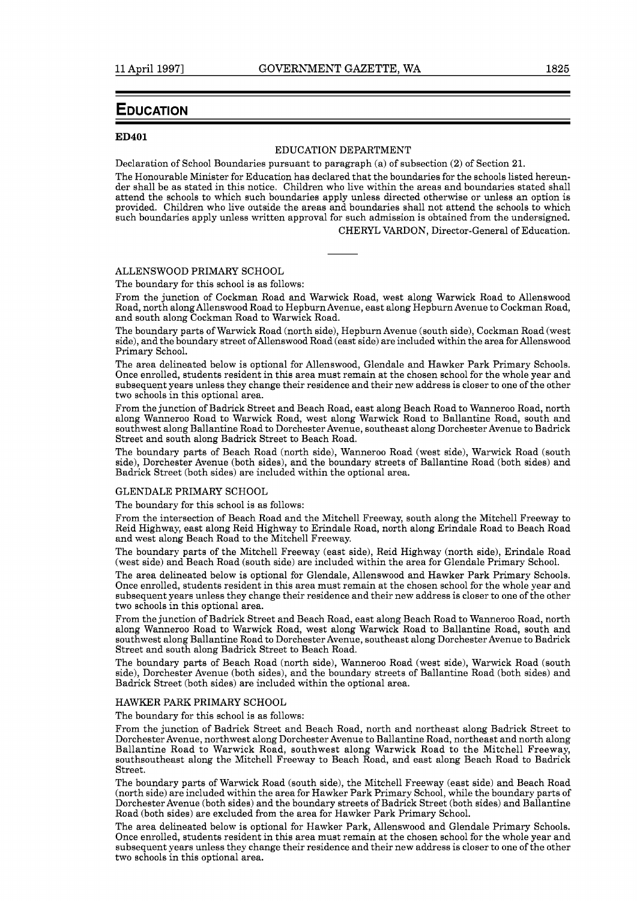# EDUCATION

**ED401**

EDUCATION DEPARTMENT

Declaration of School Boundaries pursuant to paragraph (a) of subsection (2) of Section 21.

The Honourable Minister for Education has declared that the boundaries for the schools listed hereunder shall be as stated in this notice. Children who live within the areas and boundaries stated shall attend the schools to which such boundaries apply unless directed otherwise or unless an option is provided. Children who live outside the areas and boundaries shall not attend the schools to which such boundaries apply unless written approval for such admission is obtained from the undersigned.

CHERYL VARDON, Director-General of Education.

---

ALLENSWOOD PRIMARY SCHOOL

The boundary for this school is as follows:

From the junction of Cockman Road and Warwick Road, west along Warwick Road to Allenswood Road, north along Allenswood Road to Hepburn Avenue, east along Hepburn Avenue to Cockman Road, and south along Cockman Road to Warwick Road.

The boundary parts of Warwick Road (north side), Hepburn Avenue (south side), Cockman Road (west side), and the boundary street of Allenswood Road (east side) are included within the area for Allenswood Primary School.

The area delineated below is optional for Allenswood, Glendale and Hawker Park Primary Schools. Once enrolled, students resident in this area must remain at the chosen school for the whole year and subsequent years unless they change their residence and their new address is closer to one of the other two schools in this optional area.

From the junction of Badrick Street and Beach Road, east along Beach Road to Wanneroo Road, north along Wanneroo Road to Warwick Road, west along Warwick Road to Ballantine Road, south and southwest along Ballantine Road to Dorchester Avenue, southeast along Dorchester Avenue to Badrick Street and south along Badrick Street to Beach Road.

The boundary parts of Beach Road (north side), Wanneroo Road (west side), Warwick Road (south side), Dorchester Avenue (both sides), and the boundary streets of Ballantine Road (both sides) and Badrick Street (both sides) are included within the optional area.

GLENDALE PRIMARY SCHOOL

The boundary for this school is as follows:

From the intersection of Beach Road and the Mitchell Freeway, south along the Mitchell Freeway to Reid Highway, east along Reid Highway to Erindale Road, north along Erindale Road to Beach Road and west along Beach Road to the Mitchell Freeway.

The boundary parts of the Mitchell Freeway (east side), Reid Highway (north side), Erindale Road (west side) and Beach Road (south side) are included within the area for Glendale Primary School.

The area delineated below is optional for Glendale, Allenswood and Hawker Park Primary Schools. Once enrolled, students resident in this area must remain at the chosen school for the whole year and subsequent years unless they change their residence and their new address is closer to one of the other two schools in this optional area.

From the junction of Badrick Street and Beach Road, east along Beach Road to Wanneroo Road, north along Wanneroo Road to Warwick Road, west along Warwick Road to Ballantine Road, south and southwest along Ballantine Road to Dorchester Avenue, southeast along Dorchester Avenue to Badrick Street and south along Badrick Street to Beach Road.

The boundary parts of Beach Road (north side), Wanneroo Road (west side), Warwick Road (south side), Dorchester Avenue (both sides), and the boundary streets of Ballantine Road (both sides) and Badrick Street (both sides) are included within the optional area.

HAWKER PARK PRIMARY SCHOOL

The boundary for this school is as follows:

From the junction of Badrick Street and Beach Road, north and northeast along Badrick Street to Dorchester Avenue, northwest along Dorchester Avenue to Ballantine Road, northeast and north along Ballantine Road to Warwick Road, southwest along Warwick Road to the Mitchell Freeway, southsoutheast along the Mitchell Freeway to Beach Road, and east along Beach Road to Badrick Street.

The boundary parts of Warwick Road (south side), the Mitchell Freeway (east side) and Beach Road (north side) are included within the area for Hawker Park Primary School, while the boundary parts of Dorchester Avenue (both sides) and the boundary streets of Badrick Street (both sides) and Ballantine Road (both sides) are excluded from the area for Hawker Park Primary School.

The area delineated below is optional for Hawker Park, Allenswood and Glendale Primary Schools. Once enrolled, students resident in this area must remain at the chosen school for the whole year and subsequent years unless they change their residence and their new address is closer to one of the other two schools in this optional area.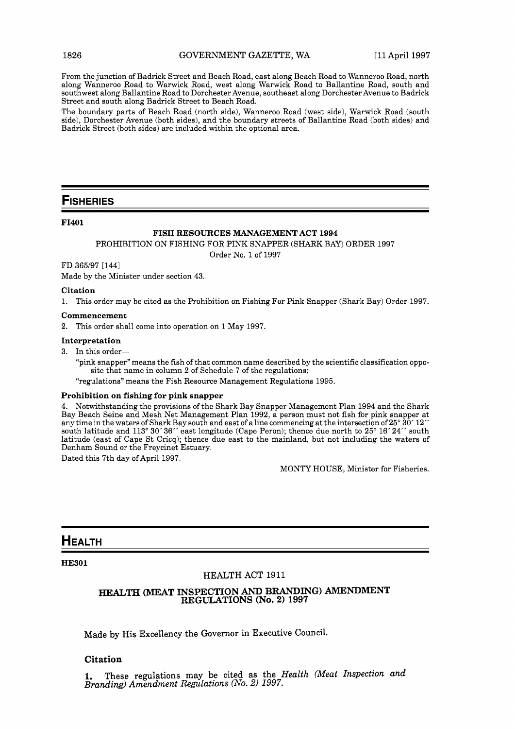From the junction of Badrick Street and Beach Road, east along Beach Road to Wanneroo Road, north along Wanneroo Road to Warwick Road, west along Warwick Road to Ballantine Road, south and southwest along Ballantine Road to Dorchester Avenue, southeast along Dorchester Avenue to Badrick Street and south along Badrick Street to Beach Road.

The boundary parts of Beach Road (north side), Wanneroo Road (west side), Warwick Road (south side), Dorchester Avenue (both sides), and the boundary streets of Ballantine Road (both sides) and Badrick Street (both sides) are included within the optional area.

# FISHERIES

**FI401**

**FISH RESOURCES MANAGEMENT ACT 1994**

PROHIBITION ON FISHING FOR PINK SNAPPER (SHARK BAY) ORDER 1997

Order No. 1 of 1997

FD 365/97 [144]

Made by the Minister under section 43.

**Citation**

1. This order may be cited as the Prohibition on Fishing For Pink Snapper (Shark Bay) Order 1997.

**Commencement**

2. This order shall come into operation on 1 May 1997.

**Interpretation**

3. In this order—

"pink snapper" means the fish of that common name described by the scientific classification opposite that name in column 2 of Schedule 7 of the regulations;

"regulations" means the Fish Resource Management Regulations 1995.

**Prohibition on fishing for pink snapper**

4. Notwithstanding the provisions of the Shark Bay Snapper Management Plan 1994 and the Shark Bay Beach Seine and Mesh Net Management Plan 1992, a person must not fish for pink snapper at any time in the waters of Shark Bay south and east of a line commencing at the intersection of 25° 30′ 12″ south latitude and 113° 30′ 36″ east longitude (Cape Peron); thence due north to 25° 16′ 24″ south latitude (east of Cape St Cricq); thence due east to the mainland, but not including the waters of Denham Sound or the Freycinet Estuary.

Dated this 7th day of April 1997.

MONTY HOUSE, Minister for Fisheries.

# HEALTH

**HE301**

HEALTH ACT 1911

**HEALTH (MEAT INSPECTION AND BRANDING) AMENDMENT REGULATIONS (No. 2) 1997**

Made by His Excellency the Governor in Executive Council.

**Citation**

**1.** These regulations may be cited as the *Health (Meat Inspection and Branding) Amendment Regulations (No. 2) 1997*.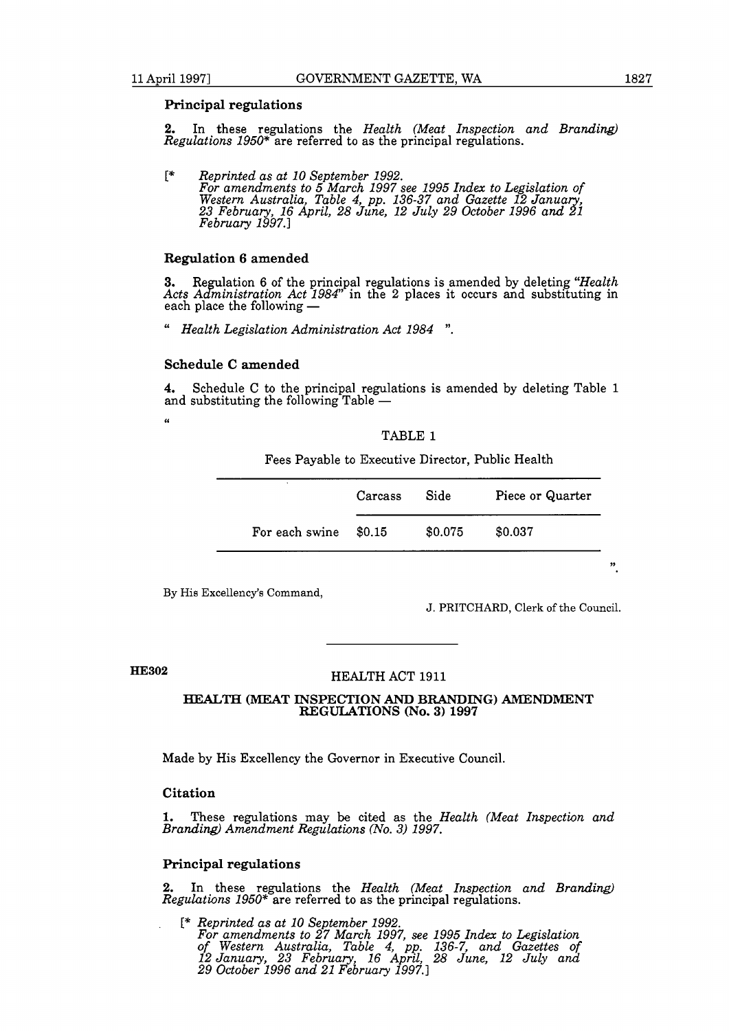### Principal regulations

**2.** In these regulations the *Health (Meat Inspection and Branding) Regulations 1950*\* are referred to as the principal regulations.

[\* *Reprinted as at 10 September 1992.*
*For amendments to 5 March 1997 see 1995 Index to Legislation of Western Australia, Table 4, pp. 136-37 and Gazette 12 January, 23 February, 16 April, 28 June, 12 July 29 October 1996 and 21 February 1997.*]

### Regulation 6 amended

**3.** Regulation 6 of the principal regulations is amended by deleting "*Health Acts Administration Act 1984*" in the 2 places it occurs and substituting in each place the following —

" *Health Legislation Administration Act 1984* ".

### Schedule C amended

**4.** Schedule C to the principal regulations is amended by deleting Table 1 and substituting the following Table —

"

TABLE 1

Fees Payable to Executive Director, Public Health

| | Carcass | Side | Piece or Quarter |
|---|---|---|---|
| For each swine | $0.15 | $0.075 | $0.037 |

".

By His Excellency's Command,

J. PRITCHARD, Clerk of the Council.

---

**HE302**

## HEALTH ACT 1911

## HEALTH (MEAT INSPECTION AND BRANDING) AMENDMENT REGULATIONS (No. 3) 1997

Made by His Excellency the Governor in Executive Council.

### Citation

**1.** These regulations may be cited as the *Health (Meat Inspection and Branding) Amendment Regulations (No. 3) 1997.*

### Principal regulations

**2.** In these regulations the *Health (Meat Inspection and Branding) Regulations 1950*\* are referred to as the principal regulations.

[\* *Reprinted as at 10 September 1992.*
*For amendments to 27 March 1997, see 1995 Index to Legislation of Western Australia, Table 4, pp. 136-7, and Gazettes of 12 January, 23 February, 16 April, 28 June, 12 July and 29 October 1996 and 21 February 1997.*]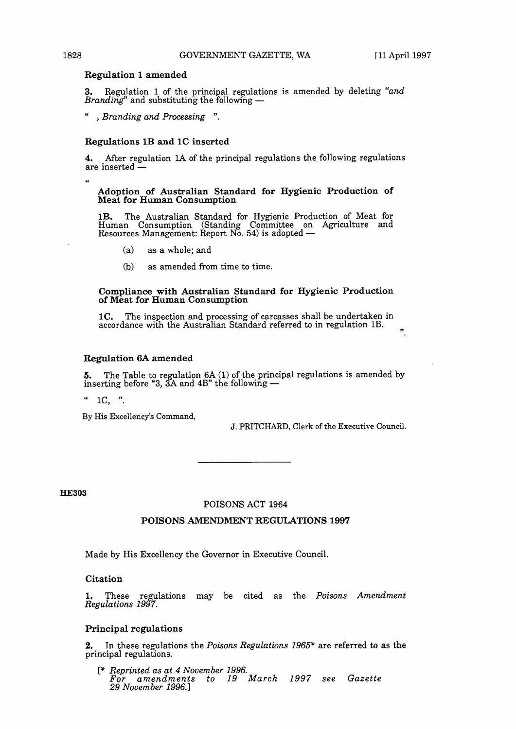### Regulation 1 amended

**3.** Regulation 1 of the principal regulations is amended by deleting *"and Branding"* and substituting the following —

" *, Branding and Processing* ".

### Regulations 1B and 1C inserted

**4.** After regulation 1A of the principal regulations the following regulations are inserted —

"

**Adoption of Australian Standard for Hygienic Production of Meat for Human Consumption**

**1B.** The Australian Standard for Hygienic Production of Meat for Human Consumption (Standing Committee on Agriculture and Resources Management: Report No. 54) is adopted —

(a) as a whole; and

(b) as amended from time to time.

**Compliance with Australian Standard for Hygienic Production of Meat for Human Consumption**

**1C.** The inspection and processing of carcasses shall be undertaken in accordance with the Australian Standard referred to in regulation 1B.

".

### Regulation 6A amended

**5.** The Table to regulation 6A (1) of the principal regulations is amended by inserting before "3, 3A and 4B" the following —

" 1C, ".

By His Excellency's Command,

J. PRITCHARD, Clerk of the Executive Council.

---

**HE303**

## POISONS ACT 1964

## POISONS AMENDMENT REGULATIONS 1997

Made by His Excellency the Governor in Executive Council.

### Citation

**1.** These regulations may be cited as the *Poisons Amendment Regulations 1997*.

### Principal regulations

**2.** In these regulations the *Poisons Regulations 1965** are referred to as the principal regulations.

[* *Reprinted as at 4 November 1996. For amendments to 19 March 1997 see Gazette 29 November 1996.*]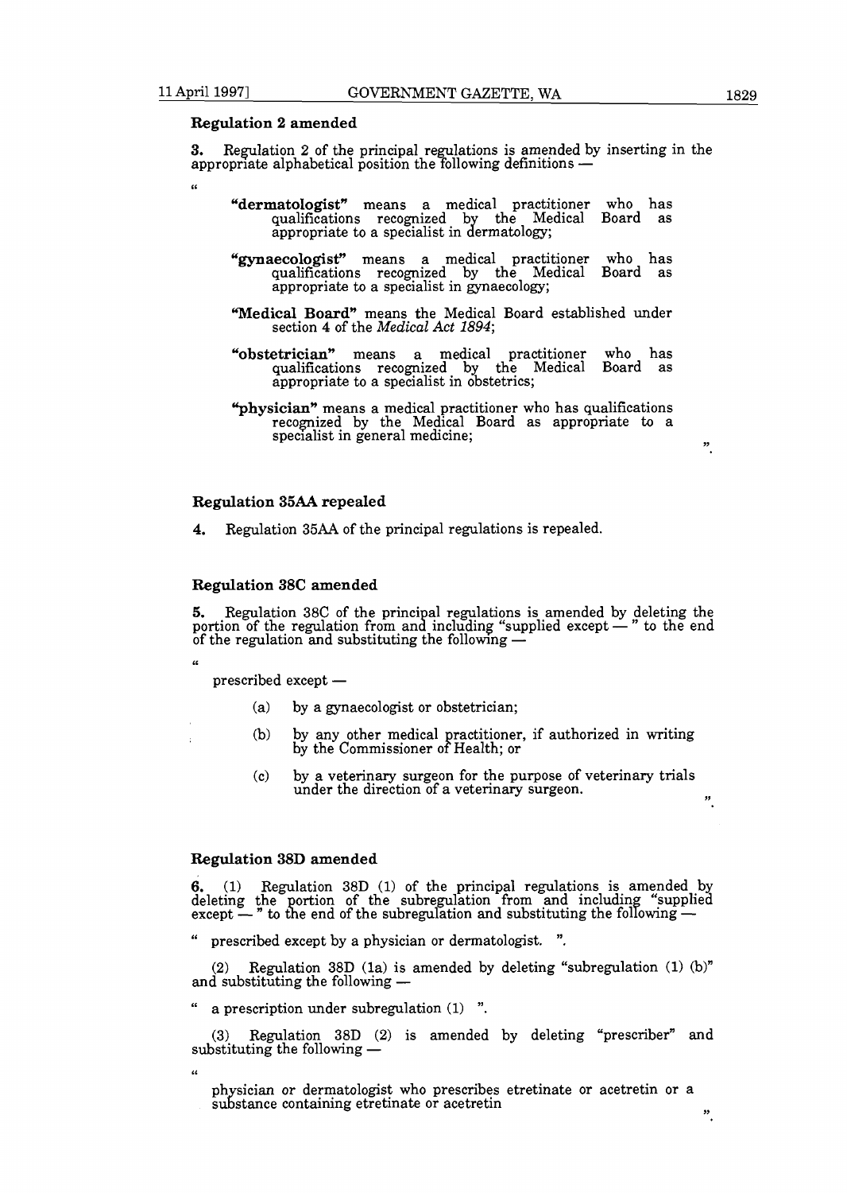### Regulation 2 amended

**3.** Regulation 2 of the principal regulations is amended by inserting in the appropriate alphabetical position the following definitions —

"

> **"dermatologist"** means a medical practitioner who has qualifications recognized by the Medical Board as appropriate to a specialist in dermatology;
>
> **"gynaecologist"** means a medical practitioner who has qualifications recognized by the Medical Board as appropriate to a specialist in gynaecology;
>
> **"Medical Board"** means the Medical Board established under section 4 of the *Medical Act 1894*;
>
> **"obstetrician"** means a medical practitioner who has qualifications recognized by the Medical Board as appropriate to a specialist in obstetrics;
>
> **"physician"** means a medical practitioner who has qualifications recognized by the Medical Board as appropriate to a specialist in general medicine;

".

### Regulation 35AA repealed

**4.** Regulation 35AA of the principal regulations is repealed.

### Regulation 38C amended

**5.** Regulation 38C of the principal regulations is amended by deleting the portion of the regulation from and including "supplied except — " to the end of the regulation and substituting the following —

"

prescribed except —

- (a) by a gynaecologist or obstetrician;
- (b) by any other medical practitioner, if authorized in writing by the Commissioner of Health; or
- (c) by a veterinary surgeon for the purpose of veterinary trials under the direction of a veterinary surgeon.

".

### Regulation 38D amended

**6.** (1) Regulation 38D (1) of the principal regulations is amended by deleting the portion of the subregulation from and including "supplied except — " to the end of the subregulation and substituting the following —

" prescribed except by a physician or dermatologist. ".

(2) Regulation 38D (1a) is amended by deleting "subregulation (1) (b)" and substituting the following —

" a prescription under subregulation (1) ".

(3) Regulation 38D (2) is amended by deleting "prescriber" and substituting the following —

"

physician or dermatologist who prescribes etretinate or acetretin or a substance containing etretinate or acetretin

".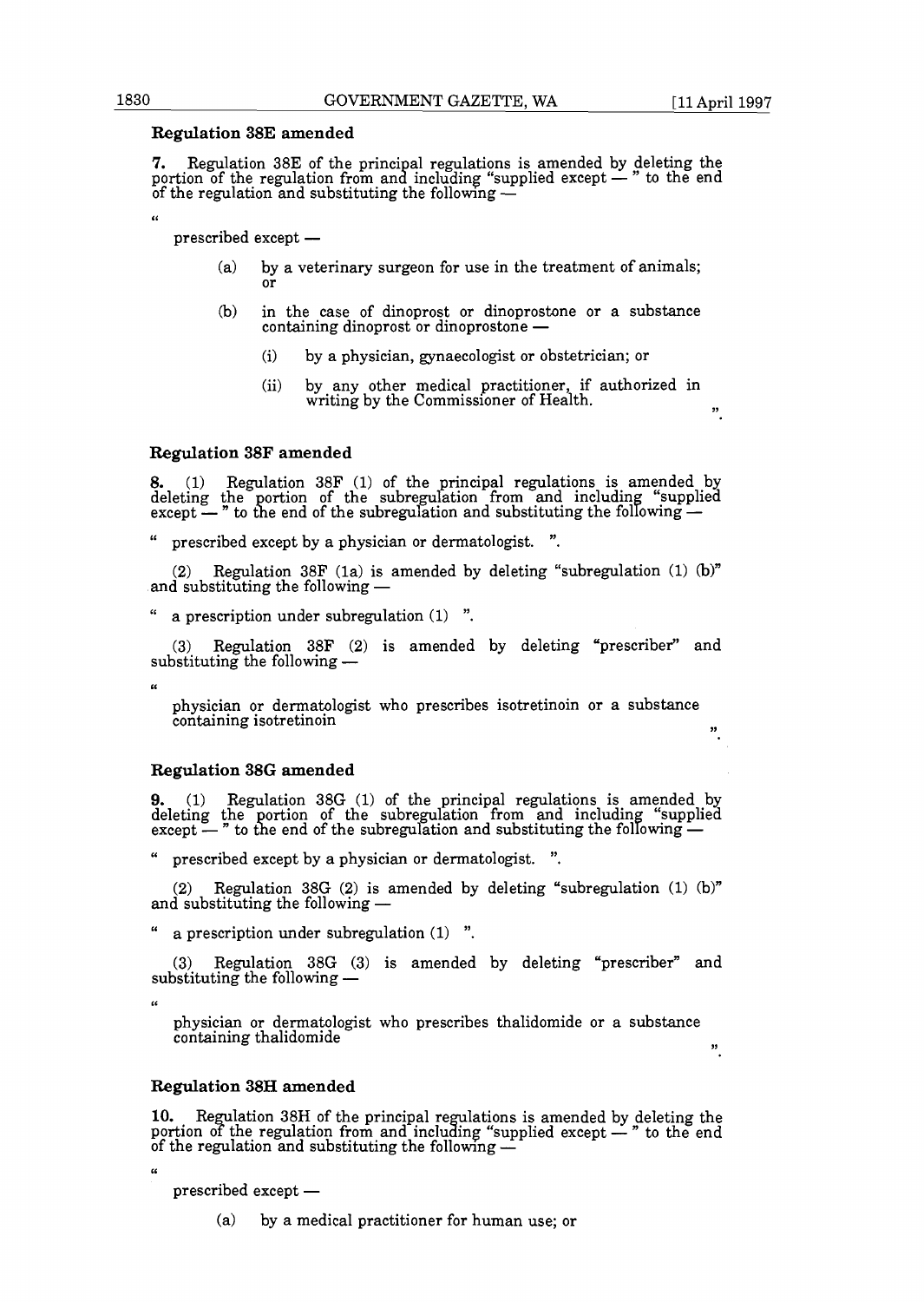### Regulation 38E amended

**7.** Regulation 38E of the principal regulations is amended by deleting the portion of the regulation from and including "supplied except — " to the end of the regulation and substituting the following —

"

prescribed except —

- (a) by a veterinary surgeon for use in the treatment of animals; or
- (b) in the case of dinoprost or dinoprostone or a substance containing dinoprost or dinoprostone —
  - (i) by a physician, gynaecologist or obstetrician; or
  - (ii) by any other medical practitioner, if authorized in writing by the Commissioner of Health.

".

### Regulation 38F amended

**8.** (1) Regulation 38F (1) of the principal regulations is amended by deleting the portion of the subregulation from and including "supplied except — " to the end of the subregulation and substituting the following —

" prescribed except by a physician or dermatologist. ".

(2) Regulation 38F (1a) is amended by deleting "subregulation (1) (b)" and substituting the following —

" a prescription under subregulation (1) ".

(3) Regulation 38F (2) is amended by deleting "prescriber" and substituting the following —

"

physician or dermatologist who prescribes isotretinoin or a substance containing isotretinoin

".

### Regulation 38G amended

**9.** (1) Regulation 38G (1) of the principal regulations is amended by deleting the portion of the subregulation from and including "supplied except — " to the end of the subregulation and substituting the following —

" prescribed except by a physician or dermatologist. ".

(2) Regulation 38G (2) is amended by deleting "subregulation (1) (b)" and substituting the following —

" a prescription under subregulation (1) ".

(3) Regulation 38G (3) is amended by deleting "prescriber" and substituting the following —

"

physician or dermatologist who prescribes thalidomide or a substance containing thalidomide

".

### Regulation 38H amended

**10.** Regulation 38H of the principal regulations is amended by deleting the portion of the regulation from and including "supplied except — " to the end of the regulation and substituting the following —

"

prescribed except —

- (a) by a medical practitioner for human use; or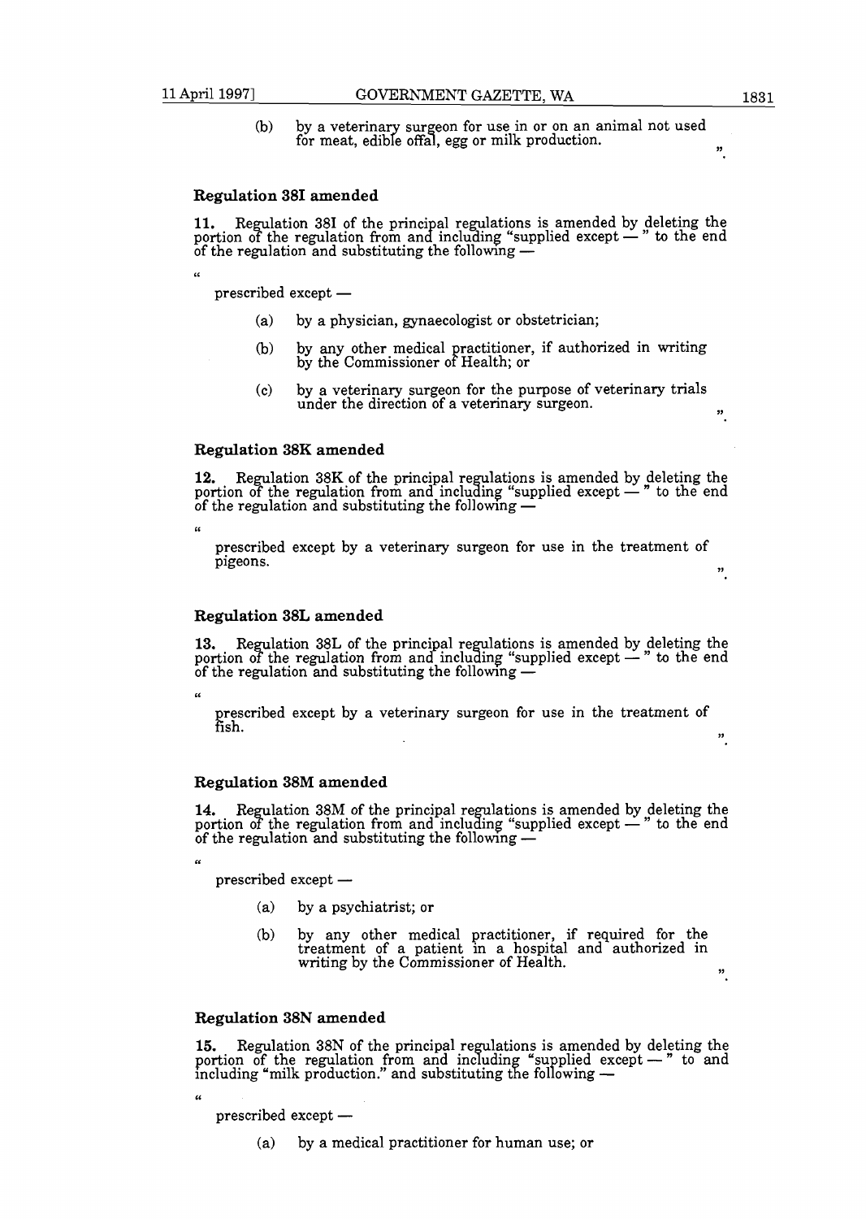(b) by a veterinary surgeon for use in or on an animal not used for meat, edible offal, egg or milk production.

".

### Regulation 38I amended

**11.** Regulation 38I of the principal regulations is amended by deleting the portion of the regulation from and including "supplied except — " to the end of the regulation and substituting the following —

"

prescribed except —

(a) by a physician, gynaecologist or obstetrician;

(b) by any other medical practitioner, if authorized in writing by the Commissioner of Health; or

(c) by a veterinary surgeon for the purpose of veterinary trials under the direction of a veterinary surgeon.

".

### Regulation 38K amended

**12.** Regulation 38K of the principal regulations is amended by deleting the portion of the regulation from and including "supplied except — " to the end of the regulation and substituting the following —

"

prescribed except by a veterinary surgeon for use in the treatment of pigeons.

".

### Regulation 38L amended

**13.** Regulation 38L of the principal regulations is amended by deleting the portion of the regulation from and including "supplied except — " to the end of the regulation and substituting the following —

"

prescribed except by a veterinary surgeon for use in the treatment of fish.

".

### Regulation 38M amended

**14.** Regulation 38M of the principal regulations is amended by deleting the portion of the regulation from and including "supplied except — " to the end of the regulation and substituting the following —

"

prescribed except —

(a) by a psychiatrist; or

(b) by any other medical practitioner, if required for the treatment of a patient in a hospital and authorized in writing by the Commissioner of Health.

".

### Regulation 38N amended

**15.** Regulation 38N of the principal regulations is amended by deleting the portion of the regulation from and including "supplied except — " to and including "milk production." and substituting the following —

"

prescribed except —

(a) by a medical practitioner for human use; or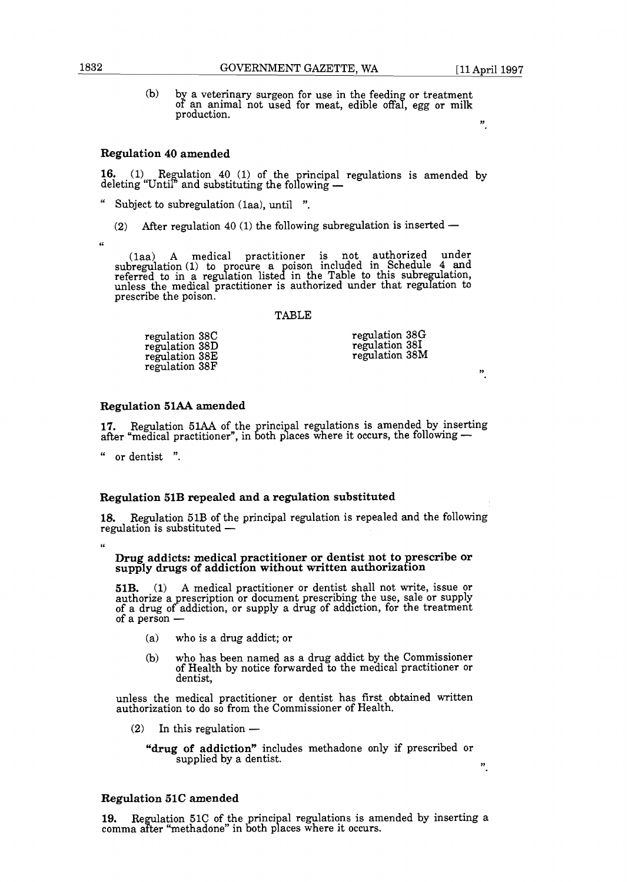(b) by a veterinary surgeon for use in the feeding or treatment of an animal not used for meat, edible offal, egg or milk production.

".

### Regulation 40 amended

**16.** (1) Regulation 40 (1) of the principal regulations is amended by deleting "Until" and substituting the following —

" Subject to subregulation (1aa), until ".

(2) After regulation 40 (1) the following subregulation is inserted —

"

(1aa) A medical practitioner is not authorized under subregulation (1) to procure a poison included in Schedule 4 and referred to in a regulation listed in the Table to this subregulation, unless the medical practitioner is authorized under that regulation to prescribe the poison.

TABLE

| | |
|---|---|
| regulation 38C | regulation 38G |
| regulation 38D | regulation 38I |
| regulation 38E | regulation 38M |
| regulation 38F | |

".

### Regulation 51AA amended

**17.** Regulation 51AA of the principal regulations is amended by inserting after "medical practitioner", in both places where it occurs, the following —

" or dentist ".

### Regulation 51B repealed and a regulation substituted

**18.** Regulation 51B of the principal regulation is repealed and the following regulation is substituted —

"

**Drug addicts: medical practitioner or dentist not to prescribe or supply drugs of addiction without written authorization**

**51B.** (1) A medical practitioner or dentist shall not write, issue or authorize a prescription or document prescribing the use, sale or supply of a drug of addiction, or supply a drug of addiction, for the treatment of a person —

(a) who is a drug addict; or

(b) who has been named as a drug addict by the Commissioner of Health by notice forwarded to the medical practitioner or dentist,

unless the medical practitioner or dentist has first obtained written authorization to do so from the Commissioner of Health.

(2) In this regulation —

**"drug of addiction"** includes methadone only if prescribed or supplied by a dentist.

".

### Regulation 51C amended

**19.** Regulation 51C of the principal regulations is amended by inserting a comma after "methadone" in both places where it occurs.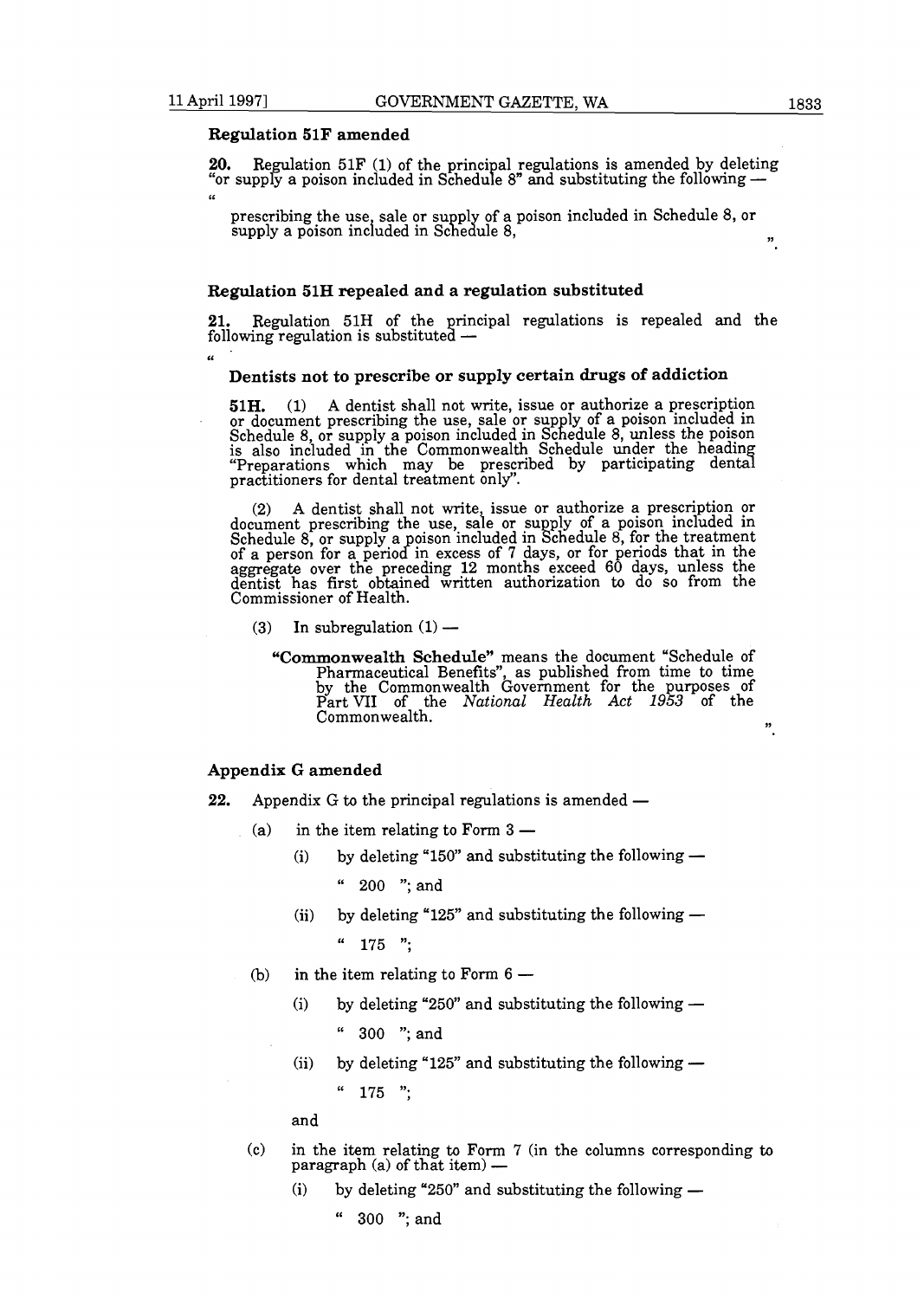### Regulation 51F amended

**20.** Regulation 51F (1) of the principal regulations is amended by deleting "or supply a poison included in Schedule 8" and substituting the following —

"

prescribing the use, sale or supply of a poison included in Schedule 8, or supply a poison included in Schedule 8,

".

### Regulation 51H repealed and a regulation substituted

**21.** Regulation 51H of the principal regulations is repealed and the following regulation is substituted —

"

**Dentists not to prescribe or supply certain drugs of addiction**

**51H.** (1) A dentist shall not write, issue or authorize a prescription or document prescribing the use, sale or supply of a poison included in Schedule 8, or supply a poison included in Schedule 8, unless the poison is also included in the Commonwealth Schedule under the heading "Preparations which may be prescribed by participating dental practitioners for dental treatment only".

(2) A dentist shall not write, issue or authorize a prescription or document prescribing the use, sale or supply of a poison included in Schedule 8, or supply a poison included in Schedule 8, for the treatment of a person for a period in excess of 7 days, or for periods that in the aggregate over the preceding 12 months exceed 60 days, unless the dentist has first obtained written authorization to do so from the Commissioner of Health.

(3) In subregulation (1) —

**"Commonwealth Schedule"** means the document "Schedule of Pharmaceutical Benefits", as published from time to time by the Commonwealth Government for the purposes of Part VII of the *National Health Act 1953* of the Commonwealth.

".

### Appendix G amended

**22.** Appendix G to the principal regulations is amended —

- (a) in the item relating to Form 3 —
  - (i) by deleting "150" and substituting the following —

    " 200 "; and
  - (ii) by deleting "125" and substituting the following —

    " 175 ";
- (b) in the item relating to Form 6 —
  - (i) by deleting "250" and substituting the following —

    " 300 "; and
  - (ii) by deleting "125" and substituting the following —

    " 175 ";

  and
- (c) in the item relating to Form 7 (in the columns corresponding to paragraph (a) of that item) —
  - (i) by deleting "250" and substituting the following —

    " 300 "; and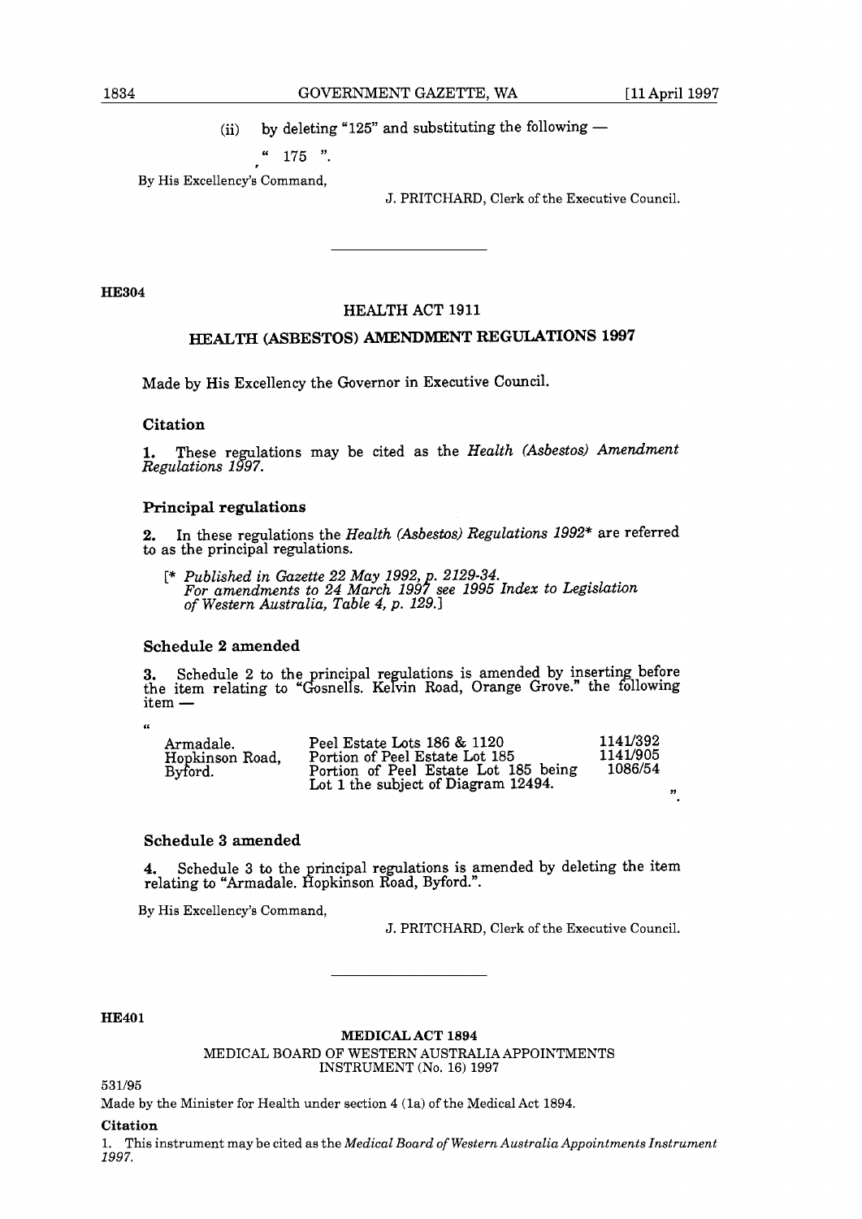(ii) by deleting "125" and substituting the following —

" 175 ".

By His Excellency's Command,

J. PRITCHARD, Clerk of the Executive Council.

---

**HE304**

## HEALTH ACT 1911

## HEALTH (ASBESTOS) AMENDMENT REGULATIONS 1997

Made by His Excellency the Governor in Executive Council.

### Citation

**1.** These regulations may be cited as the *Health (Asbestos) Amendment Regulations 1997.*

### Principal regulations

**2.** In these regulations the *Health (Asbestos) Regulations 1992** are referred to as the principal regulations.

[* *Published in Gazette 22 May 1992, p. 2129-34. For amendments to 24 March 1997 see 1995 Index to Legislation of Western Australia, Table 4, p. 129.*]

### Schedule 2 amended

**3.** Schedule 2 to the principal regulations is amended by inserting before the item relating to "Gosnells. Kelvin Road, Orange Grove." the following item —

"

| | | |
|---|---|---|
| Armadale. Hopkinson Road, Byford. | Peel Estate Lots 186 & 1120 | 1141/392 |
| | Portion of Peel Estate Lot 185 | 1141/905 |
| | Portion of Peel Estate Lot 185 being Lot 1 the subject of Diagram 12494. | 1086/54 |

".

### Schedule 3 amended

**4.** Schedule 3 to the principal regulations is amended by deleting the item relating to "Armadale. Hopkinson Road, Byford.".

By His Excellency's Command,

J. PRITCHARD, Clerk of the Executive Council.

---

**HE401**

## MEDICAL ACT 1894

MEDICAL BOARD OF WESTERN AUSTRALIA APPOINTMENTS INSTRUMENT (No. 16) 1997

531/95

Made by the Minister for Health under section 4 (1a) of the Medical Act 1894.

### Citation

1. This instrument may be cited as the *Medical Board of Western Australia Appointments Instrument 1997.*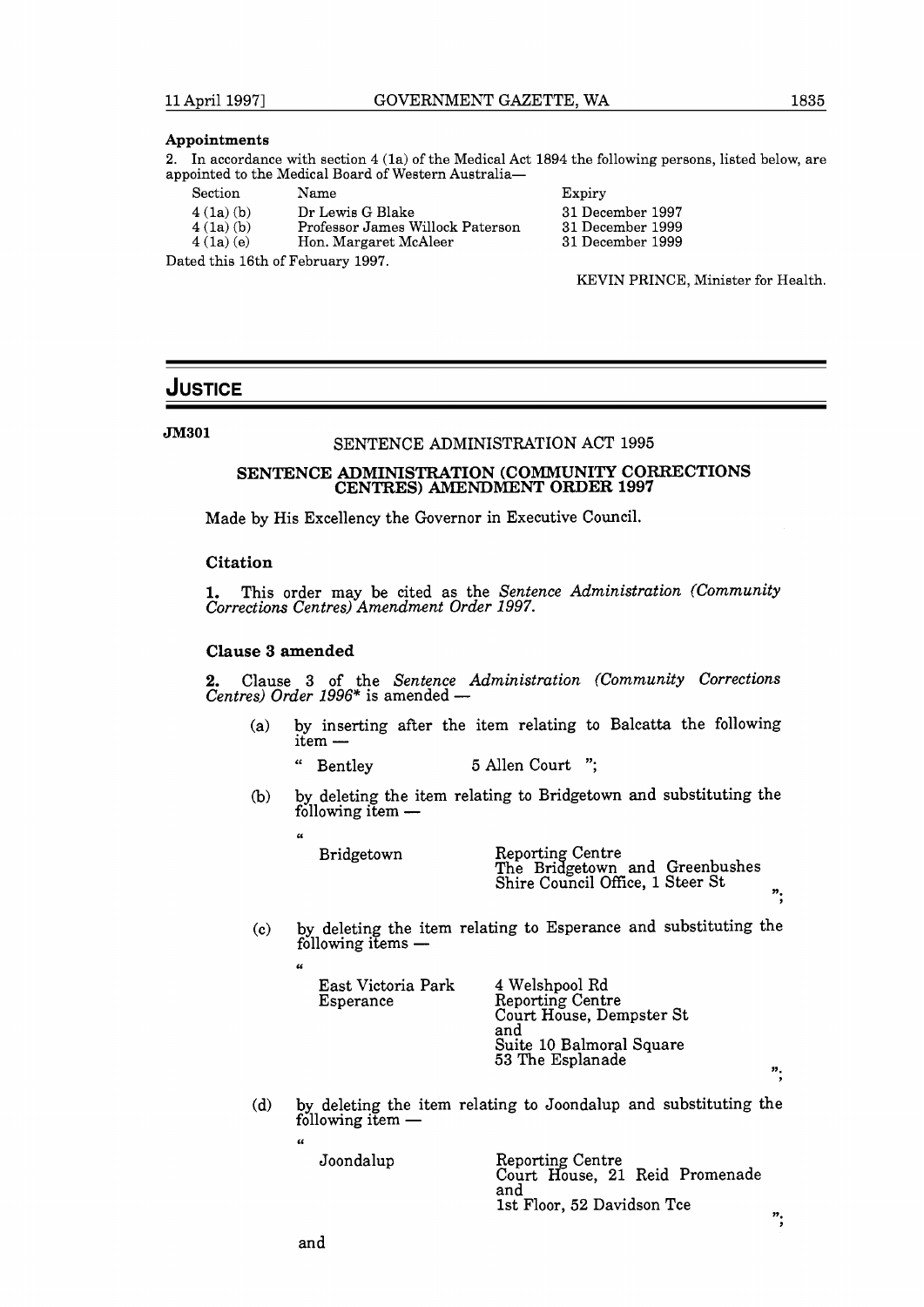#### Appointments

2. In accordance with section 4 (1a) of the Medical Act 1894 the following persons, listed below, are appointed to the Medical Board of Western Australia—

| Section | Name | Expiry |
|---|---|---|
| 4 (1a) (b) | Dr Lewis G Blake | 31 December 1997 |
| 4 (1a) (b) | Professor James Willock Paterson | 31 December 1999 |
| 4 (1a) (e) | Hon. Margaret McAleer | 31 December 1999 |

Dated this 16th of February 1997.

KEVIN PRINCE, Minister for Health.

## JUSTICE

**JM301**

SENTENCE ADMINISTRATION ACT 1995

### SENTENCE ADMINISTRATION (COMMUNITY CORRECTIONS CENTRES) AMENDMENT ORDER 1997

Made by His Excellency the Governor in Executive Council.

#### Citation

**1.** This order may be cited as the *Sentence Administration (Community Corrections Centres) Amendment Order 1997.*

#### Clause 3 amended

**2.** Clause 3 of the *Sentence Administration (Community Corrections Centres) Order 1996** is amended —

(a) by inserting after the item relating to Balcatta the following item —

" Bentley 5 Allen Court ";

(b) by deleting the item relating to Bridgetown and substituting the following item —

"

| | |
|---|---|
| Bridgetown | Reporting Centre<br>The Bridgetown and Greenbushes Shire Council Office, 1 Steer St |

";

(c) by deleting the item relating to Esperance and substituting the following items —

"

| | |
|---|---|
| East Victoria Park | 4 Welshpool Rd |
| Esperance | Reporting Centre<br>Court House, Dempster St<br>and<br>Suite 10 Balmoral Square<br>53 The Esplanade |

";

(d) by deleting the item relating to Joondalup and substituting the following item —

"

| | |
|---|---|
| Joondalup | Reporting Centre<br>Court House, 21 Reid Promenade<br>and<br>1st Floor, 52 Davidson Tce |

";

and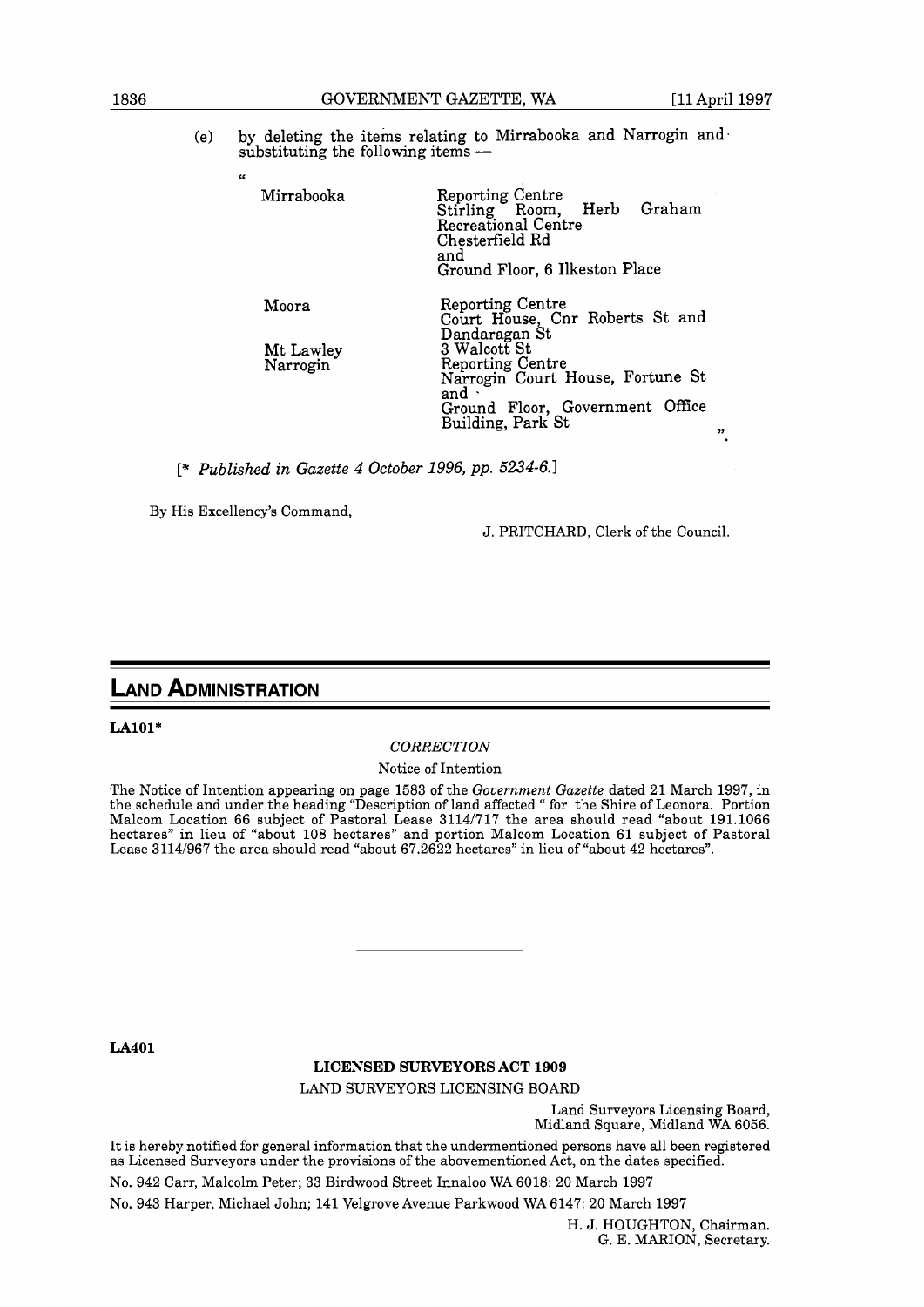(e) by deleting the items relating to Mirrabooka and Narrogin and substituting the following items —

"

| | |
|---|---|
| Mirrabooka | Reporting Centre<br>Stirling Room, Herb Graham Recreational Centre<br>Chesterfield Rd<br>and<br>Ground Floor, 6 Ilkeston Place |
| Moora | Reporting Centre<br>Court House, Cnr Roberts St and Dandaragan St |
| Mt Lawley | 3 Walcott St |
| Narrogin | Reporting Centre<br>Narrogin Court House, Fortune St<br>and<br>Ground Floor, Government Office Building, Park St |

".

[* *Published in Gazette 4 October 1996, pp. 5234-6.*]

By His Excellency's Command,

J. PRITCHARD, Clerk of the Council.

# LAND ADMINISTRATION

**LA101***

*CORRECTION*

Notice of Intention

The Notice of Intention appearing on page 1583 of the *Government Gazette* dated 21 March 1997, in the schedule and under the heading "Description of land affected " for the Shire of Leonora. Portion Malcom Location 66 subject of Pastoral Lease 3114/717 the area should read "about 191.1066 hectares" in lieu of "about 108 hectares" and portion Malcom Location 61 subject of Pastoral Lease 3114/967 the area should read "about 67.2622 hectares" in lieu of "about 42 hectares".

---

**LA401**

**LICENSED SURVEYORS ACT 1909**

LAND SURVEYORS LICENSING BOARD

Land Surveyors Licensing Board,
Midland Square, Midland WA 6056.

It is hereby notified for general information that the undermentioned persons have all been registered as Licensed Surveyors under the provisions of the abovementioned Act, on the dates specified.

No. 942 Carr, Malcolm Peter; 33 Birdwood Street Innaloo WA 6018: 20 March 1997

No. 943 Harper, Michael John; 141 Velgrove Avenue Parkwood WA 6147: 20 March 1997

H. J. HOUGHTON, Chairman.
G. E. MARION, Secretary.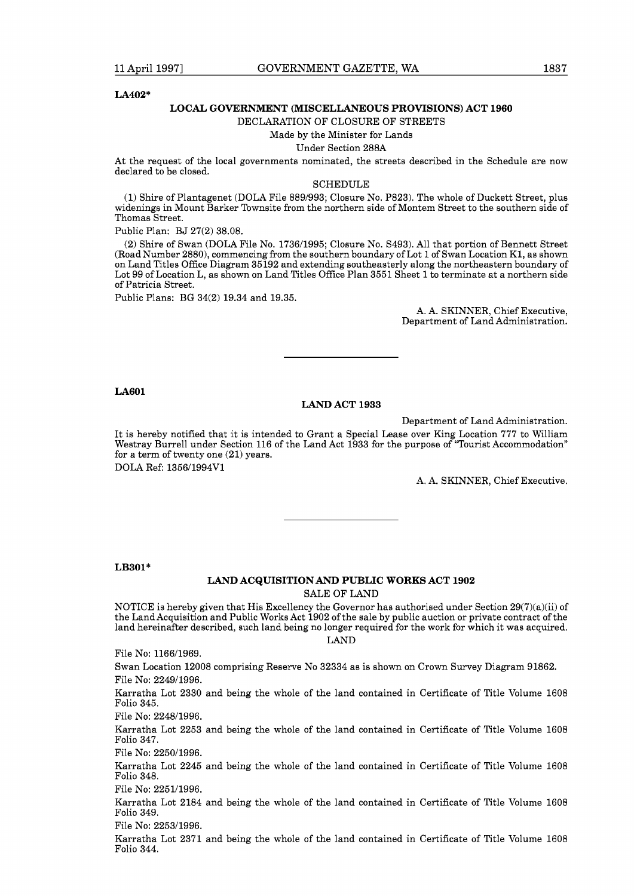LA402*

## LOCAL GOVERNMENT (MISCELLANEOUS PROVISIONS) ACT 1960

DECLARATION OF CLOSURE OF STREETS

Made by the Minister for Lands

Under Section 288A

At the request of the local governments nominated, the streets described in the Schedule are now declared to be closed.

SCHEDULE

(1) Shire of Plantagenet (DOLA File 889/993; Closure No. P823). The whole of Duckett Street, plus widenings in Mount Barker Townsite from the northern side of Montem Street to the southern side of Thomas Street.

Public Plan: BJ 27(2) 38.08.

(2) Shire of Swan (DOLA File No. 1736/1995; Closure No. S493). All that portion of Bennett Street (Road Number 2880), commencing from the southern boundary of Lot 1 of Swan Location K1, as shown on Land Titles Office Diagram 35192 and extending southeasterly along the northeastern boundary of Lot 99 of Location L, as shown on Land Titles Office Plan 3551 Sheet 1 to terminate at a northern side of Patricia Street.

Public Plans: BG 34(2) 19.34 and 19.35.

A. A. SKINNER, Chief Executive,
Department of Land Administration.

---

**LA601**

## LAND ACT 1933

Department of Land Administration.

It is hereby notified that it is intended to Grant a Special Lease over King Location 777 to William Westray Burrell under Section 116 of the Land Act 1933 for the purpose of "Tourist Accommodation" for a term of twenty one (21) years.

DOLA Ref: 1356/1994V1

A. A. SKINNER, Chief Executive.

---

**LB301***

## LAND ACQUISITION AND PUBLIC WORKS ACT 1902

SALE OF LAND

NOTICE is hereby given that His Excellency the Governor has authorised under Section 29(7)(a)(ii) of the Land Acquisition and Public Works Act 1902 of the sale by public auction or private contract of the land hereinafter described, such land being no longer required for the work for which it was acquired.

LAND

File No: 1166/1969.

Swan Location 12008 comprising Reserve No 32334 as is shown on Crown Survey Diagram 91862.

File No: 2249/1996.

Karratha Lot 2330 and being the whole of the land contained in Certificate of Title Volume 1608 Folio 345.

File No: 2248/1996.

Karratha Lot 2253 and being the whole of the land contained in Certificate of Title Volume 1608 Folio 347.

File No: 2250/1996.

Karratha Lot 2245 and being the whole of the land contained in Certificate of Title Volume 1608 Folio 348.

File No: 2251/1996.

Karratha Lot 2184 and being the whole of the land contained in Certificate of Title Volume 1608 Folio 349.

File No: 2253/1996.

Karratha Lot 2371 and being the whole of the land contained in Certificate of Title Volume 1608 Folio 344.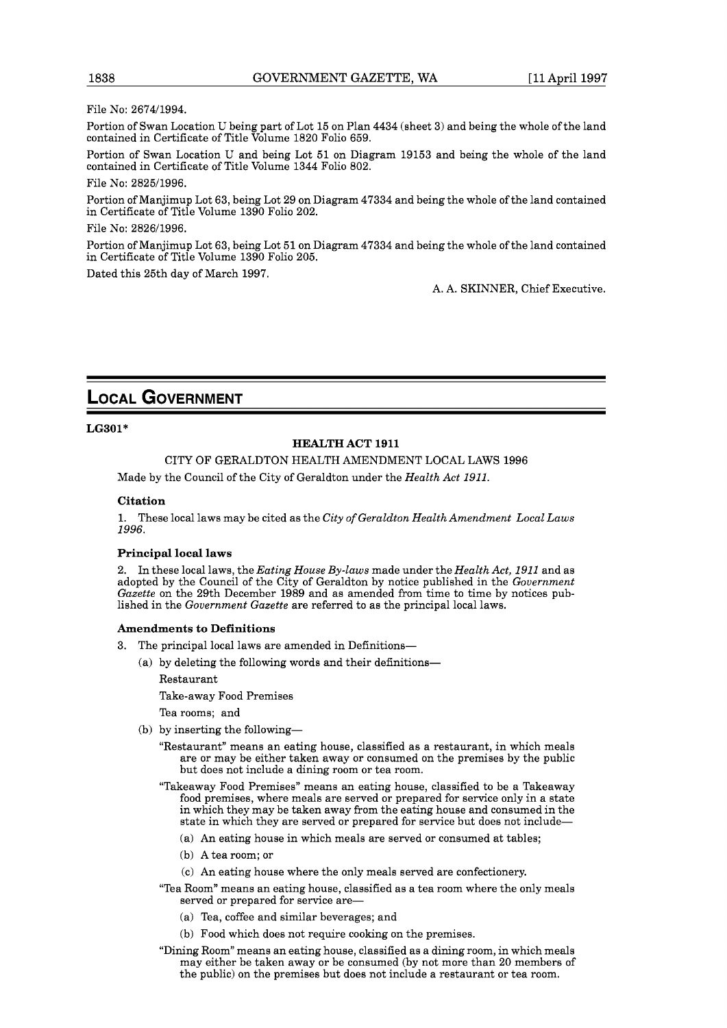File No: 2674/1994.

Portion of Swan Location U being part of Lot 15 on Plan 4434 (sheet 3) and being the whole of the land contained in Certificate of Title Volume 1820 Folio 659.

Portion of Swan Location U and being Lot 51 on Diagram 19153 and being the whole of the land contained in Certificate of Title Volume 1344 Folio 802.

File No: 2825/1996.

Portion of Manjimup Lot 63, being Lot 29 on Diagram 47334 and being the whole of the land contained in Certificate of Title Volume 1390 Folio 202.

File No: 2826/1996.

Portion of Manjimup Lot 63, being Lot 51 on Diagram 47334 and being the whole of the land contained in Certificate of Title Volume 1390 Folio 205.

Dated this 25th day of March 1997.

A. A. SKINNER, Chief Executive.

# LOCAL GOVERNMENT

**LG301***

**HEALTH ACT 1911**

CITY OF GERALDTON HEALTH AMENDMENT LOCAL LAWS 1996

Made by the Council of the City of Geraldton under the *Health Act 1911*.

### Citation

1. These local laws may be cited as the *City of Geraldton Health Amendment Local Laws 1996*.

### Principal local laws

2. In these local laws, the *Eating House By-laws* made under the *Health Act, 1911* and as adopted by the Council of the City of Geraldton by notice published in the *Government Gazette* on the 29th December 1989 and as amended from time to time by notices published in the *Government Gazette* are referred to as the principal local laws.

### Amendments to Definitions

3. The principal local laws are amended in Definitions—

   (a) by deleting the following words and their definitions—

   Restaurant

   Take-away Food Premises

   Tea rooms; and

   (b) by inserting the following—

   "Restaurant" means an eating house, classified as a restaurant, in which meals are or may be either taken away or consumed on the premises by the public but does not include a dining room or tea room.

   "Takeaway Food Premises" means an eating house, classified to be a Takeaway food premises, where meals are served or prepared for service only in a state in which they may be taken away from the eating house and consumed in the state in which they are served or prepared for service but does not include—

   (a) An eating house in which meals are served or consumed at tables;

   (b) A tea room; or

   (c) An eating house where the only meals served are confectionery.

   "Tea Room" means an eating house, classified as a tea room where the only meals served or prepared for service are—

   (a) Tea, coffee and similar beverages; and

   (b) Food which does not require cooking on the premises.

   "Dining Room" means an eating house, classified as a dining room, in which meals may either be taken away or be consumed (by not more than 20 members of the public) on the premises but does not include a restaurant or tea room.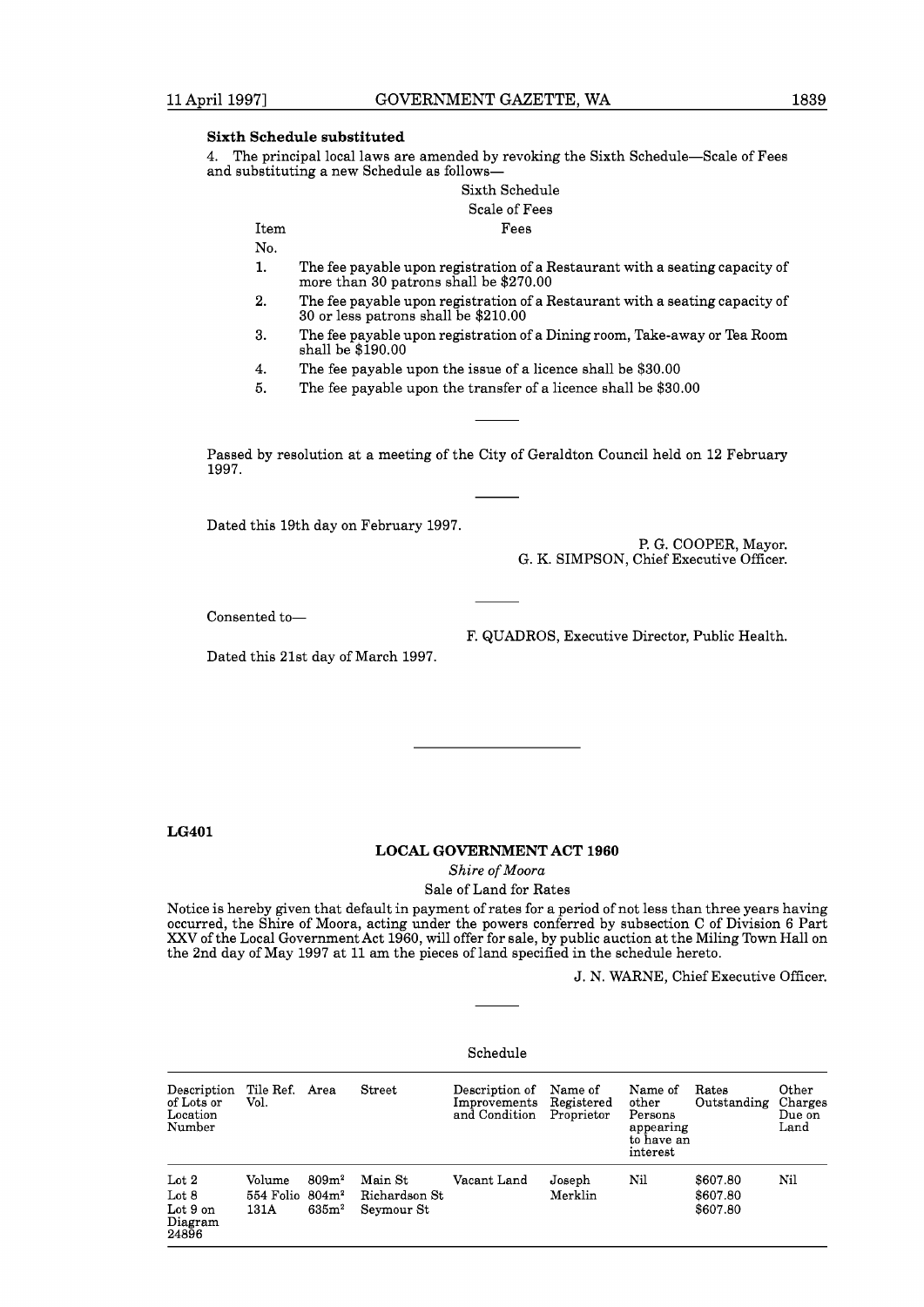### Sixth Schedule substituted

4. The principal local laws are amended by revoking the Sixth Schedule—Scale of Fees and substituting a new Schedule as follows—

Sixth Schedule

Scale of Fees

| Item No. | Fees |
|---|---|
| 1. | The fee payable upon registration of a Restaurant with a seating capacity of more than 30 patrons shall be $270.00 |
| 2. | The fee payable upon registration of a Restaurant with a seating capacity of 30 or less patrons shall be $210.00 |
| 3. | The fee payable upon registration of a Dining room, Take-away or Tea Room shall be $190.00 |
| 4. | The fee payable upon the issue of a licence shall be $30.00 |
| 5. | The fee payable upon the transfer of a licence shall be $30.00 |

---

Passed by resolution at a meeting of the City of Geraldton Council held on 12 February 1997.

---

Dated this 19th day on February 1997.

P. G. COOPER, Mayor.
G. K. SIMPSON, Chief Executive Officer.

---

Consented to—

F. QUADROS, Executive Director, Public Health.

Dated this 21st day of March 1997.

---

**LG401**

## LOCAL GOVERNMENT ACT 1960

*Shire of Moora*

Sale of Land for Rates

Notice is hereby given that default in payment of rates for a period of not less than three years having occurred, the Shire of Moora, acting under the powers conferred by subsection C of Division 6 Part XXV of the Local Government Act 1960, will offer for sale, by public auction at the Miling Town Hall on the 2nd day of May 1997 at 11 am the pieces of land specified in the schedule hereto.

J. N. WARNE, Chief Executive Officer.

---

Schedule

| Description of Lots or Location Number | Tile Ref. Vol. | Area | Street | Description of Improvements and Condition | Name of Registered Proprietor | Name of other Persons appearing to have an interest | Rates Outstanding | Other Charges Due on Land |
|---|---|---|---|---|---|---|---|---|
| Lot 2<br>Lot 8<br>Lot 9 on Diagram 24896 | Volume 554 Folio 131A | 809m²<br>804m²<br>635m² | Main St<br>Richardson St<br>Seymour St | Vacant Land | Joseph Merklin | Nil | $607.80<br>$607.80<br>$607.80 | Nil |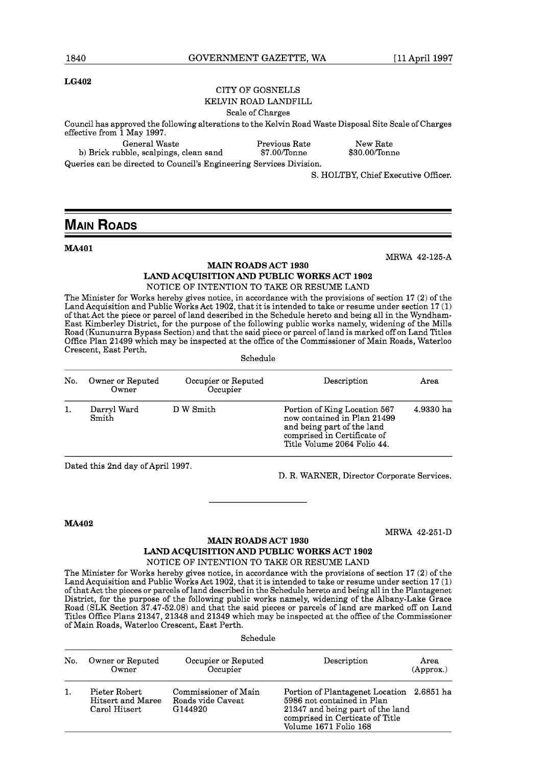**LG402**

CITY OF GOSNELLS

KELVIN ROAD LANDFILL

Scale of Charges

Council has approved the following alterations to the Kelvin Road Waste Disposal Site Scale of Charges effective from 1 May 1997.

| General Waste | Previous Rate | New Rate |
|---|---|---|
| b) Brick rubble, scalpings, clean sand | $7.00/Tonne | $30.00/Tonne |

Queries can be directed to Council's Engineering Services Division.

S. HOLTBY, Chief Executive Officer.

# MAIN ROADS

**MA401**

MRWA 42-125-A

**MAIN ROADS ACT 1930**
**LAND ACQUISITION AND PUBLIC WORKS ACT 1902**
NOTICE OF INTENTION TO TAKE OR RESUME LAND

The Minister for Works hereby gives notice, in accordance with the provisions of section 17 (2) of the Land Acquisition and Public Works Act 1902, that it is intended to take or resume under section 17 (1) of that Act the piece or parcel of land described in the Schedule hereto and being all in the Wyndham-East Kimberley District, for the purpose of the following public works namely, widening of the Mills Road (Kununurra Bypass Section) and that the said piece or parcel of land is marked off on Land Titles Office Plan 21499 which may be inspected at the office of the Commissioner of Main Roads, Waterloo Crescent, East Perth.

Schedule

| No. | Owner or Reputed Owner | Occupier or Reputed Occupier | Description | Area |
|---|---|---|---|---|
| 1. | Darryl Ward Smith | D W Smith | Portion of King Location 567 now contained in Plan 21499 and being part of the land comprised in Certificate of Title Volume 2064 Folio 44. | 4.9330 ha |

Dated this 2nd day of April 1997.

D. R. WARNER, Director Corporate Services.

---

**MA402**

MRWA 42-251-D

**MAIN ROADS ACT 1930**
**LAND ACQUISITION AND PUBLIC WORKS ACT 1902**
NOTICE OF INTENTION TO TAKE OR RESUME LAND

The Minister for Works hereby gives notice, in accordance with the provisions of section 17 (2) of the Land Acquisition and Public Works Act 1902, that it is intended to take or resume under section 17 (1) of that Act the pieces or parcels of land described in the Schedule hereto and being all in the Plantagenet District, for the purpose of the following public works namely, widening of the Albany-Lake Grace Road (SLK Section 37.47-52.08) and that the said pieces or parcels of land are marked off on Land Titles Office Plans 21347, 21348 and 21349 which may be inspected at the office of the Commissioner of Main Roads, Waterloo Crescent, East Perth.

Schedule

| No. | Owner or Reputed Owner | Occupier or Reputed Occupier | Description | Area (Approx.) |
|---|---|---|---|---|
| 1. | Pieter Robert Hitsert and Maree Carol Hitsert | Commissioner of Main Roads vide Caveat G144920 | Portion of Plantagenet Location 5986 not contained in Plan 21347 and being part of the land comprised in Certicate of Title Volume 1671 Folio 168 | 2.6851 ha |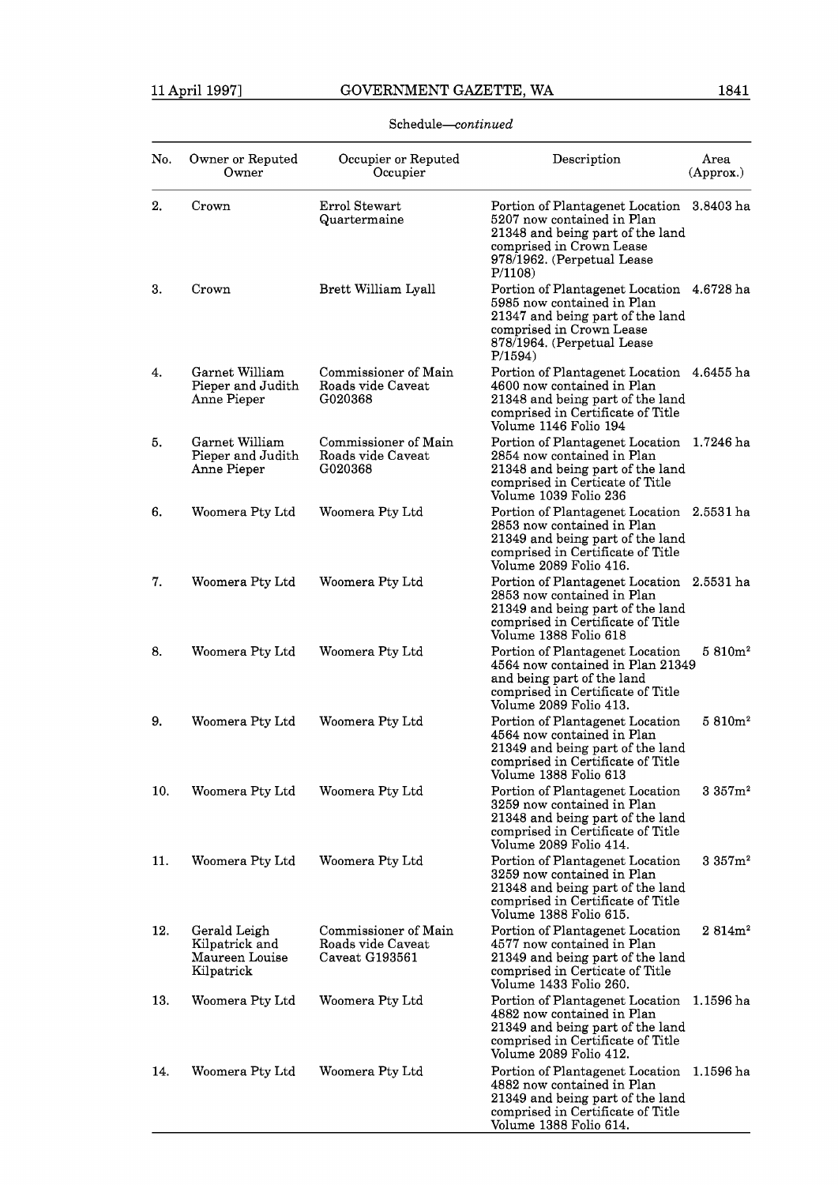Schedule—*continued*

| No. | Owner or Reputed Owner | Occupier or Reputed Occupier | Description | Area (Approx.) |
|---|---|---|---|---|
| 2. | Crown | Errol Stewart Quartermaine | Portion of Plantagenet Location 5207 now contained in Plan 21348 and being part of the land comprised in Crown Lease 978/1962. (Perpetual Lease P/1108) | 3.8403 ha |
| 3. | Crown | Brett William Lyall | Portion of Plantagenet Location 5985 now contained in Plan 21347 and being part of the land comprised in Crown Lease 878/1964. (Perpetual Lease P/1594) | 4.6728 ha |
| 4. | Garnet William Pieper and Judith Anne Pieper | Commissioner of Main Roads vide Caveat G020368 | Portion of Plantagenet Location 4600 now contained in Plan 21348 and being part of the land comprised in Certificate of Title Volume 1146 Folio 194 | 4.6455 ha |
| 5. | Garnet William Pieper and Judith Anne Pieper | Commissioner of Main Roads vide Caveat G020368 | Portion of Plantagenet Location 2854 now contained in Plan 21348 and being part of the land comprised in Certicate of Title Volume 1039 Folio 236 | 1.7246 ha |
| 6. | Woomera Pty Ltd | Woomera Pty Ltd | Portion of Plantagenet Location 2853 now contained in Plan 21349 and being part of the land comprised in Certificate of Title Volume 2089 Folio 416. | 2.5531 ha |
| 7. | Woomera Pty Ltd | Woomera Pty Ltd | Portion of Plantagenet Location 2853 now contained in Plan 21349 and being part of the land comprised in Certificate of Title Volume 1388 Folio 618 | 2.5531 ha |
| 8. | Woomera Pty Ltd | Woomera Pty Ltd | Portion of Plantagenet Location 4564 now contained in Plan 21349 and being part of the land comprised in Certificate of Title Volume 2089 Folio 413. | 5 810m² |
| 9. | Woomera Pty Ltd | Woomera Pty Ltd | Portion of Plantagenet Location 4564 now contained in Plan 21349 and being part of the land comprised in Certificate of Title Volume 1388 Folio 613 | 5 810m² |
| 10. | Woomera Pty Ltd | Woomera Pty Ltd | Portion of Plantagenet Location 3259 now contained in Plan 21348 and being part of the land comprised in Certificate of Title Volume 2089 Folio 414. | 3 357m² |
| 11. | Woomera Pty Ltd | Woomera Pty Ltd | Portion of Plantagenet Location 3259 now contained in Plan 21348 and being part of the land comprised in Certificate of Title Volume 1388 Folio 615. | 3 357m² |
| 12. | Gerald Leigh Kilpatrick and Maureen Louise Kilpatrick | Commissioner of Main Roads vide Caveat Caveat G193561 | Portion of Plantagenet Location 4577 now contained in Plan 21349 and being part of the land comprised in Certicate of Title Volume 1433 Folio 260. | 2 814m² |
| 13. | Woomera Pty Ltd | Woomera Pty Ltd | Portion of Plantagenet Location 4882 now contained in Plan 21349 and being part of the land comprised in Certificate of Title Volume 2089 Folio 412. | 1.1596 ha |
| 14. | Woomera Pty Ltd | Woomera Pty Ltd | Portion of Plantagenet Location 4882 now contained in Plan 21349 and being part of the land comprised in Certificate of Title Volume 1388 Folio 614. | 1.1596 ha |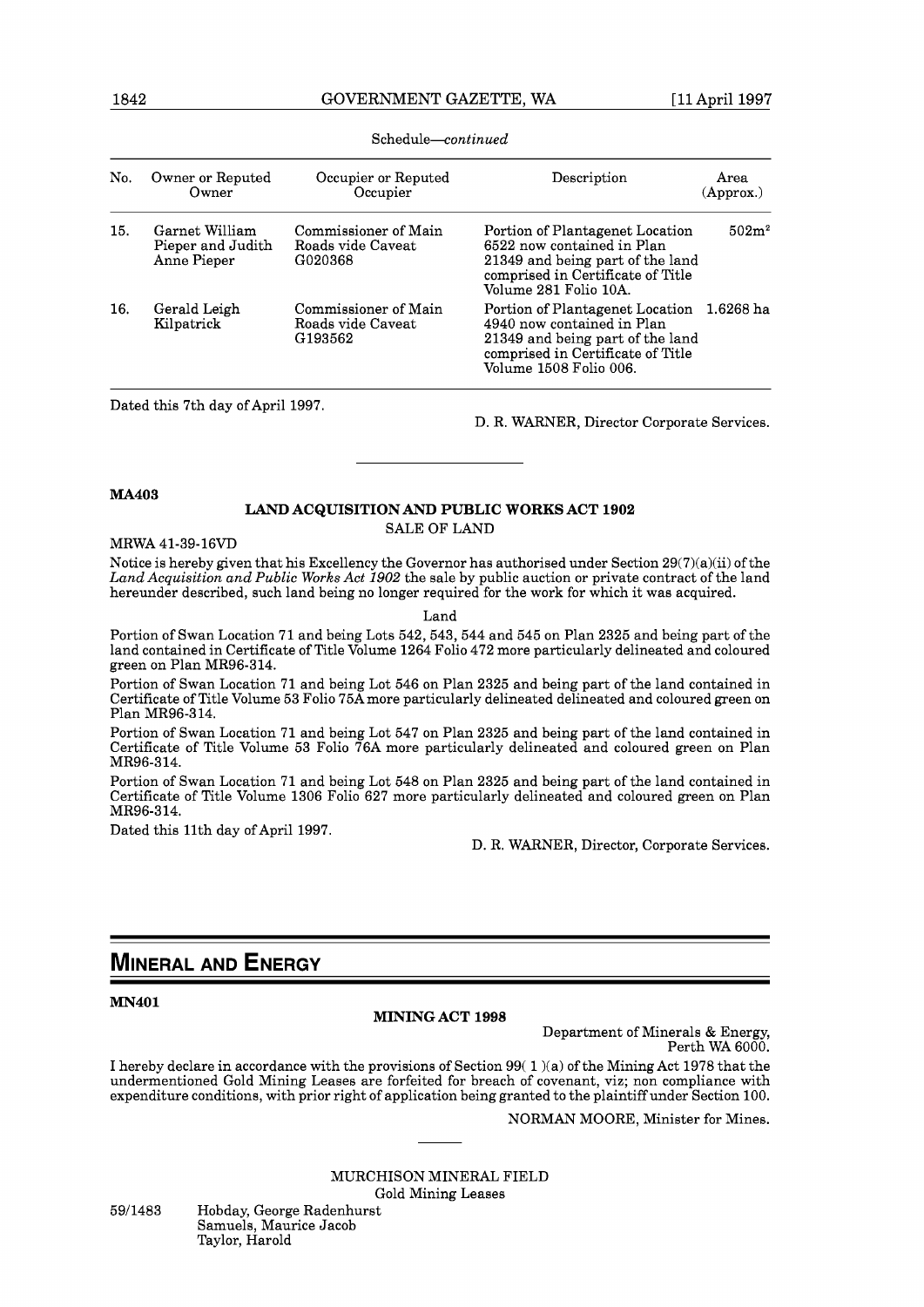Schedule—*continued*

| No. | Owner or Reputed Owner | Occupier or Reputed Occupier | Description | Area (Approx.) |
|---|---|---|---|---|
| 15. | Garnet William Pieper and Judith Anne Pieper | Commissioner of Main Roads vide Caveat G020368 | Portion of Plantagenet Location 6522 now contained in Plan 21349 and being part of the land comprised in Certificate of Title Volume 281 Folio 10A. | 502m² |
| 16. | Gerald Leigh Kilpatrick | Commissioner of Main Roads vide Caveat G193562 | Portion of Plantagenet Location 4940 now contained in Plan 21349 and being part of the land comprised in Certificate of Title Volume 1508 Folio 006. | 1.6268 ha |

Dated this 7th day of April 1997.

D. R. WARNER, Director Corporate Services.

---

**MA403**

**LAND ACQUISITION AND PUBLIC WORKS ACT 1902**

SALE OF LAND

MRWA 41-39-16VD

Notice is hereby given that his Excellency the Governor has authorised under Section 29(7)(a)(ii) of the *Land Acquisition and Public Works Act 1902* the sale by public auction or private contract of the land hereunder described, such land being no longer required for the work for which it was acquired.

Land

Portion of Swan Location 71 and being Lots 542, 543, 544 and 545 on Plan 2325 and being part of the land contained in Certificate of Title Volume 1264 Folio 472 more particularly delineated and coloured green on Plan MR96-314.

Portion of Swan Location 71 and being Lot 546 on Plan 2325 and being part of the land contained in Certificate of Title Volume 53 Folio 75A more particularly delineated delineated and coloured green on Plan MR96-314.

Portion of Swan Location 71 and being Lot 547 on Plan 2325 and being part of the land contained in Certificate of Title Volume 53 Folio 76A more particularly delineated and coloured green on Plan MR96-314.

Portion of Swan Location 71 and being Lot 548 on Plan 2325 and being part of the land contained in Certificate of Title Volume 1306 Folio 627 more particularly delineated and coloured green on Plan MR96-314.

Dated this 11th day of April 1997.

D. R. WARNER, Director, Corporate Services.

# MINERAL AND ENERGY

**MN401**

**MINING ACT 1998**

Department of Minerals & Energy,
Perth WA 6000.

I hereby declare in accordance with the provisions of Section 99( 1 )(a) of the Mining Act 1978 that the undermentioned Gold Mining Leases are forfeited for breach of covenant, viz; non compliance with expenditure conditions, with prior right of application being granted to the plaintiff under Section 100.

NORMAN MOORE, Minister for Mines.

---

MURCHISON MINERAL FIELD

Gold Mining Leases

59/1483 Hobday, George Radenhurst
Samuels, Maurice Jacob
Taylor, Harold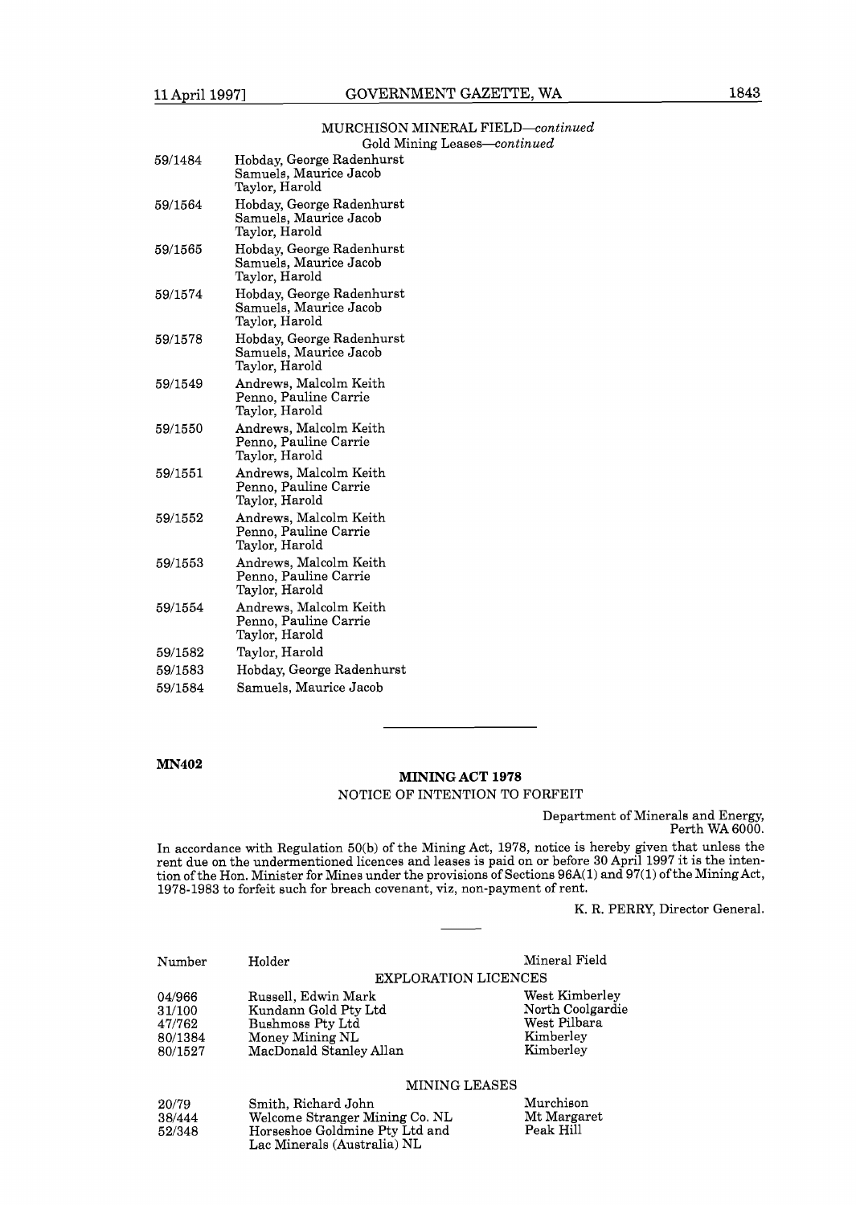MURCHISON MINERAL FIELD—*continued*

Gold Mining Leases—*continued*

| | |
|---|---|
| 59/1484 | Hobday, George Radenhurst<br>Samuels, Maurice Jacob<br>Taylor, Harold |
| 59/1564 | Hobday, George Radenhurst<br>Samuels, Maurice Jacob<br>Taylor, Harold |
| 59/1565 | Hobday, George Radenhurst<br>Samuels, Maurice Jacob<br>Taylor, Harold |
| 59/1574 | Hobday, George Radenhurst<br>Samuels, Maurice Jacob<br>Taylor, Harold |
| 59/1578 | Hobday, George Radenhurst<br>Samuels, Maurice Jacob<br>Taylor, Harold |
| 59/1549 | Andrews, Malcolm Keith<br>Penno, Pauline Carrie<br>Taylor, Harold |
| 59/1550 | Andrews, Malcolm Keith<br>Penno, Pauline Carrie<br>Taylor, Harold |
| 59/1551 | Andrews, Malcolm Keith<br>Penno, Pauline Carrie<br>Taylor, Harold |
| 59/1552 | Andrews, Malcolm Keith<br>Penno, Pauline Carrie<br>Taylor, Harold |
| 59/1553 | Andrews, Malcolm Keith<br>Penno, Pauline Carrie<br>Taylor, Harold |
| 59/1554 | Andrews, Malcolm Keith<br>Penno, Pauline Carrie<br>Taylor, Harold |
| 59/1582 | Taylor, Harold |
| 59/1583 | Hobday, George Radenhurst |
| 59/1584 | Samuels, Maurice Jacob |

---

**MN402**

## MINING ACT 1978

NOTICE OF INTENTION TO FORFEIT

Department of Minerals and Energy,
Perth WA 6000.

In accordance with Regulation 50(b) of the Mining Act, 1978, notice is hereby given that unless the rent due on the undermentioned licences and leases is paid on or before 30 April 1997 it is the intention of the Hon. Minister for Mines under the provisions of Sections 96A(1) and 97(1) of the Mining Act, 1978-1983 to forfeit such for breach covenant, viz, non-payment of rent.

K. R. PERRY, Director General.

---

| Number | Holder | Mineral Field |
|---|---|---|
| | EXPLORATION LICENCES | |
| 04/966 | Russell, Edwin Mark | West Kimberley |
| 31/100 | Kundann Gold Pty Ltd | North Coolgardie |
| 47/762 | Bushmoss Pty Ltd | West Pilbara |
| 80/1384 | Money Mining NL | Kimberley |
| 80/1527 | MacDonald Stanley Allan | Kimberley |
| | MINING LEASES | |
| 20/79 | Smith, Richard John | Murchison |
| 38/444 | Welcome Stranger Mining Co. NL | Mt Margaret |
| 52/348 | Horseshoe Goldmine Pty Ltd and Lac Minerals (Australia) NL | Peak Hill |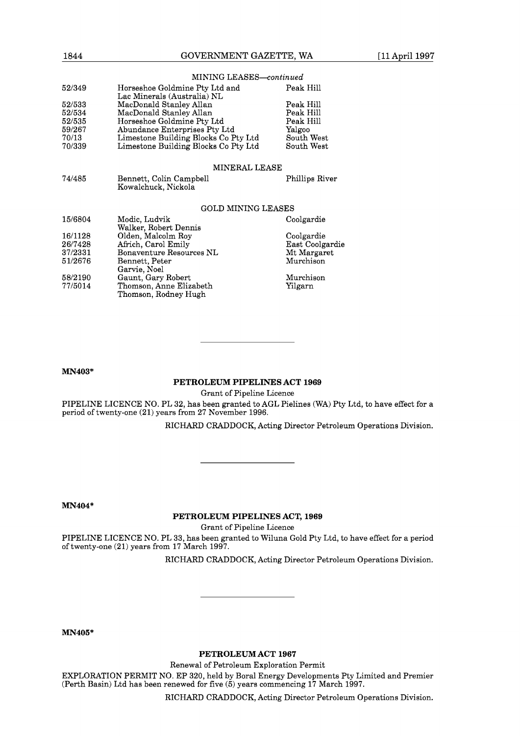MINING LEASES—*continued*

| | | |
|---|---|---|
| 52/349 | Horseshoe Goldmine Pty Ltd and Lac Minerals (Australia) NL | Peak Hill |
| 52/533 | MacDonald Stanley Allan | Peak Hill |
| 52/534 | MacDonald Stanley Allan | Peak Hill |
| 52/535 | Horseshoe Goldmine Pty Ltd | Peak Hill |
| 59/267 | Abundance Enterprises Pty Ltd | Yalgoo |
| 70/13 | Limestone Building Blocks Co Pty Ltd | South West |
| 70/339 | Limestone Building Blocks Co Pty Ltd | South West |

MINERAL LEASE

| | | |
|---|---|---|
| 74/485 | Bennett, Colin Campbell<br>Kowalchuck, Nickola | Phillips River |

GOLD MINING LEASES

| | | |
|---|---|---|
| 15/6804 | Modic, Ludvik<br>Walker, Robert Dennis | Coolgardie |
| 16/1128 | Olden, Malcolm Roy | Coolgardie |
| 26/7428 | Africh, Carol Emily | East Coolgardie |
| 37/2331 | Bonaventure Resources NL | Mt Margaret |
| 51/2676 | Bennett, Peter<br>Garvie, Noel | Murchison |
| 58/2190 | Gaunt, Gary Robert | Murchison |
| 77/5014 | Thomson, Anne Elizabeth<br>Thomson, Rodney Hugh | Yilgarn |

---

**MN403***

## PETROLEUM PIPELINES ACT 1969

Grant of Pipeline Licence

PIPELINE LICENCE NO. PL 32, has been granted to AGL Pielines (WA) Pty Ltd, to have effect for a period of twenty-one (21) years from 27 November 1996.

RICHARD CRADDOCK, Acting Director Petroleum Operations Division.

---

**MN404***

## PETROLEUM PIPELINES ACT, 1969

Grant of Pipeline Licence

PIPELINE LICENCE NO. PL 33, has been granted to Wiluna Gold Pty Ltd, to have effect for a period of twenty-one (21) years from 17 March 1997.

RICHARD CRADDOCK, Acting Director Petroleum Operations Division.

---

**MN405***

## PETROLEUM ACT 1967

Renewal of Petroleum Exploration Permit

EXPLORATION PERMIT NO. EP 320, held by Boral Energy Developments Pty Limited and Premier (Perth Basin) Ltd has been renewed for five (5) years commencing 17 March 1997.

RICHARD CRADDOCK, Acting Director Petroleum Operations Division.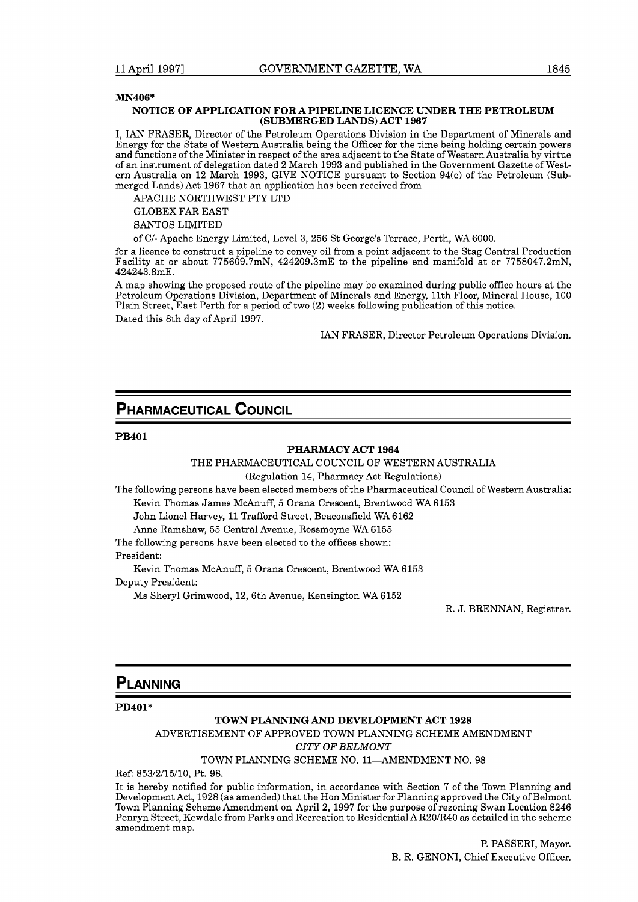**MN406***

**NOTICE OF APPLICATION FOR A PIPELINE LICENCE UNDER THE PETROLEUM (SUBMERGED LANDS) ACT 1967**

I, IAN FRASER, Director of the Petroleum Operations Division in the Department of Minerals and Energy for the State of Western Australia being the Officer for the time being holding certain powers and functions of the Minister in respect of the area adjacent to the State of Western Australia by virtue of an instrument of delegation dated 2 March 1993 and published in the Government Gazette of Western Australia on 12 March 1993, GIVE NOTICE pursuant to Section 94(e) of the Petroleum (Submerged Lands) Act 1967 that an application has been received from—

APACHE NORTHWEST PTY LTD

GLOBEX FAR EAST

SANTOS LIMITED

of C/- Apache Energy Limited, Level 3, 256 St George's Terrace, Perth, WA 6000.

for a licence to construct a pipeline to convey oil from a point adjacent to the Stag Central Production Facility at or about 775609.7mN, 424209.3mE to the pipeline end manifold at or 7758047.2mN, 424243.8mE.

A map showing the proposed route of the pipeline may be examined during public office hours at the Petroleum Operations Division, Department of Minerals and Energy, 11th Floor, Mineral House, 100 Plain Street, East Perth for a period of two (2) weeks following publication of this notice.

Dated this 8th day of April 1997.

IAN FRASER, Director Petroleum Operations Division.

## PHARMACEUTICAL COUNCIL

**PB401**

**PHARMACY ACT 1964**

THE PHARMACEUTICAL COUNCIL OF WESTERN AUSTRALIA

(Regulation 14, Pharmacy Act Regulations)

The following persons have been elected members of the Pharmaceutical Council of Western Australia:

Kevin Thomas James McAnuff, 5 Orana Crescent, Brentwood WA 6153

John Lionel Harvey, 11 Trafford Street, Beaconsfield WA 6162

Anne Ramshaw, 55 Central Avenue, Rossmoyne WA 6155

The following persons have been elected to the offices shown:

President:

Kevin Thomas McAnuff, 5 Orana Crescent, Brentwood WA 6153

Deputy President:

Ms Sheryl Grimwood, 12, 6th Avenue, Kensington WA 6152

R. J. BRENNAN, Registrar.

## PLANNING

**PD401***

**TOWN PLANNING AND DEVELOPMENT ACT 1928**

ADVERTISEMENT OF APPROVED TOWN PLANNING SCHEME AMENDMENT

*CITY OF BELMONT*

TOWN PLANNING SCHEME NO. 11—AMENDMENT NO. 98

Ref: 853/2/15/10, Pt. 98.

It is hereby notified for public information, in accordance with Section 7 of the Town Planning and Development Act, 1928 (as amended) that the Hon Minister for Planning approved the City of Belmont Town Planning Scheme Amendment on April 2, 1997 for the purpose of rezoning Swan Location 8246 Penryn Street, Kewdale from Parks and Recreation to Residential A R20/R40 as detailed in the scheme amendment map.

P. PASSERI, Mayor.

B. R. GENONI, Chief Executive Officer.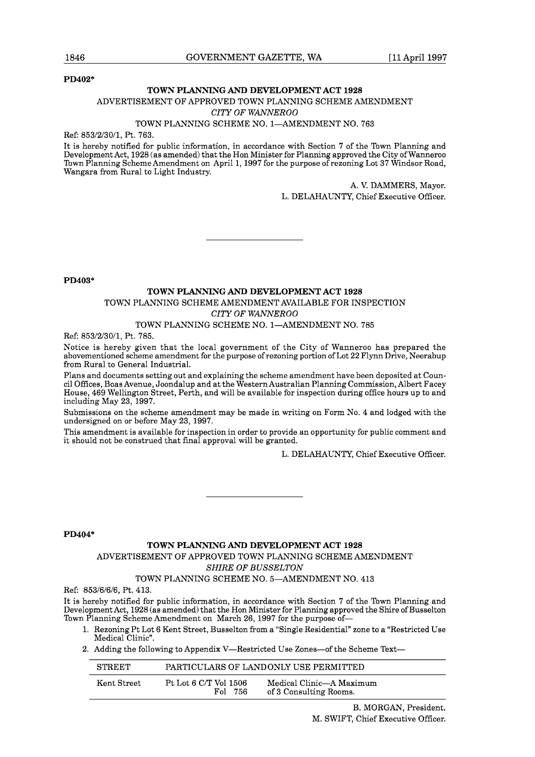**PD402***

### TOWN PLANNING AND DEVELOPMENT ACT 1928

ADVERTISEMENT OF APPROVED TOWN PLANNING SCHEME AMENDMENT

*CITY OF WANNEROO*

TOWN PLANNING SCHEME NO. 1—AMENDMENT NO. 763

Ref: 853/2/30/1, Pt. 763.

It is hereby notified for public information, in accordance with Section 7 of the Town Planning and Development Act, 1928 (as amended) that the Hon Minister for Planning approved the City of Wanneroo Town Planning Scheme Amendment on April 1, 1997 for the purpose of rezoning Lot 37 Windsor Road, Wangara from Rural to Light Industry.

A. V. DAMMERS, Mayor.
L. DELAHAUNTY, Chief Executive Officer.

---

**PD403***

### TOWN PLANNING AND DEVELOPMENT ACT 1928

TOWN PLANNING SCHEME AMENDMENT AVAILABLE FOR INSPECTION

*CITY OF WANNEROO*

TOWN PLANNING SCHEME NO. 1—AMENDMENT NO. 785

Ref: 853/2/30/1, Pt. 785.

Notice is hereby given that the local government of the City of Wanneroo has prepared the abovementioned scheme amendment for the purpose of rezoning portion of Lot 22 Flynn Drive, Neerabup from Rural to General Industrial.

Plans and documents setting out and explaining the scheme amendment have been deposited at Council Offices, Boas Avenue, Joondalup and at the Western Australian Planning Commission, Albert Facey House, 469 Wellington Street, Perth, and will be available for inspection during office hours up to and including May 23, 1997.

Submissions on the scheme amendment may be made in writing on Form No. 4 and lodged with the undersigned on or before May 23, 1997.

This amendment is available for inspection in order to provide an opportunity for public comment and it should not be construed that final approval will be granted.

L. DELAHAUNTY, Chief Executive Officer.

---

**PD404***

### TOWN PLANNING AND DEVELOPMENT ACT 1928

ADVERTISEMENT OF APPROVED TOWN PLANNING SCHEME AMENDMENT

*SHIRE OF BUSSELTON*

TOWN PLANNING SCHEME NO. 5—AMENDMENT NO. 413

Ref: 853/6/6/6, Pt. 413.

It is hereby notified for public information, in accordance with Section 7 of the Town Planning and Development Act, 1928 (as amended) that the Hon Minister for Planning approved the Shire of Busselton Town Planning Scheme Amendment on March 26, 1997 for the purpose of—

1. Rezoning Pt Lot 6 Kent Street, Busselton from a "Single Residential" zone to a "Restricted Use Medical Clinic".
2. Adding the following to Appendix V—Restricted Use Zones—of the Scheme Text—

| STREET | PARTICULARS OF LAND | ONLY USE PERMITTED |
|---|---|---|
| Kent Street | Pt Lot 6 C/T Vol 1506 Fol 756 | Medical Clinic—A Maximum of 3 Consulting Rooms. |

B. MORGAN, President.
M. SWIFT, Chief Executive Officer.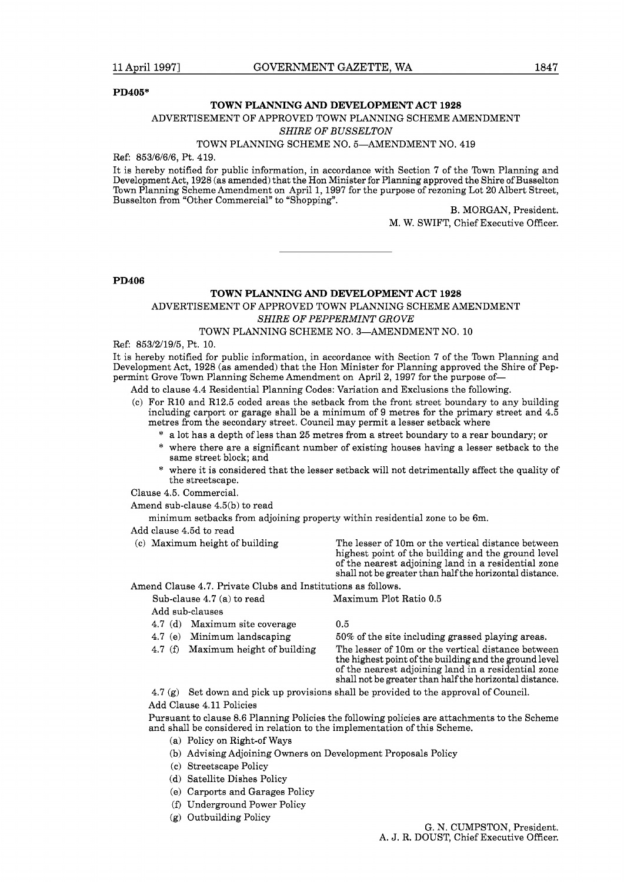**PD405***

## TOWN PLANNING AND DEVELOPMENT ACT 1928

ADVERTISEMENT OF APPROVED TOWN PLANNING SCHEME AMENDMENT

*SHIRE OF BUSSELTON*

TOWN PLANNING SCHEME NO. 5—AMENDMENT NO. 419

Ref: 853/6/6/6, Pt. 419.

It is hereby notified for public information, in accordance with Section 7 of the Town Planning and Development Act, 1928 (as amended) that the Hon Minister for Planning approved the Shire of Busselton Town Planning Scheme Amendment on April 1, 1997 for the purpose of rezoning Lot 20 Albert Street, Busselton from "Other Commercial" to "Shopping".

B. MORGAN, President.

M. W. SWIFT, Chief Executive Officer.

---

**PD406**

## TOWN PLANNING AND DEVELOPMENT ACT 1928

ADVERTISEMENT OF APPROVED TOWN PLANNING SCHEME AMENDMENT

*SHIRE OF PEPPERMINT GROVE*

TOWN PLANNING SCHEME NO. 3—AMENDMENT NO. 10

Ref: 853/2/19/5, Pt. 10.

It is hereby notified for public information, in accordance with Section 7 of the Town Planning and Development Act, 1928 (as amended) that the Hon Minister for Planning approved the Shire of Peppermint Grove Town Planning Scheme Amendment on April 2, 1997 for the purpose of—

Add to clause 4.4 Residential Planning Codes: Variation and Exclusions the following.

(c) For R10 and R12.5 coded areas the setback from the front street boundary to any building including carport or garage shall be a minimum of 9 metres for the primary street and 4.5 metres from the secondary street. Council may permit a lesser setback where

- a lot has a depth of less than 25 metres from a street boundary to a rear boundary; or
- where there are a significant number of existing houses having a lesser setback to the same street block; and
- where it is considered that the lesser setback will not detrimentally affect the quality of the streetscape.

Clause 4.5. Commercial.

Amend sub-clause 4.5(b) to read

minimum setbacks from adjoining property within residential zone to be 6m.

Add clause 4.5d to read

| | |
|---|---|
| (c) Maximum height of building | The lesser of 10m or the vertical distance between highest point of the building and the ground level of the nearest adjoining land in a residential zone shall not be greater than half the horizontal distance. |

Amend Clause 4.7. Private Clubs and Institutions as follows.

| | |
|---|---|
| Sub-clause 4.7 (a) to read | Maximum Plot Ratio 0.5 |
| Add sub-clauses | |
| 4.7 (d) Maximum site coverage | 0.5 |
| 4.7 (e) Minimum landscaping | 50% of the site including grassed playing areas. |
| 4.7 (f) Maximum height of building | The lesser of 10m or the vertical distance between the highest point of the building and the ground level of the nearest adjoining land in a residential zone shall not be greater than half the horizontal distance. |

4.7 (g) Set down and pick up provisions shall be provided to the approval of Council.

Add Clause 4.11 Policies

Pursuant to clause 8.6 Planning Policies the following policies are attachments to the Scheme and shall be considered in relation to the implementation of this Scheme.

(a) Policy on Right-of Ways
(b) Advising Adjoining Owners on Development Proposals Policy
(c) Streetscape Policy
(d) Satellite Dishes Policy
(e) Carports and Garages Policy
(f) Underground Power Policy
(g) Outbuilding Policy

G. N. CUMPSTON, President.

A. J. R. DOUST, Chief Executive Officer.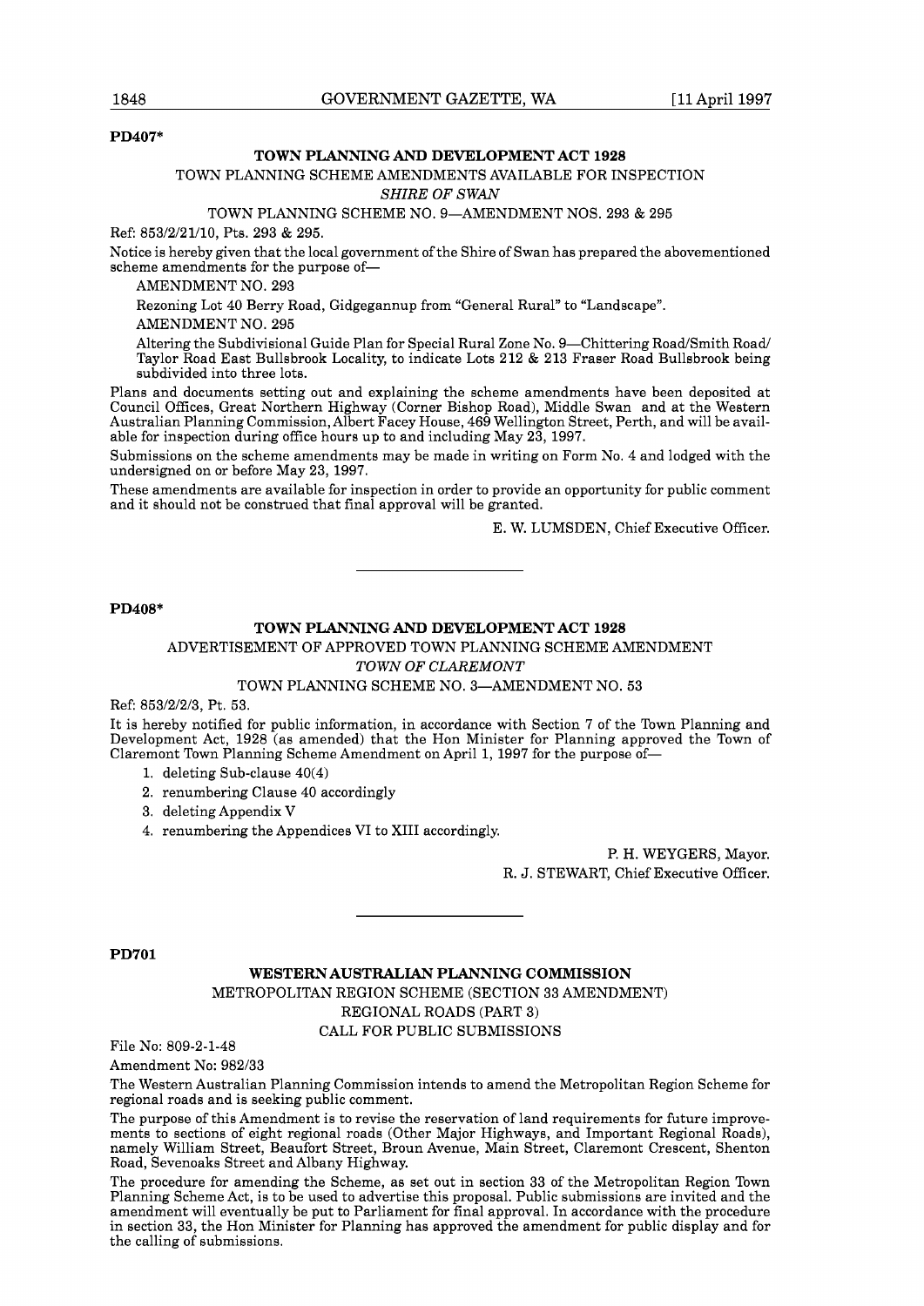**PD407***

## TOWN PLANNING AND DEVELOPMENT ACT 1928

TOWN PLANNING SCHEME AMENDMENTS AVAILABLE FOR INSPECTION

*SHIRE OF SWAN*

TOWN PLANNING SCHEME NO. 9—AMENDMENT NOS. 293 & 295

Ref: 853/2/21/10, Pts. 293 & 295.

Notice is hereby given that the local government of the Shire of Swan has prepared the abovementioned scheme amendments for the purpose of—

AMENDMENT NO. 293

Rezoning Lot 40 Berry Road, Gidgegannup from "General Rural" to "Landscape".

AMENDMENT NO. 295

Altering the Subdivisional Guide Plan for Special Rural Zone No. 9—Chittering Road/Smith Road/ Taylor Road East Bullsbrook Locality, to indicate Lots 212 & 213 Fraser Road Bullsbrook being subdivided into three lots.

Plans and documents setting out and explaining the scheme amendments have been deposited at Council Offices, Great Northern Highway (Corner Bishop Road), Middle Swan and at the Western Australian Planning Commission, Albert Facey House, 469 Wellington Street, Perth, and will be available for inspection during office hours up to and including May 23, 1997.

Submissions on the scheme amendments may be made in writing on Form No. 4 and lodged with the undersigned on or before May 23, 1997.

These amendments are available for inspection in order to provide an opportunity for public comment and it should not be construed that final approval will be granted.

E. W. LUMSDEN, Chief Executive Officer.

---

**PD408***

## TOWN PLANNING AND DEVELOPMENT ACT 1928

ADVERTISEMENT OF APPROVED TOWN PLANNING SCHEME AMENDMENT

*TOWN OF CLAREMONT*

TOWN PLANNING SCHEME NO. 3—AMENDMENT NO. 53

Ref: 853/2/2/3, Pt. 53.

It is hereby notified for public information, in accordance with Section 7 of the Town Planning and Development Act, 1928 (as amended) that the Hon Minister for Planning approved the Town of Claremont Town Planning Scheme Amendment on April 1, 1997 for the purpose of—

1. deleting Sub-clause 40(4)
2. renumbering Clause 40 accordingly
3. deleting Appendix V
4. renumbering the Appendices VI to XIII accordingly.

P. H. WEYGERS, Mayor.

R. J. STEWART, Chief Executive Officer.

---

**PD701**

## WESTERN AUSTRALIAN PLANNING COMMISSION

METROPOLITAN REGION SCHEME (SECTION 33 AMENDMENT)

REGIONAL ROADS (PART 3)

CALL FOR PUBLIC SUBMISSIONS

File No: 809-2-1-48

Amendment No: 982/33

The Western Australian Planning Commission intends to amend the Metropolitan Region Scheme for regional roads and is seeking public comment.

The purpose of this Amendment is to revise the reservation of land requirements for future improvements to sections of eight regional roads (Other Major Highways, and Important Regional Roads), namely William Street, Beaufort Street, Broun Avenue, Main Street, Claremont Crescent, Shenton Road, Sevenoaks Street and Albany Highway.

The procedure for amending the Scheme, as set out in section 33 of the Metropolitan Region Town Planning Scheme Act, is to be used to advertise this proposal. Public submissions are invited and the amendment will eventually be put to Parliament for final approval. In accordance with the procedure in section 33, the Hon Minister for Planning has approved the amendment for public display and for the calling of submissions.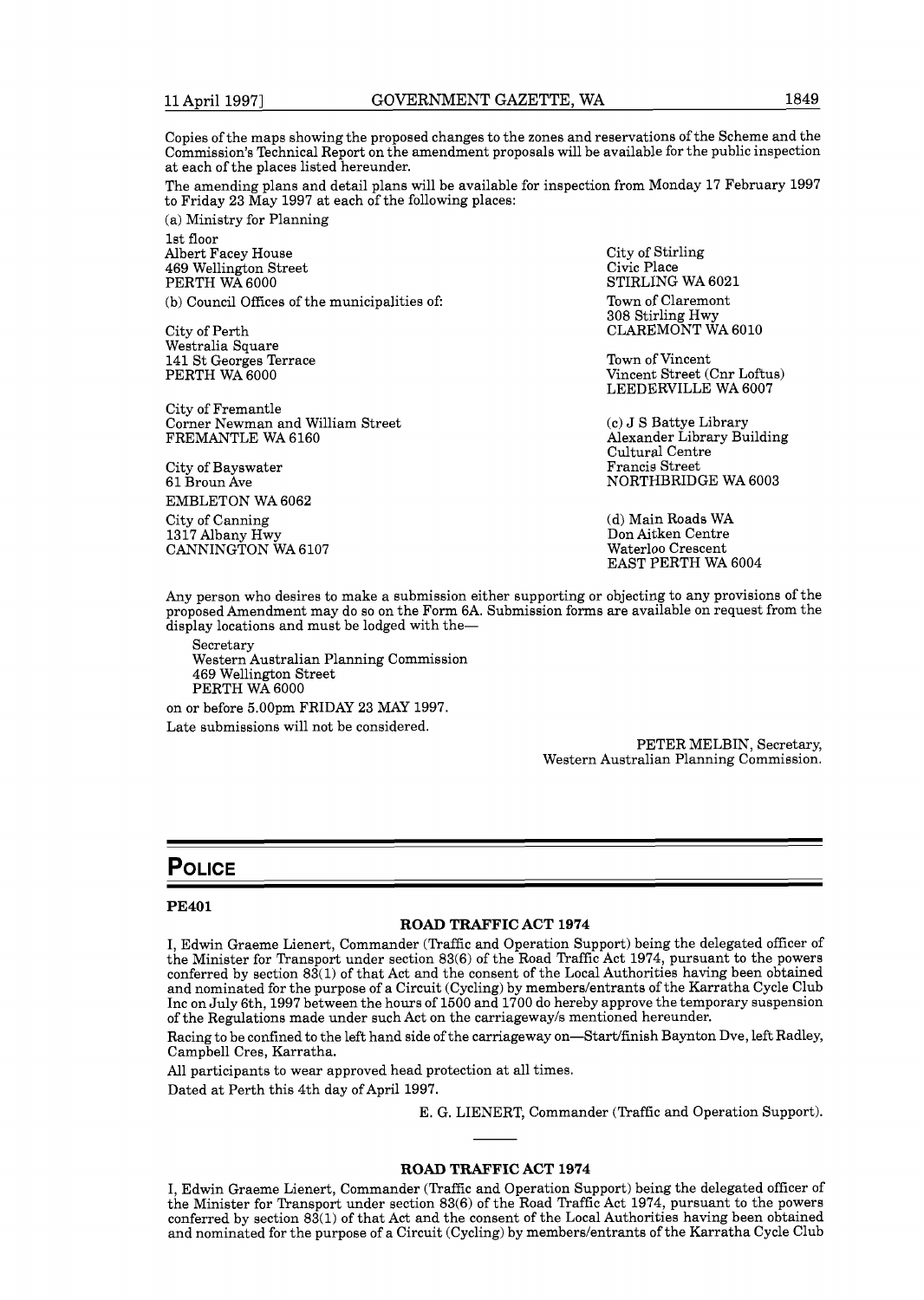Copies of the maps showing the proposed changes to the zones and reservations of the Scheme and the Commission's Technical Report on the amendment proposals will be available for the public inspection at each of the places listed hereunder.

The amending plans and detail plans will be available for inspection from Monday 17 February 1997 to Friday 23 May 1997 at each of the following places:

(a) Ministry for Planning

1st floor
Albert Facey House
469 Wellington Street
PERTH WA 6000

(b) Council Offices of the municipalities of:

City of Perth
Westralia Square
141 St Georges Terrace
PERTH WA 6000

City of Fremantle
Corner Newman and William Street
FREMANTLE WA 6160

City of Bayswater
61 Broun Ave
EMBLETON WA 6062

City of Canning
1317 Albany Hwy
CANNINGTON WA 6107

City of Stirling
Civic Place
STIRLING WA 6021

Town of Claremont
308 Stirling Hwy
CLAREMONT WA 6010

Town of Vincent
Vincent Street (Cnr Loftus)
LEEDERVILLE WA 6007

(c) J S Battye Library
Alexander Library Building
Cultural Centre
Francis Street
NORTHBRIDGE WA 6003

(d) Main Roads WA
Don Aitken Centre
Waterloo Crescent
EAST PERTH WA 6004

Any person who desires to make a submission either supporting or objecting to any provisions of the proposed Amendment may do so on the Form 6A. Submission forms are available on request from the display locations and must be lodged with the—

Secretary
Western Australian Planning Commission
469 Wellington Street
PERTH WA 6000

on or before 5.00pm FRIDAY 23 MAY 1997.

Late submissions will not be considered.

PETER MELBIN, Secretary,
Western Australian Planning Commission.

# POLICE

**PE401**

### ROAD TRAFFIC ACT 1974

I, Edwin Graeme Lienert, Commander (Traffic and Operation Support) being the delegated officer of the Minister for Transport under section 83(6) of the Road Traffic Act 1974, pursuant to the powers conferred by section 83(1) of that Act and the consent of the Local Authorities having been obtained and nominated for the purpose of a Circuit (Cycling) by members/entrants of the Karratha Cycle Club Inc on July 6th, 1997 between the hours of 1500 and 1700 do hereby approve the temporary suspension of the Regulations made under such Act on the carriageway/s mentioned hereunder.

Racing to be confined to the left hand side of the carriageway on—Start/finish Baynton Dve, left Radley, Campbell Cres, Karratha.

All participants to wear approved head protection at all times.

Dated at Perth this 4th day of April 1997.

E. G. LIENERT, Commander (Traffic and Operation Support).

### ROAD TRAFFIC ACT 1974

I, Edwin Graeme Lienert, Commander (Traffic and Operation Support) being the delegated officer of the Minister for Transport under section 83(6) of the Road Traffic Act 1974, pursuant to the powers conferred by section 83(1) of that Act and the consent of the Local Authorities having been obtained and nominated for the purpose of a Circuit (Cycling) by members/entrants of the Karratha Cycle Club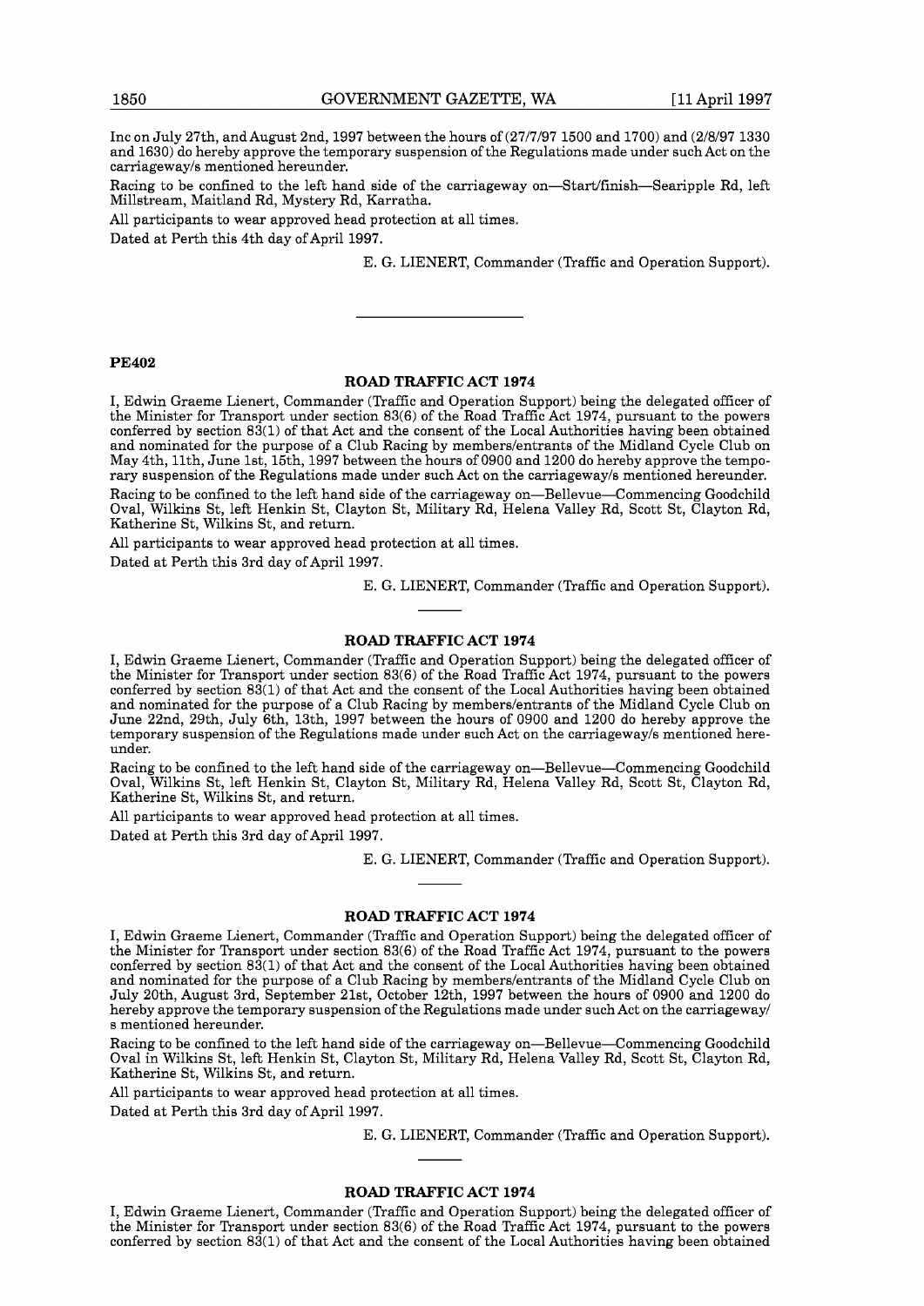Inc on July 27th, and August 2nd, 1997 between the hours of (27/7/97 1500 and 1700) and (2/8/97 1330 and 1630) do hereby approve the temporary suspension of the Regulations made under such Act on the carriageway/s mentioned hereunder.

Racing to be confined to the left hand side of the carriageway on—Start/finish—Searipple Rd, left Millstream, Maitland Rd, Mystery Rd, Karratha.

All participants to wear approved head protection at all times.

Dated at Perth this 4th day of April 1997.

E. G. LIENERT, Commander (Traffic and Operation Support).

---

**PE402**

## ROAD TRAFFIC ACT 1974

I, Edwin Graeme Lienert, Commander (Traffic and Operation Support) being the delegated officer of the Minister for Transport under section 83(6) of the Road Traffic Act 1974, pursuant to the powers conferred by section 83(1) of that Act and the consent of the Local Authorities having been obtained and nominated for the purpose of a Club Racing by members/entrants of the Midland Cycle Club on May 4th, 11th, June 1st, 15th, 1997 between the hours of 0900 and 1200 do hereby approve the temporary suspension of the Regulations made under such Act on the carriageway/s mentioned hereunder.

Racing to be confined to the left hand side of the carriageway on—Bellevue—Commencing Goodchild Oval, Wilkins St, left Henkin St, Clayton St, Military Rd, Helena Valley Rd, Scott St, Clayton Rd, Katherine St, Wilkins St, and return.

All participants to wear approved head protection at all times.

Dated at Perth this 3rd day of April 1997.

E. G. LIENERT, Commander (Traffic and Operation Support).

---

## ROAD TRAFFIC ACT 1974

I, Edwin Graeme Lienert, Commander (Traffic and Operation Support) being the delegated officer of the Minister for Transport under section 83(6) of the Road Traffic Act 1974, pursuant to the powers conferred by section 83(1) of that Act and the consent of the Local Authorities having been obtained and nominated for the purpose of a Club Racing by members/entrants of the Midland Cycle Club on June 22nd, 29th, July 6th, 13th, 1997 between the hours of 0900 and 1200 do hereby approve the temporary suspension of the Regulations made under such Act on the carriageway/s mentioned hereunder.

Racing to be confined to the left hand side of the carriageway on—Bellevue—Commencing Goodchild Oval, Wilkins St, left Henkin St, Clayton St, Military Rd, Helena Valley Rd, Scott St, Clayton Rd, Katherine St, Wilkins St, and return.

All participants to wear approved head protection at all times.

Dated at Perth this 3rd day of April 1997.

E. G. LIENERT, Commander (Traffic and Operation Support).

---

## ROAD TRAFFIC ACT 1974

I, Edwin Graeme Lienert, Commander (Traffic and Operation Support) being the delegated officer of the Minister for Transport under section 83(6) of the Road Traffic Act 1974, pursuant to the powers conferred by section 83(1) of that Act and the consent of the Local Authorities having been obtained and nominated for the purpose of a Club Racing by members/entrants of the Midland Cycle Club on July 20th, August 3rd, September 21st, October 12th, 1997 between the hours of 0900 and 1200 do hereby approve the temporary suspension of the Regulations made under such Act on the carriageway/s mentioned hereunder.

Racing to be confined to the left hand side of the carriageway on—Bellevue—Commencing Goodchild Oval in Wilkins St, left Henkin St, Clayton St, Military Rd, Helena Valley Rd, Scott St, Clayton Rd, Katherine St, Wilkins St, and return.

All participants to wear approved head protection at all times.

Dated at Perth this 3rd day of April 1997.

E. G. LIENERT, Commander (Traffic and Operation Support).

---

## ROAD TRAFFIC ACT 1974

I, Edwin Graeme Lienert, Commander (Traffic and Operation Support) being the delegated officer of the Minister for Transport under section 83(6) of the Road Traffic Act 1974, pursuant to the powers conferred by section 83(1) of that Act and the consent of the Local Authorities having been obtained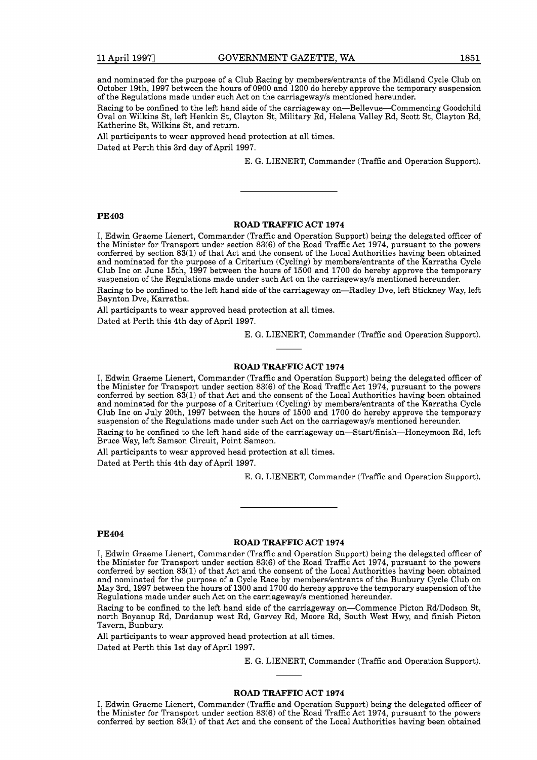and nominated for the purpose of a Club Racing by members/entrants of the Midland Cycle Club on October 19th, 1997 between the hours of 0900 and 1200 do hereby approve the temporary suspension of the Regulations made under such Act on the carriageway/s mentioned hereunder.

Racing to be confined to the left hand side of the carriageway on—Bellevue—Commencing Goodchild Oval on Wilkins St, left Henkin St, Clayton St, Military Rd, Helena Valley Rd, Scott St, Clayton Rd, Katherine St, Wilkins St, and return.

All participants to wear approved head protection at all times.

Dated at Perth this 3rd day of April 1997.

E. G. LIENERT, Commander (Traffic and Operation Support).

---

**PE403**

## ROAD TRAFFIC ACT 1974

I, Edwin Graeme Lienert, Commander (Traffic and Operation Support) being the delegated officer of the Minister for Transport under section 83(6) of the Road Traffic Act 1974, pursuant to the powers conferred by section 83(1) of that Act and the consent of the Local Authorities having been obtained and nominated for the purpose of a Criterium (Cycling) by members/entrants of the Karratha Cycle Club Inc on June 15th, 1997 between the hours of 1500 and 1700 do hereby approve the temporary suspension of the Regulations made under such Act on the carriageway/s mentioned hereunder.

Racing to be confined to the left hand side of the carriageway on—Radley Dve, left Stickney Way, left Baynton Dve, Karratha.

All participants to wear approved head protection at all times.

Dated at Perth this 4th day of April 1997.

E. G. LIENERT, Commander (Traffic and Operation Support).

---

## ROAD TRAFFIC ACT 1974

I, Edwin Graeme Lienert, Commander (Traffic and Operation Support) being the delegated officer of the Minister for Transport under section 83(6) of the Road Traffic Act 1974, pursuant to the powers conferred by section 83(1) of that Act and the consent of the Local Authorities having been obtained and nominated for the purpose of a Criterium (Cycling) by members/entrants of the Karratha Cycle Club Inc on July 20th, 1997 between the hours of 1500 and 1700 do hereby approve the temporary suspension of the Regulations made under such Act on the carriageway/s mentioned hereunder.

Racing to be confined to the left hand side of the carriageway on—Start/finish—Honeymoon Rd, left Bruce Way, left Samson Circuit, Point Samson.

All participants to wear approved head protection at all times.

Dated at Perth this 4th day of April 1997.

E. G. LIENERT, Commander (Traffic and Operation Support).

---

**PE404**

## ROAD TRAFFIC ACT 1974

I, Edwin Graeme Lienert, Commander (Traffic and Operation Support) being the delegated officer of the Minister for Transport under section 83(6) of the Road Traffic Act 1974, pursuant to the powers conferred by section 83(1) of that Act and the consent of the Local Authorities having been obtained and nominated for the purpose of a Cycle Race by members/entrants of the Bunbury Cycle Club on May 3rd, 1997 between the hours of 1300 and 1700 do hereby approve the temporary suspension of the Regulations made under such Act on the carriageway/s mentioned hereunder.

Racing to be confined to the left hand side of the carriageway on—Commence Picton Rd/Dodson St, north Boyanup Rd, Dardanup west Rd, Garvey Rd, Moore Rd, South West Hwy, and finish Picton Tavern, Bunbury.

All participants to wear approved head protection at all times.

Dated at Perth this 1st day of April 1997.

E. G. LIENERT, Commander (Traffic and Operation Support).

---

## ROAD TRAFFIC ACT 1974

I, Edwin Graeme Lienert, Commander (Traffic and Operation Support) being the delegated officer of the Minister for Transport under section 83(6) of the Road Traffic Act 1974, pursuant to the powers conferred by section 83(1) of that Act and the consent of the Local Authorities having been obtained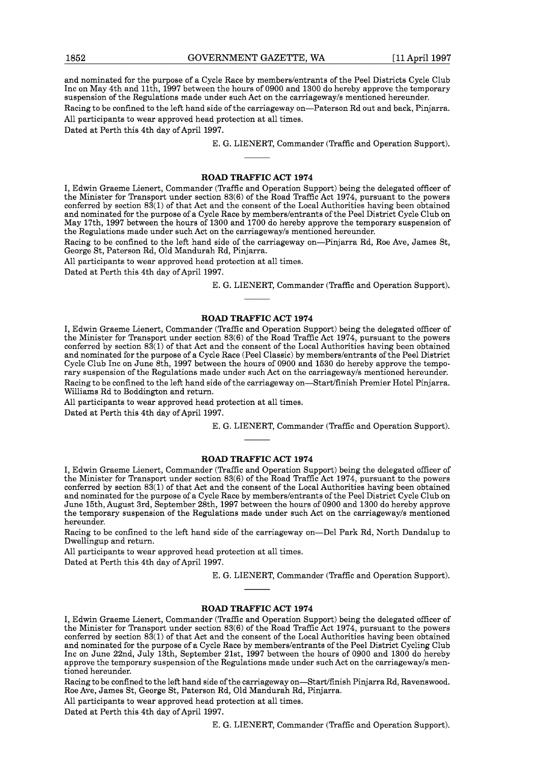and nominated for the purpose of a Cycle Race by members/entrants of the Peel Districts Cycle Club Inc on May 4th and 11th, 1997 between the hours of 0900 and 1300 do hereby approve the temporary suspension of the Regulations made under such Act on the carriageway/s mentioned hereunder.

Racing to be confined to the left hand side of the carriageway on—Paterson Rd out and back, Pinjarra.

All participants to wear approved head protection at all times.

Dated at Perth this 4th day of April 1997.

E. G. LIENERT, Commander (Traffic and Operation Support).

---

## ROAD TRAFFIC ACT 1974

I, Edwin Graeme Lienert, Commander (Traffic and Operation Support) being the delegated officer of the Minister for Transport under section 83(6) of the Road Traffic Act 1974, pursuant to the powers conferred by section 83(1) of that Act and the consent of the Local Authorities having been obtained and nominated for the purpose of a Cycle Race by members/entrants of the Peel District Cycle Club on May 17th, 1997 between the hours of 1300 and 1700 do hereby approve the temporary suspension of the Regulations made under such Act on the carriageway/s mentioned hereunder.

Racing to be confined to the left hand side of the carriageway on—Pinjarra Rd, Roe Ave, James St, George St, Paterson Rd, Old Mandurah Rd, Pinjarra.

All participants to wear approved head protection at all times.

Dated at Perth this 4th day of April 1997.

E. G. LIENERT, Commander (Traffic and Operation Support).

---

## ROAD TRAFFIC ACT 1974

I, Edwin Graeme Lienert, Commander (Traffic and Operation Support) being the delegated officer of the Minister for Transport under section 83(6) of the Road Traffic Act 1974, pursuant to the powers conferred by section 83(1) of that Act and the consent of the Local Authorities having been obtained and nominated for the purpose of a Cycle Race (Peel Classic) by members/entrants of the Peel District Cycle Club Inc on June 8th, 1997 between the hours of 0900 and 1530 do hereby approve the temporary suspension of the Regulations made under such Act on the carriageway/s mentioned hereunder.

Racing to be confined to the left hand side of the carriageway on—Start/finish Premier Hotel Pinjarra. Williams Rd to Boddington and return.

All participants to wear approved head protection at all times.

Dated at Perth this 4th day of April 1997.

E. G. LIENERT, Commander (Traffic and Operation Support).

---

## ROAD TRAFFIC ACT 1974

I, Edwin Graeme Lienert, Commander (Traffic and Operation Support) being the delegated officer of the Minister for Transport under section 83(6) of the Road Traffic Act 1974, pursuant to the powers conferred by section 83(1) of that Act and the consent of the Local Authorities having been obtained and nominated for the purpose of a Cycle Race by members/entrants of the Peel District Cycle Club on June 15th, August 3rd, September 28th, 1997 between the hours of 0900 and 1300 do hereby approve the temporary suspension of the Regulations made under such Act on the carriageway/s mentioned hereunder.

Racing to be confined to the left hand side of the carriageway on—Del Park Rd, North Dandalup to Dwellingup and return.

All participants to wear approved head protection at all times.

Dated at Perth this 4th day of April 1997.

E. G. LIENERT, Commander (Traffic and Operation Support).

---

## ROAD TRAFFIC ACT 1974

I, Edwin Graeme Lienert, Commander (Traffic and Operation Support) being the delegated officer of the Minister for Transport under section 83(6) of the Road Traffic Act 1974, pursuant to the powers conferred by section 83(1) of that Act and the consent of the Local Authorities having been obtained and nominated for the purpose of a Cycle Race by members/entrants of the Peel District Cycling Club Inc on June 22nd, July 13th, September 21st, 1997 between the hours of 0900 and 1300 do hereby approve the temporary suspension of the Regulations made under such Act on the carriageway/s mentioned hereunder.

Racing to be confined to the left hand side of the carriageway on—Start/finish Pinjarra Rd, Ravenswood. Roe Ave, James St, George St, Paterson Rd, Old Mandurah Rd, Pinjarra.

All participants to wear approved head protection at all times.

Dated at Perth this 4th day of April 1997.

E. G. LIENERT, Commander (Traffic and Operation Support).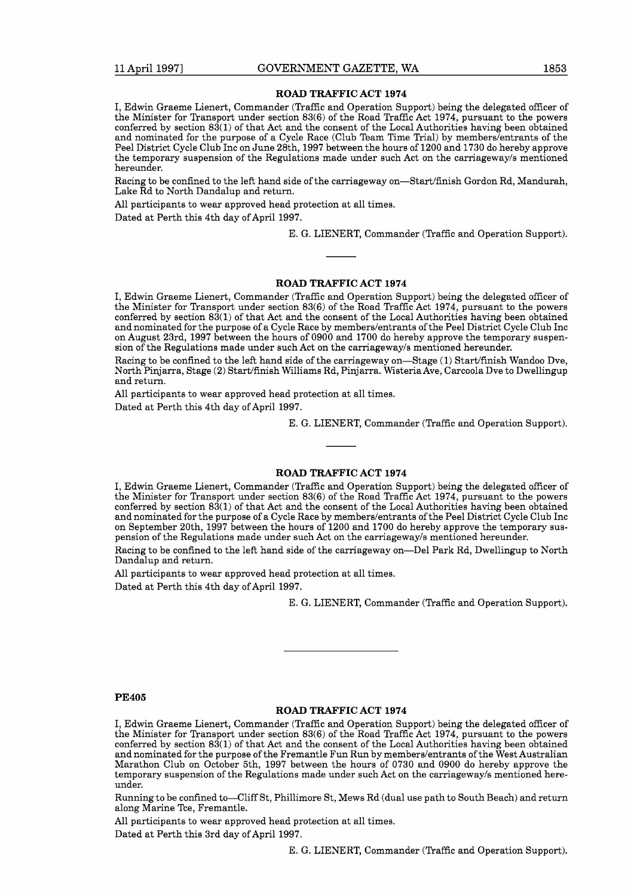## ROAD TRAFFIC ACT 1974

I, Edwin Graeme Lienert, Commander (Traffic and Operation Support) being the delegated officer of the Minister for Transport under section 83(6) of the Road Traffic Act 1974, pursuant to the powers conferred by section 83(1) of that Act and the consent of the Local Authorities having been obtained and nominated for the purpose of a Cycle Race (Club Team Time Trial) by members/entrants of the Peel District Cycle Club Inc on June 28th, 1997 between the hours of 1200 and 1730 do hereby approve the temporary suspension of the Regulations made under such Act on the carriageway/s mentioned hereunder.

Racing to be confined to the left hand side of the carriageway on—Start/finish Gordon Rd, Mandurah, Lake Rd to North Dandalup and return.

All participants to wear approved head protection at all times.

Dated at Perth this 4th day of April 1997.

E. G. LIENERT, Commander (Traffic and Operation Support).

---

## ROAD TRAFFIC ACT 1974

I, Edwin Graeme Lienert, Commander (Traffic and Operation Support) being the delegated officer of the Minister for Transport under section 83(6) of the Road Traffic Act 1974, pursuant to the powers conferred by section 83(1) of that Act and the consent of the Local Authorities having been obtained and nominated for the purpose of a Cycle Race by members/entrants of the Peel District Cycle Club Inc on August 23rd, 1997 between the hours of 0900 and 1700 do hereby approve the temporary suspension of the Regulations made under such Act on the carriageway/s mentioned hereunder.

Racing to be confined to the left hand side of the carriageway on—Stage (1) Start/finish Wandoo Dve, North Pinjarra, Stage (2) Start/finish Williams Rd, Pinjarra. Wisteria Ave, Carcoola Dve to Dwellingup and return.

All participants to wear approved head protection at all times.

Dated at Perth this 4th day of April 1997.

E. G. LIENERT, Commander (Traffic and Operation Support).

---

## ROAD TRAFFIC ACT 1974

I, Edwin Graeme Lienert, Commander (Traffic and Operation Support) being the delegated officer of the Minister for Transport under section 83(6) of the Road Traffic Act 1974, pursuant to the powers conferred by section 83(1) of that Act and the consent of the Local Authorities having been obtained and nominated for the purpose of a Cycle Race by members/entrants of the Peel District Cycle Club Inc on September 20th, 1997 between the hours of 1200 and 1700 do hereby approve the temporary suspension of the Regulations made under such Act on the carriageway/s mentioned hereunder.

Racing to be confined to the left hand side of the carriageway on—Del Park Rd, Dwellingup to North Dandalup and return.

All participants to wear approved head protection at all times.

Dated at Perth this 4th day of April 1997.

E. G. LIENERT, Commander (Traffic and Operation Support).

---

**PE405**

## ROAD TRAFFIC ACT 1974

I, Edwin Graeme Lienert, Commander (Traffic and Operation Support) being the delegated officer of the Minister for Transport under section 83(6) of the Road Traffic Act 1974, pursuant to the powers conferred by section 83(1) of that Act and the consent of the Local Authorities having been obtained and nominated for the purpose of the Fremantle Fun Run by members/entrants of the West Australian Marathon Club on October 5th, 1997 between the hours of 0730 and 0900 do hereby approve the temporary suspension of the Regulations made under such Act on the carriageway/s mentioned hereunder.

Running to be confined to—Cliff St, Phillimore St, Mews Rd (dual use path to South Beach) and return along Marine Tce, Fremantle.

All participants to wear approved head protection at all times.

Dated at Perth this 3rd day of April 1997.

E. G. LIENERT, Commander (Traffic and Operation Support).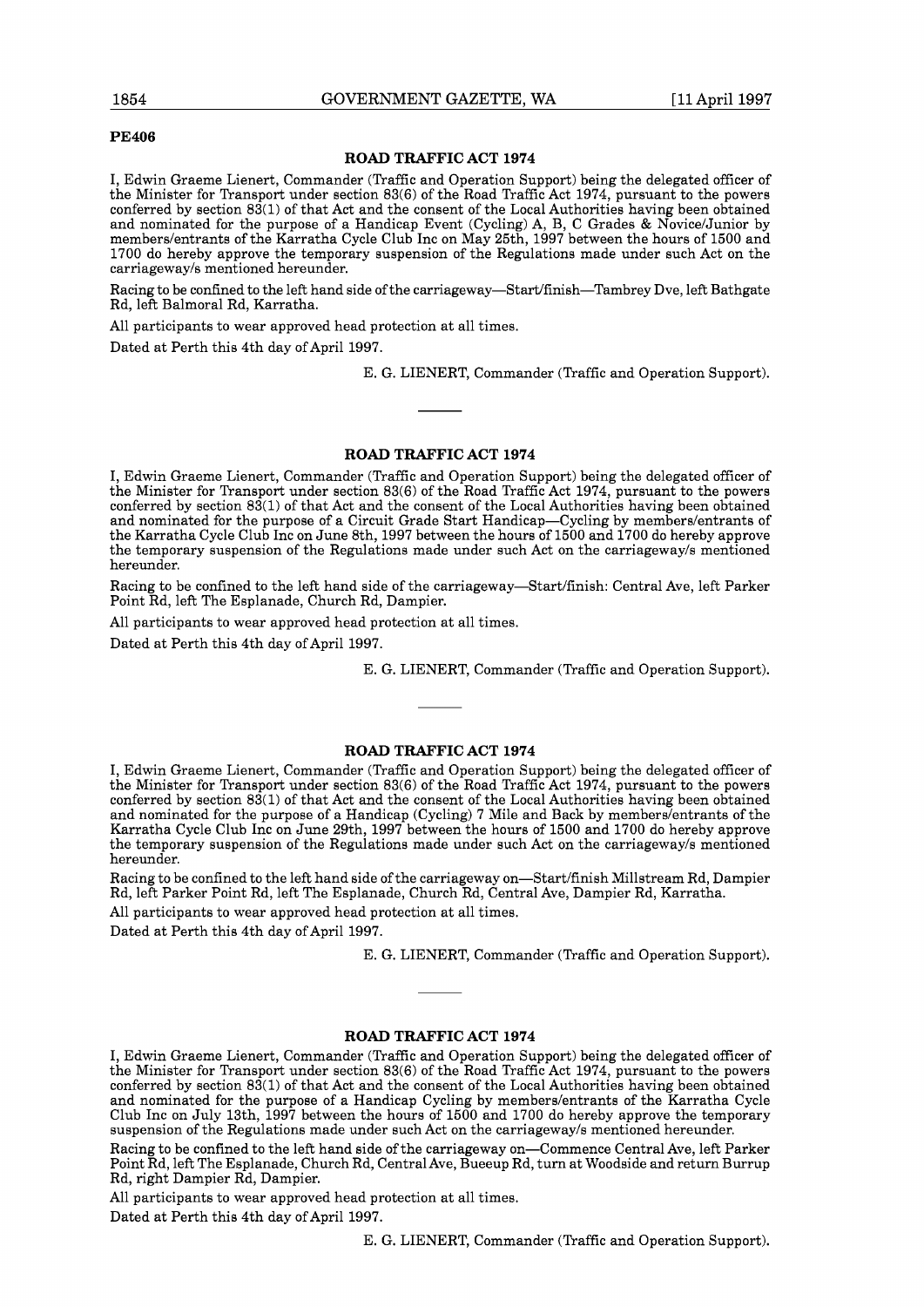**PE406**

## ROAD TRAFFIC ACT 1974

I, Edwin Graeme Lienert, Commander (Traffic and Operation Support) being the delegated officer of the Minister for Transport under section 83(6) of the Road Traffic Act 1974, pursuant to the powers conferred by section 83(1) of that Act and the consent of the Local Authorities having been obtained and nominated for the purpose of a Handicap Event (Cycling) A, B, C Grades & Novice/Junior by members/entrants of the Karratha Cycle Club Inc on May 25th, 1997 between the hours of 1500 and 1700 do hereby approve the temporary suspension of the Regulations made under such Act on the carriageway/s mentioned hereunder.

Racing to be confined to the left hand side of the carriageway—Start/finish—Tambrey Dve, left Bathgate Rd, left Balmoral Rd, Karratha.

All participants to wear approved head protection at all times.

Dated at Perth this 4th day of April 1997.

E. G. LIENERT, Commander (Traffic and Operation Support).

---

## ROAD TRAFFIC ACT 1974

I, Edwin Graeme Lienert, Commander (Traffic and Operation Support) being the delegated officer of the Minister for Transport under section 83(6) of the Road Traffic Act 1974, pursuant to the powers conferred by section 83(1) of that Act and the consent of the Local Authorities having been obtained and nominated for the purpose of a Circuit Grade Start Handicap—Cycling by members/entrants of the Karratha Cycle Club Inc on June 8th, 1997 between the hours of 1500 and 1700 do hereby approve the temporary suspension of the Regulations made under such Act on the carriageway/s mentioned hereunder.

Racing to be confined to the left hand side of the carriageway—Start/finish: Central Ave, left Parker Point Rd, left The Esplanade, Church Rd, Dampier.

All participants to wear approved head protection at all times.

Dated at Perth this 4th day of April 1997.

E. G. LIENERT, Commander (Traffic and Operation Support).

---

## ROAD TRAFFIC ACT 1974

I, Edwin Graeme Lienert, Commander (Traffic and Operation Support) being the delegated officer of the Minister for Transport under section 83(6) of the Road Traffic Act 1974, pursuant to the powers conferred by section 83(1) of that Act and the consent of the Local Authorities having been obtained and nominated for the purpose of a Handicap (Cycling) 7 Mile and Back by members/entrants of the Karratha Cycle Club Inc on June 29th, 1997 between the hours of 1500 and 1700 do hereby approve the temporary suspension of the Regulations made under such Act on the carriageway/s mentioned hereunder.

Racing to be confined to the left hand side of the carriageway on—Start/finish Millstream Rd, Dampier Rd, left Parker Point Rd, left The Esplanade, Church Rd, Central Ave, Dampier Rd, Karratha.

All participants to wear approved head protection at all times.

Dated at Perth this 4th day of April 1997.

E. G. LIENERT, Commander (Traffic and Operation Support).

---

## ROAD TRAFFIC ACT 1974

I, Edwin Graeme Lienert, Commander (Traffic and Operation Support) being the delegated officer of the Minister for Transport under section 83(6) of the Road Traffic Act 1974, pursuant to the powers conferred by section 83(1) of that Act and the consent of the Local Authorities having been obtained and nominated for the purpose of a Handicap Cycling by members/entrants of the Karratha Cycle Club Inc on July 13th, 1997 between the hours of 1500 and 1700 do hereby approve the temporary suspension of the Regulations made under such Act on the carriageway/s mentioned hereunder.

Racing to be confined to the left hand side of the carriageway on—Commence Central Ave, left Parker Point Rd, left The Esplanade, Church Rd, Central Ave, Bueeup Rd, turn at Woodside and return Burrup Rd, right Dampier Rd, Dampier.

All participants to wear approved head protection at all times.

Dated at Perth this 4th day of April 1997.

E. G. LIENERT, Commander (Traffic and Operation Support).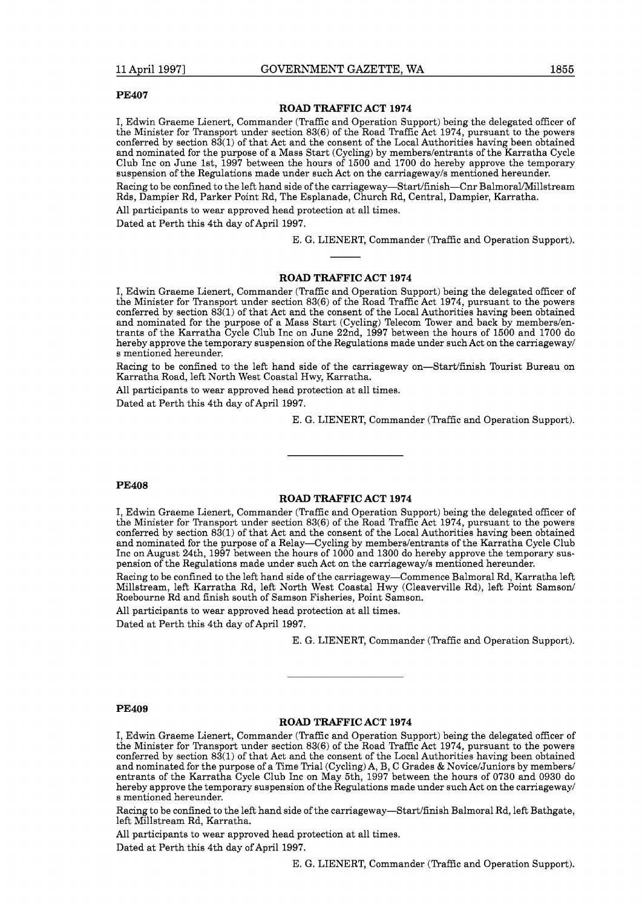**PE407**

### ROAD TRAFFIC ACT 1974

I, Edwin Graeme Lienert, Commander (Traffic and Operation Support) being the delegated officer of the Minister for Transport under section 83(6) of the Road Traffic Act 1974, pursuant to the powers conferred by section 83(1) of that Act and the consent of the Local Authorities having been obtained and nominated for the purpose of a Mass Start (Cycling) by members/entrants of the Karratha Cycle Club Inc on June 1st, 1997 between the hours of 1500 and 1700 do hereby approve the temporary suspension of the Regulations made under such Act on the carriageway/s mentioned hereunder.

Racing to be confined to the left hand side of the carriageway—Start/finish—Cnr Balmoral/Millstream Rds, Dampier Rd, Parker Point Rd, The Esplanade, Church Rd, Central, Dampier, Karratha.

All participants to wear approved head protection at all times.

Dated at Perth this 4th day of April 1997.

E. G. LIENERT, Commander (Traffic and Operation Support).

---

### ROAD TRAFFIC ACT 1974

I, Edwin Graeme Lienert, Commander (Traffic and Operation Support) being the delegated officer of the Minister for Transport under section 83(6) of the Road Traffic Act 1974, pursuant to the powers conferred by section 83(1) of that Act and the consent of the Local Authorities having been obtained and nominated for the purpose of a Mass Start (Cycling) Telecom Tower and back by members/entrants of the Karratha Cycle Club Inc on June 22nd, 1997 between the hours of 1500 and 1700 do hereby approve the temporary suspension of the Regulations made under such Act on the carriageway/s mentioned hereunder.

Racing to be confined to the left hand side of the carriageway on—Start/finish Tourist Bureau on Karratha Road, left North West Coastal Hwy, Karratha.

All participants to wear approved head protection at all times.

Dated at Perth this 4th day of April 1997.

E. G. LIENERT, Commander (Traffic and Operation Support).

---

**PE408**

### ROAD TRAFFIC ACT 1974

I, Edwin Graeme Lienert, Commander (Traffic and Operation Support) being the delegated officer of the Minister for Transport under section 83(6) of the Road Traffic Act 1974, pursuant to the powers conferred by section 83(1) of that Act and the consent of the Local Authorities having been obtained and nominated for the purpose of a Relay—Cycling by members/entrants of the Karratha Cycle Club Inc on August 24th, 1997 between the hours of 1000 and 1300 do hereby approve the temporary suspension of the Regulations made under such Act on the carriageway/s mentioned hereunder.

Racing to be confined to the left hand side of the carriageway—Commence Balmoral Rd, Karratha left Millstream, left Karratha Rd, left North West Coastal Hwy (Cleaverville Rd), left Point Samson/Roebourne Rd and finish south of Samson Fisheries, Point Samson.

All participants to wear approved head protection at all times.

Dated at Perth this 4th day of April 1997.

E. G. LIENERT, Commander (Traffic and Operation Support).

---

**PE409**

### ROAD TRAFFIC ACT 1974

I, Edwin Graeme Lienert, Commander (Traffic and Operation Support) being the delegated officer of the Minister for Transport under section 83(6) of the Road Traffic Act 1974, pursuant to the powers conferred by section 83(1) of that Act and the consent of the Local Authorities having been obtained and nominated for the purpose of a Time Trial (Cycling) A, B, C Grades & Novice/Juniors by members/entrants of the Karratha Cycle Club Inc on May 5th, 1997 between the hours of 0730 and 0930 do hereby approve the temporary suspension of the Regulations made under such Act on the carriageway/s mentioned hereunder.

Racing to be confined to the left hand side of the carriageway—Start/finish Balmoral Rd, left Bathgate, left Millstream Rd, Karratha.

All participants to wear approved head protection at all times.

Dated at Perth this 4th day of April 1997.

E. G. LIENERT, Commander (Traffic and Operation Support).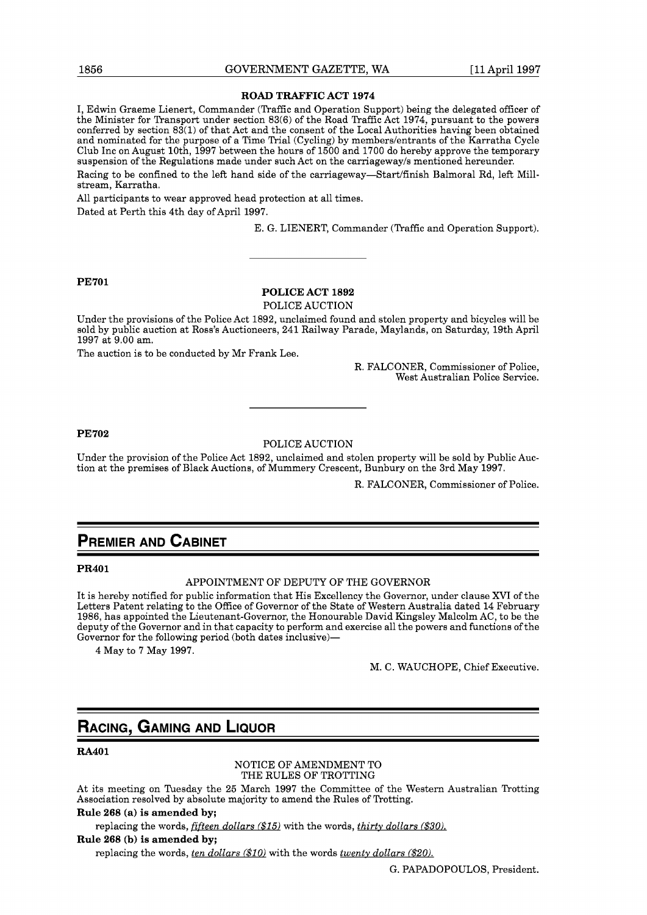### ROAD TRAFFIC ACT 1974

I, Edwin Graeme Lienert, Commander (Traffic and Operation Support) being the delegated officer of the Minister for Transport under section 83(6) of the Road Traffic Act 1974, pursuant to the powers conferred by section 83(1) of that Act and the consent of the Local Authorities having been obtained and nominated for the purpose of a Time Trial (Cycling) by members/entrants of the Karratha Cycle Club Inc on August 10th, 1997 between the hours of 1500 and 1700 do hereby approve the temporary suspension of the Regulations made under such Act on the carriageway/s mentioned hereunder.

Racing to be confined to the left hand side of the carriageway—Start/finish Balmoral Rd, left Millstream, Karratha.

All participants to wear approved head protection at all times.

Dated at Perth this 4th day of April 1997.

E. G. LIENERT, Commander (Traffic and Operation Support).

---

**PE701**

### POLICE ACT 1892

POLICE AUCTION

Under the provisions of the Police Act 1892, unclaimed found and stolen property and bicycles will be sold by public auction at Ross's Auctioneers, 241 Railway Parade, Maylands, on Saturday, 19th April 1997 at 9.00 am.

The auction is to be conducted by Mr Frank Lee.

R. FALCONER, Commissioner of Police,
West Australian Police Service.

---

**PE702**

POLICE AUCTION

Under the provision of the Police Act 1892, unclaimed and stolen property will be sold by Public Auction at the premises of Black Auctions, of Mummery Crescent, Bunbury on the 3rd May 1997.

R. FALCONER, Commissioner of Police.

## PREMIER AND CABINET

**PR401**

APPOINTMENT OF DEPUTY OF THE GOVERNOR

It is hereby notified for public information that His Excellency the Governor, under clause XVI of the Letters Patent relating to the Office of Governor of the State of Western Australia dated 14 February 1986, has appointed the Lieutenant-Governor, the Honourable David Kingsley Malcolm AC, to be the deputy of the Governor and in that capacity to perform and exercise all the powers and functions of the Governor for the following period (both dates inclusive)—

4 May to 7 May 1997.

M. C. WAUCHOPE, Chief Executive.

## RACING, GAMING AND LIQUOR

**RA401**

NOTICE OF AMENDMENT TO
THE RULES OF TROTTING

At its meeting on Tuesday the 25 March 1997 the Committee of the Western Australian Trotting Association resolved by absolute majority to amend the Rules of Trotting.

**Rule 268 (a) is amended by;**

replacing the words, *fifteen dollars ($15)* with the words, *thirty dollars ($30).*

**Rule 268 (b) is amended by;**

replacing the words, *ten dollars ($10)* with the words *twenty dollars ($20).*

G. PAPADOPOULOS, President.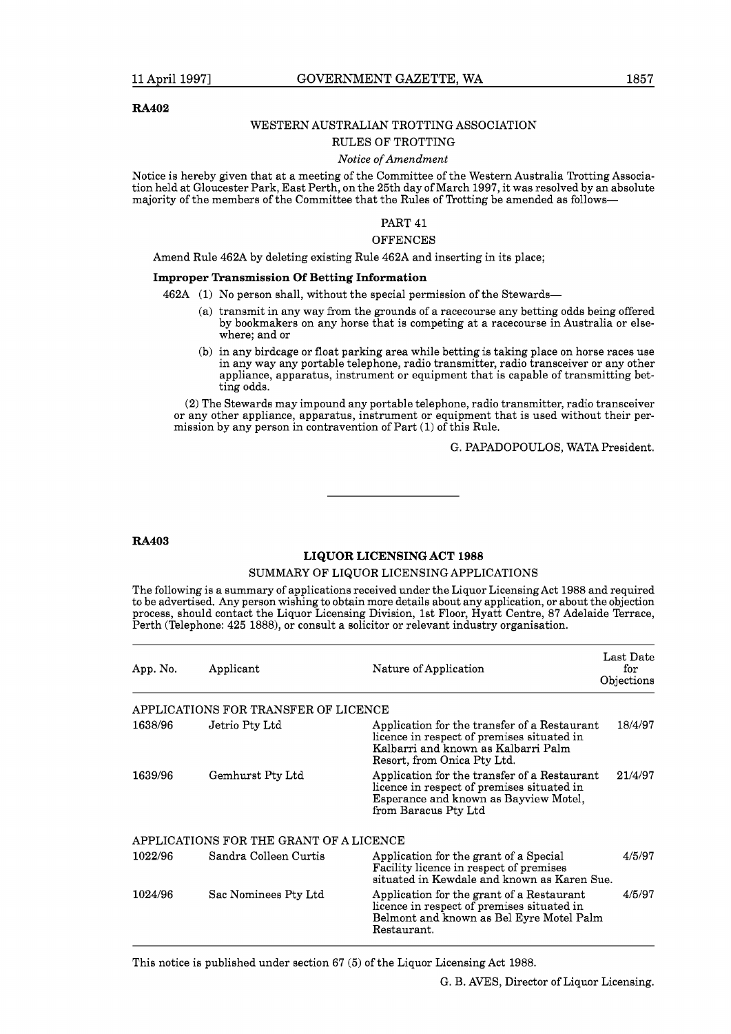**RA402**

WESTERN AUSTRALIAN TROTTING ASSOCIATION

RULES OF TROTTING

*Notice of Amendment*

Notice is hereby given that at a meeting of the Committee of the Western Australia Trotting Association held at Gloucester Park, East Perth, on the 25th day of March 1997, it was resolved by an absolute majority of the members of the Committee that the Rules of Trotting be amended as follows—

PART 41

OFFENCES

Amend Rule 462A by deleting existing Rule 462A and inserting in its place;

**Improper Transmission Of Betting Information**

462A (1) No person shall, without the special permission of the Stewards—

(a) transmit in any way from the grounds of a racecourse any betting odds being offered by bookmakers on any horse that is competing at a racecourse in Australia or elsewhere; and or

(b) in any birdcage or float parking area while betting is taking place on horse races use in any way any portable telephone, radio transmitter, radio transceiver or any other appliance, apparatus, instrument or equipment that is capable of transmitting betting odds.

(2) The Stewards may impound any portable telephone, radio transmitter, radio transceiver or any other appliance, apparatus, instrument or equipment that is used without their permission by any person in contravention of Part (1) of this Rule.

G. PAPADOPOULOS, WATA President.

---

**RA403**

**LIQUOR LICENSING ACT 1988**

SUMMARY OF LIQUOR LICENSING APPLICATIONS

The following is a summary of applications received under the Liquor Licensing Act 1988 and required to be advertised. Any person wishing to obtain more details about any application, or about the objection process, should contact the Liquor Licensing Division, 1st Floor, Hyatt Centre, 87 Adelaide Terrace, Perth (Telephone: 425 1888), or consult a solicitor or relevant industry organisation.

| App. No. | Applicant | Nature of Application | Last Date for Objections |
|---|---|---|---|
| APPLICATIONS FOR TRANSFER OF LICENCE | | | |
| 1638/96 | Jetrio Pty Ltd | Application for the transfer of a Restaurant licence in respect of premises situated in Kalbarri and known as Kalbarri Palm Resort, from Onica Pty Ltd. | 18/4/97 |
| 1639/96 | Gemhurst Pty Ltd | Application for the transfer of a Restaurant licence in respect of premises situated in Esperance and known as Bayview Motel, from Baracus Pty Ltd | 21/4/97 |
| APPLICATIONS FOR THE GRANT OF A LICENCE | | | |
| 1022/96 | Sandra Colleen Curtis | Application for the grant of a Special Facility licence in respect of premises situated in Kewdale and known as Karen Sue. | 4/5/97 |
| 1024/96 | Sac Nominees Pty Ltd | Application for the grant of a Restaurant licence in respect of premises situated in Belmont and known as Bel Eyre Motel Palm Restaurant. | 4/5/97 |

This notice is published under section 67 (5) of the Liquor Licensing Act 1988.

G. B. AVES, Director of Liquor Licensing.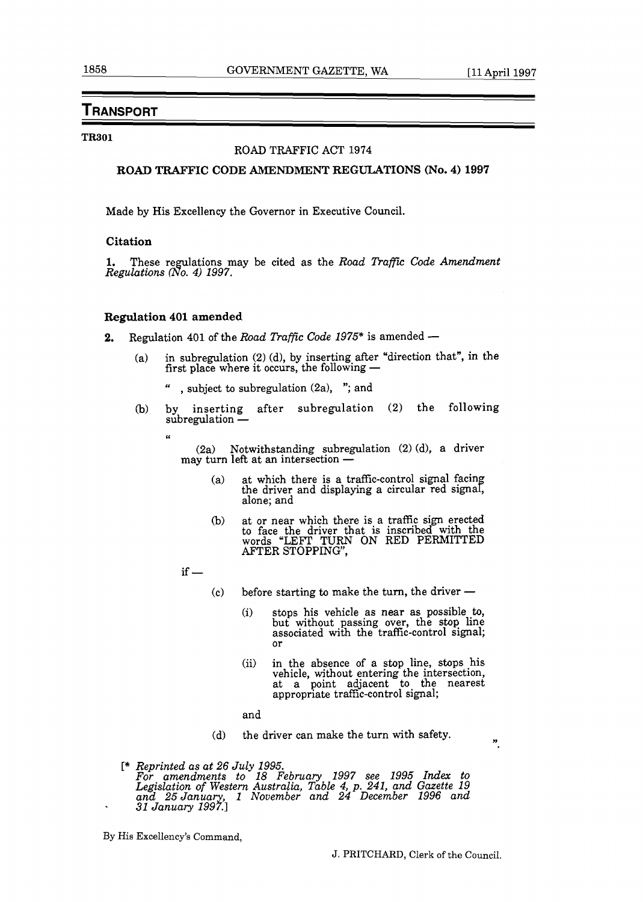## TRANSPORT

**TR301**

ROAD TRAFFIC ACT 1974

**ROAD TRAFFIC CODE AMENDMENT REGULATIONS (No. 4) 1997**

Made by His Excellency the Governor in Executive Council.

### Citation

**1.** These regulations may be cited as the *Road Traffic Code Amendment Regulations (No. 4) 1997*.

### Regulation 401 amended

**2.** Regulation 401 of the *Road Traffic Code 1975** is amended —

(a) in subregulation (2) (d), by inserting after "direction that", in the first place where it occurs, the following —

" , subject to subregulation (2a), "; and

(b) by inserting after subregulation (2) the following subregulation —

"

(2a) Notwithstanding subregulation (2) (d), a driver may turn left at an intersection —

(a) at which there is a traffic-control signal facing the driver and displaying a circular red signal, alone; and

(b) at or near which there is a traffic sign erected to face the driver that is inscribed with the words "LEFT TURN ON RED PERMITTED AFTER STOPPING",

if —

(c) before starting to make the turn, the driver —

(i) stops his vehicle as near as possible to, but without passing over, the stop line associated with the traffic-control signal; or

(ii) in the absence of a stop line, stops his vehicle, without entering the intersection, at a point adjacent to the nearest appropriate traffic-control signal;

and

(d) the driver can make the turn with safety.

".

[* *Reprinted as at 26 July 1995.*
*For amendments to 18 February 1997 see 1995 Index to Legislation of Western Australia, Table 4, p. 241, and Gazette 19 and 25 January, 1 November and 24 December 1996 and 31 January 1997.*]

By His Excellency's Command,

J. PRITCHARD, Clerk of the Council.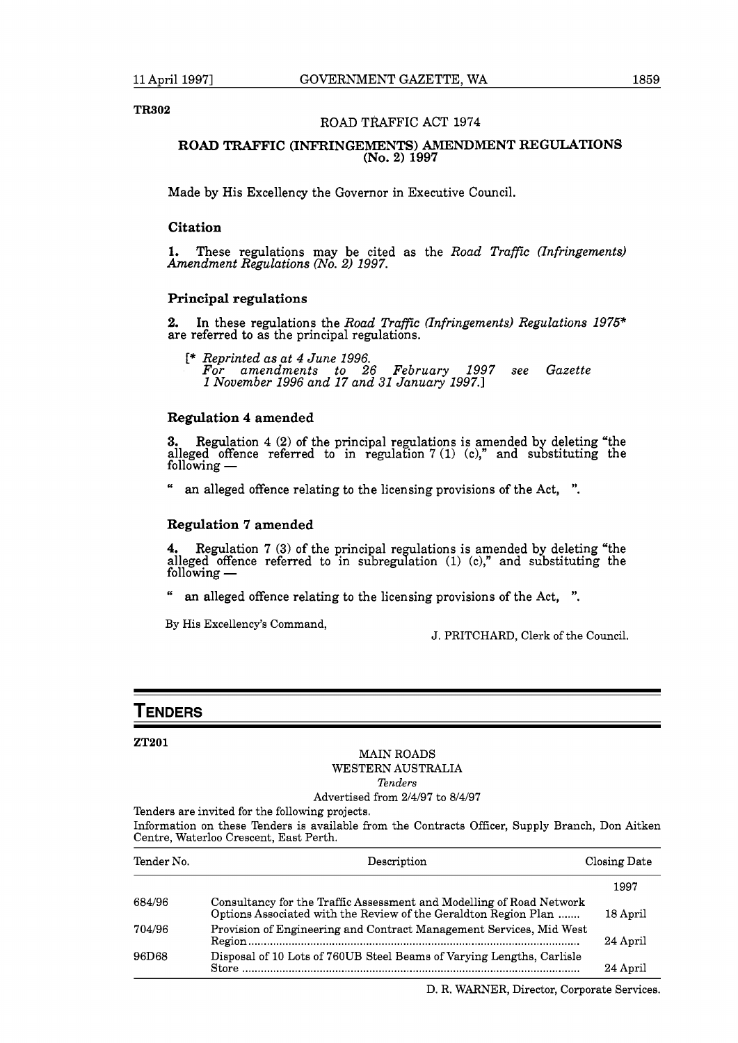TR302

ROAD TRAFFIC ACT 1974

## ROAD TRAFFIC (INFRINGEMENTS) AMENDMENT REGULATIONS (No. 2) 1997

Made by His Excellency the Governor in Executive Council.

### Citation

**1.** These regulations may be cited as the *Road Traffic (Infringements) Amendment Regulations (No. 2) 1997*.

### Principal regulations

**2.** In these regulations the *Road Traffic (Infringements) Regulations 1975** are referred to as the principal regulations.

[* *Reprinted as at 4 June 1996.*
*For amendments to 26 February 1997 see Gazette 1 November 1996 and 17 and 31 January 1997.*]

### Regulation 4 amended

**3.** Regulation 4 (2) of the principal regulations is amended by deleting "the alleged offence referred to in regulation 7 (1) (c)," and substituting the following —

" an alleged offence relating to the licensing provisions of the Act, ".

### Regulation 7 amended

**4.** Regulation 7 (3) of the principal regulations is amended by deleting "the alleged offence referred to in subregulation (1) (c)," and substituting the following —

" an alleged offence relating to the licensing provisions of the Act, ".

By His Excellency's Command,

J. PRITCHARD, Clerk of the Council.

---

# TENDERS

ZT201

MAIN ROADS
WESTERN AUSTRALIA
*Tenders*
Advertised from 2/4/97 to 8/4/97

Tenders are invited for the following projects.

Information on these Tenders is available from the Contracts Officer, Supply Branch, Don Aitken Centre, Waterloo Crescent, East Perth.

| Tender No. | Description | Closing Date |
|---|---|---|
| | | 1997 |
| 684/96 | Consultancy for the Traffic Assessment and Modelling of Road Network Options Associated with the Review of the Geraldton Region Plan ....... | 18 April |
| 704/96 | Provision of Engineering and Contract Management Services, Mid West Region ....... | 24 April |
| 96D68 | Disposal of 10 Lots of 760UB Steel Beams of Varying Lengths, Carlisle Store ....... | 24 April |

D. R. WARNER, Director, Corporate Services.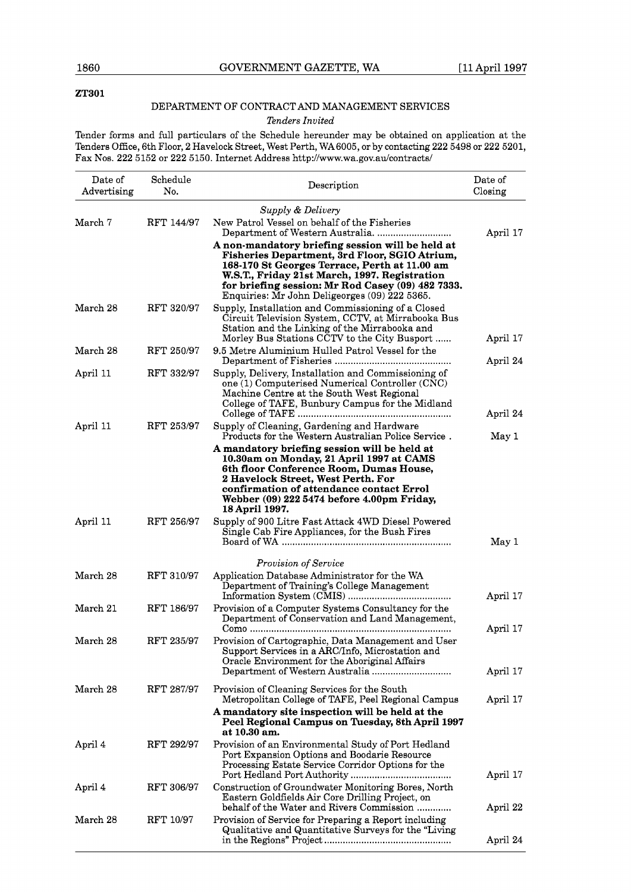**ZT301**

DEPARTMENT OF CONTRACT AND MANAGEMENT SERVICES

*Tenders Invited*

Tender forms and full particulars of the Schedule hereunder may be obtained on application at the Tenders Office, 6th Floor, 2 Havelock Street, West Perth, WA 6005, or by contacting 222 5498 or 222 5201, Fax Nos. 222 5152 or 222 5150. Internet Address http://www.wa.gov.au/contracts/

| Date of Advertising | Schedule No. | Description | Date of Closing |
|---|---|---|---|
| | | *Supply & Delivery* | |
| March 7 | RFT 144/97 | New Patrol Vessel on behalf of the Fisheries Department of Western Australia. | April 17 |
| | | **A non-mandatory briefing session will be held at Fisheries Department, 3rd Floor, SGIO Atrium, 168-170 St Georges Terrace, Perth at 11.00 am W.S.T., Friday 21st March, 1997. Registration for briefing session: Mr Rod Casey (09) 482 7333.** Enquiries: Mr John Deligeorges (09) 222 5365. | |
| March 28 | RFT 320/97 | Supply, Installation and Commissioning of a Closed Circuit Television System, CCTV, at Mirrabooka Bus Station and the Linking of the Mirrabooka and Morley Bus Stations CCTV to the City Busport | April 17 |
| March 28 | RFT 250/97 | 9.5 Metre Aluminium Hulled Patrol Vessel for the Department of Fisheries | April 24 |
| April 11 | RFT 332/97 | Supply, Delivery, Installation and Commissioning of one (1) Computerised Numerical Controller (CNC) Machine Centre at the South West Regional College of TAFE, Bunbury Campus for the Midland College of TAFE | April 24 |
| April 11 | RFT 253/97 | Supply of Cleaning, Gardening and Hardware Products for the Western Australian Police Service . | May 1 |
| | | **A mandatory briefing session will be held at 10.30am on Monday, 21 April 1997 at CAMS 6th floor Conference Room, Dumas House, 2 Havelock Street, West Perth. For confirmation of attendance contact Errol Webber (09) 222 5474 before 4.00pm Friday, 18 April 1997.** | |
| April 11 | RFT 256/97 | Supply of 900 Litre Fast Attack 4WD Diesel Powered Single Cab Fire Appliances, for the Bush Fires Board of WA | May 1 |
| | | *Provision of Service* | |
| March 28 | RFT 310/97 | Application Database Administrator for the WA Department of Training's College Management Information System (CMIS) | April 17 |
| March 21 | RFT 186/97 | Provision of a Computer Systems Consultancy for the Department of Conservation and Land Management, Como | April 17 |
| March 28 | RFT 235/97 | Provision of Cartographic, Data Management and User Support Services in a ARC/Info, Microstation and Oracle Environment for the Aboriginal Affairs Department of Western Australia | April 17 |
| March 28 | RFT 287/97 | Provision of Cleaning Services for the South Metropolitan College of TAFE, Peel Regional Campus | April 17 |
| | | **A mandatory site inspection will be held at the Peel Regional Campus on Tuesday, 8th April 1997 at 10.30 am.** | |
| April 4 | RFT 292/97 | Provision of an Environmental Study of Port Hedland Port Expansion Options and Boodarie Resource Processing Estate Service Corridor Options for the Port Hedland Port Authority | April 17 |
| April 4 | RFT 306/97 | Construction of Groundwater Monitoring Bores, North Eastern Goldfields Air Core Drilling Project, on behalf of the Water and Rivers Commission | April 22 |
| March 28 | RFT 10/97 | Provision of Service for Preparing a Report including Qualitative and Quantitative Surveys for the "Living in the Regions" Project | April 24 |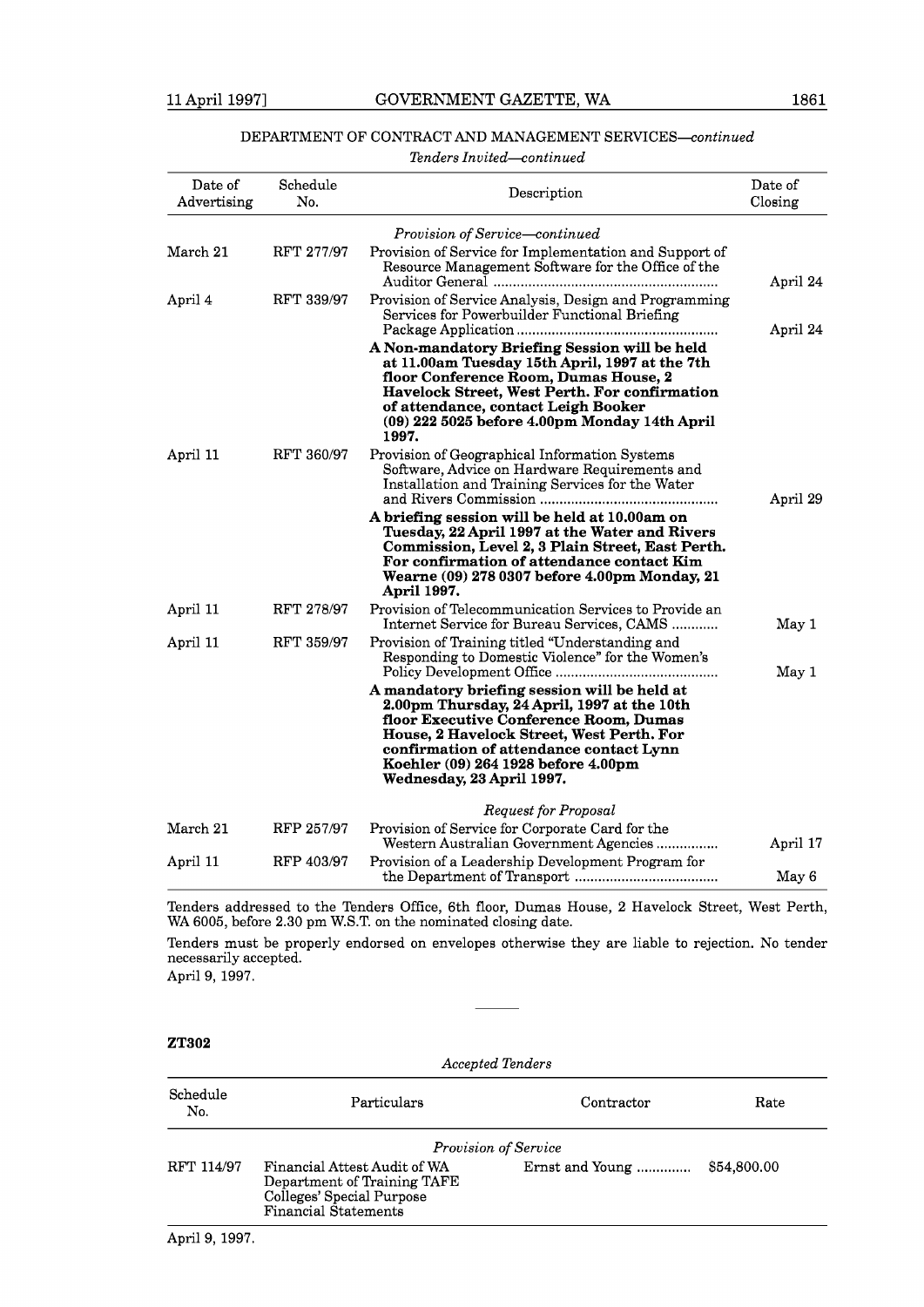DEPARTMENT OF CONTRACT AND MANAGEMENT SERVICES—*continued*

*Tenders Invited—continued*

| Date of Advertising | Schedule No. | Description | Date of Closing |
|---|---|---|---|
| | | *Provision of Service—continued* | |
| March 21 | RFT 277/97 | Provision of Service for Implementation and Support of Resource Management Software for the Office of the Auditor General | April 24 |
| April 4 | RFT 339/97 | Provision of Service Analysis, Design and Programming Services for Powerbuilder Functional Briefing Package Application | April 24 |
| | | **A Non-mandatory Briefing Session will be held at 11.00am Tuesday 15th April, 1997 at the 7th floor Conference Room, Dumas House, 2 Havelock Street, West Perth. For confirmation of attendance, contact Leigh Booker (09) 222 5025 before 4.00pm Monday 14th April 1997.** | |
| April 11 | RFT 360/97 | Provision of Geographical Information Systems Software, Advice on Hardware Requirements and Installation and Training Services for the Water and Rivers Commission | April 29 |
| | | **A briefing session will be held at 10.00am on Tuesday, 22 April 1997 at the Water and Rivers Commission, Level 2, 3 Plain Street, East Perth. For confirmation of attendance contact Kim Wearne (09) 278 0307 before 4.00pm Monday, 21 April 1997.** | |
| April 11 | RFT 278/97 | Provision of Telecommunication Services to Provide an Internet Service for Bureau Services, CAMS | May 1 |
| April 11 | RFT 359/97 | Provision of Training titled "Understanding and Responding to Domestic Violence" for the Women's Policy Development Office | May 1 |
| | | **A mandatory briefing session will be held at 2.00pm Thursday, 24 April, 1997 at the 10th floor Executive Conference Room, Dumas House, 2 Havelock Street, West Perth. For confirmation of attendance contact Lynn Koehler (09) 264 1928 before 4.00pm Wednesday, 23 April 1997.** | |
| | | *Request for Proposal* | |
| March 21 | RFP 257/97 | Provision of Service for Corporate Card for the Western Australian Government Agencies | April 17 |
| April 11 | RFP 403/97 | Provision of a Leadership Development Program for the Department of Transport | May 6 |

Tenders addressed to the Tenders Office, 6th floor, Dumas House, 2 Havelock Street, West Perth, WA 6005, before 2.30 pm W.S.T. on the nominated closing date.

Tenders must be properly endorsed on envelopes otherwise they are liable to rejection. No tender necessarily accepted.

April 9, 1997.

---

**ZT302**

*Accepted Tenders*

| Schedule No. | Particulars | Contractor | Rate |
|---|---|---|---|
| | *Provision of Service* | | |
| RFT 114/97 | Financial Attest Audit of WA Department of Training TAFE Colleges' Special Purpose Financial Statements | Ernst and Young | $54,800.00 |

April 9, 1997.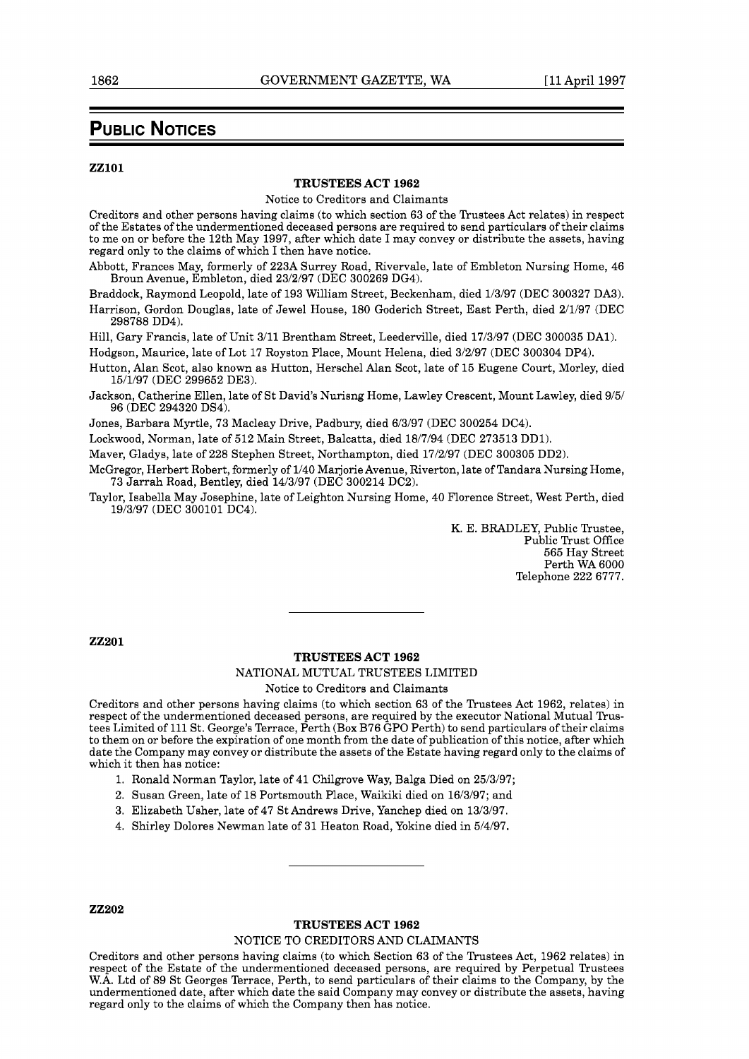## PUBLIC NOTICES

**ZZ101**

**TRUSTEES ACT 1962**

Notice to Creditors and Claimants

Creditors and other persons having claims (to which section 63 of the Trustees Act relates) in respect of the Estates of the undermentioned deceased persons are required to send particulars of their claims to me on or before the 12th May 1997, after which date I may convey or distribute the assets, having regard only to the claims of which I then have notice.

Abbott, Frances May, formerly of 223A Surrey Road, Rivervale, late of Embleton Nursing Home, 46 Broun Avenue, Embleton, died 23/2/97 (DEC 300269 DG4).

Braddock, Raymond Leopold, late of 193 William Street, Beckenham, died 1/3/97 (DEC 300327 DA3).

Harrison, Gordon Douglas, late of Jewel House, 180 Goderich Street, East Perth, died 2/1/97 (DEC 298788 DD4).

Hill, Gary Francis, late of Unit 3/11 Brentham Street, Leederville, died 17/3/97 (DEC 300035 DA1).

Hodgson, Maurice, late of Lot 17 Royston Place, Mount Helena, died 3/2/97 (DEC 300304 DP4).

Hutton, Alan Scot, also known as Hutton, Herschel Alan Scot, late of 15 Eugene Court, Morley, died 15/1/97 (DEC 299652 DE3).

Jackson, Catherine Ellen, late of St David's Nurisng Home, Lawley Crescent, Mount Lawley, died 9/5/96 (DEC 294320 DS4).

Jones, Barbara Myrtle, 73 Macleay Drive, Padbury, died 6/3/97 (DEC 300254 DC4).

Lockwood, Norman, late of 512 Main Street, Balcatta, died 18/7/94 (DEC 273513 DD1).

Maver, Gladys, late of 228 Stephen Street, Northampton, died 17/2/97 (DEC 300305 DD2).

McGregor, Herbert Robert, formerly of 1/40 Marjorie Avenue, Riverton, late of Tandara Nursing Home, 73 Jarrah Road, Bentley, died 14/3/97 (DEC 300214 DC2).

Taylor, Isabella May Josephine, late of Leighton Nursing Home, 40 Florence Street, West Perth, died 19/3/97 (DEC 300101 DC4).

K. E. BRADLEY, Public Trustee,
Public Trust Office
565 Hay Street
Perth WA 6000
Telephone 222 6777.

---

**ZZ201**

**TRUSTEES ACT 1962**

NATIONAL MUTUAL TRUSTEES LIMITED

Notice to Creditors and Claimants

Creditors and other persons having claims (to which section 63 of the Trustees Act 1962, relates) in respect of the undermentioned deceased persons, are required by the executor National Mutual Trustees Limited of 111 St. George's Terrace, Perth (Box B76 GPO Perth) to send particulars of their claims to them on or before the expiration of one month from the date of publication of this notice, after which date the Company may convey or distribute the assets of the Estate having regard only to the claims of which it then has notice:

1. Ronald Norman Taylor, late of 41 Chilgrove Way, Balga Died on 25/3/97;
2. Susan Green, late of 18 Portsmouth Place, Waikiki died on 16/3/97; and
3. Elizabeth Usher, late of 47 St Andrews Drive, Yanchep died on 13/3/97.
4. Shirley Dolores Newman late of 31 Heaton Road, Yokine died in 5/4/97.

---

**ZZ202**

**TRUSTEES ACT 1962**

NOTICE TO CREDITORS AND CLAIMANTS

Creditors and other persons having claims (to which Section 63 of the Trustees Act, 1962 relates) in respect of the Estate of the undermentioned deceased persons, are required by Perpetual Trustees W.A. Ltd of 89 St Georges Terrace, Perth, to send particulars of their claims to the Company, by the undermentioned date, after which date the said Company may convey or distribute the assets, having regard only to the claims of which the Company then has notice.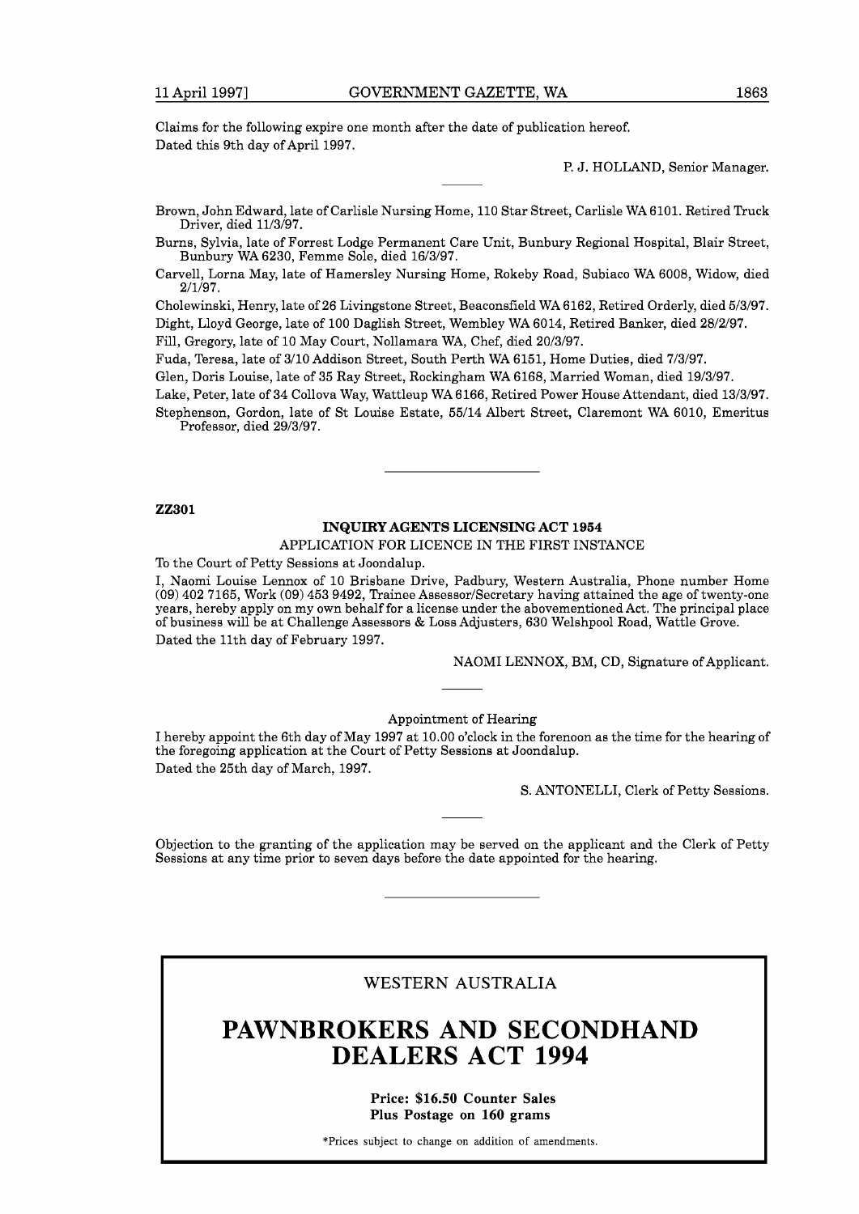Claims for the following expire one month after the date of publication hereof.

Dated this 9th day of April 1997.

P. J. HOLLAND, Senior Manager.

---

Brown, John Edward, late of Carlisle Nursing Home, 110 Star Street, Carlisle WA 6101. Retired Truck Driver, died 11/3/97.

Burns, Sylvia, late of Forrest Lodge Permanent Care Unit, Bunbury Regional Hospital, Blair Street, Bunbury WA 6230, Femme Sole, died 16/3/97.

Carvell, Lorna May, late of Hamersley Nursing Home, Rokeby Road, Subiaco WA 6008, Widow, died 2/1/97.

Cholewinski, Henry, late of 26 Livingstone Street, Beaconsfield WA 6162, Retired Orderly, died 5/3/97.

Dight, Lloyd George, late of 100 Daglish Street, Wembley WA 6014, Retired Banker, died 28/2/97.

Fill, Gregory, late of 10 May Court, Nollamara WA, Chef, died 20/3/97.

Fuda, Teresa, late of 3/10 Addison Street, South Perth WA 6151, Home Duties, died 7/3/97.

Glen, Doris Louise, late of 35 Ray Street, Rockingham WA 6168, Married Woman, died 19/3/97.

Lake, Peter, late of 34 Collova Way, Wattleup WA 6166, Retired Power House Attendant, died 13/3/97.

Stephenson, Gordon, late of St Louise Estate, 55/14 Albert Street, Claremont WA 6010, Emeritus Professor, died 29/3/97.

---

**ZZ301**

**INQUIRY AGENTS LICENSING ACT 1954**

APPLICATION FOR LICENCE IN THE FIRST INSTANCE

To the Court of Petty Sessions at Joondalup.

I, Naomi Louise Lennox of 10 Brisbane Drive, Padbury, Western Australia, Phone number Home (09) 402 7165, Work (09) 453 9492, Trainee Assessor/Secretary having attained the age of twenty-one years, hereby apply on my own behalf for a license under the abovementioned Act. The principal place of business will be at Challenge Assessors & Loss Adjusters, 630 Welshpool Road, Wattle Grove.

Dated the 11th day of February 1997.

NAOMI LENNOX, BM, CD, Signature of Applicant.

---

Appointment of Hearing

I hereby appoint the 6th day of May 1997 at 10.00 o'clock in the forenoon as the time for the hearing of the foregoing application at the Court of Petty Sessions at Joondalup.

Dated the 25th day of March, 1997.

S. ANTONELLI, Clerk of Petty Sessions.

---

Objection to the granting of the application may be served on the applicant and the Clerk of Petty Sessions at any time prior to seven days before the date appointed for the hearing.

---

WESTERN AUSTRALIA

# PAWNBROKERS AND SECONDHAND DEALERS ACT 1994

**Price: $16.50 Counter Sales**
**Plus Postage on 160 grams**

*Prices subject to change on addition of amendments.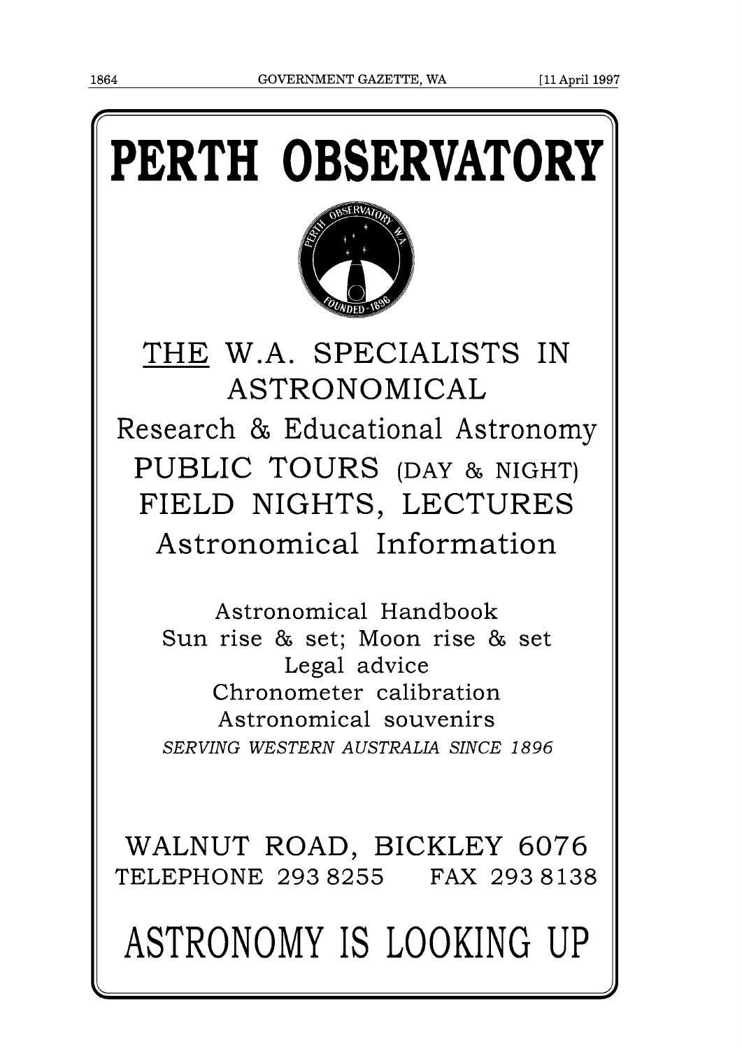# PERTH OBSERVATORY

## THE W.A. SPECIALISTS IN ASTRONOMICAL

Research & Educational Astronomy

PUBLIC TOURS (DAY & NIGHT)

FIELD NIGHTS, LECTURES

Astronomical Information

Astronomical Handbook
Sun rise & set; Moon rise & set
Legal advice
Chronometer calibration
Astronomical souvenirs

*SERVING WESTERN AUSTRALIA SINCE 1896*

WALNUT ROAD, BICKLEY 6076

TELEPHONE 293 8255 FAX 293 8138

# ASTRONOMY IS LOOKING UP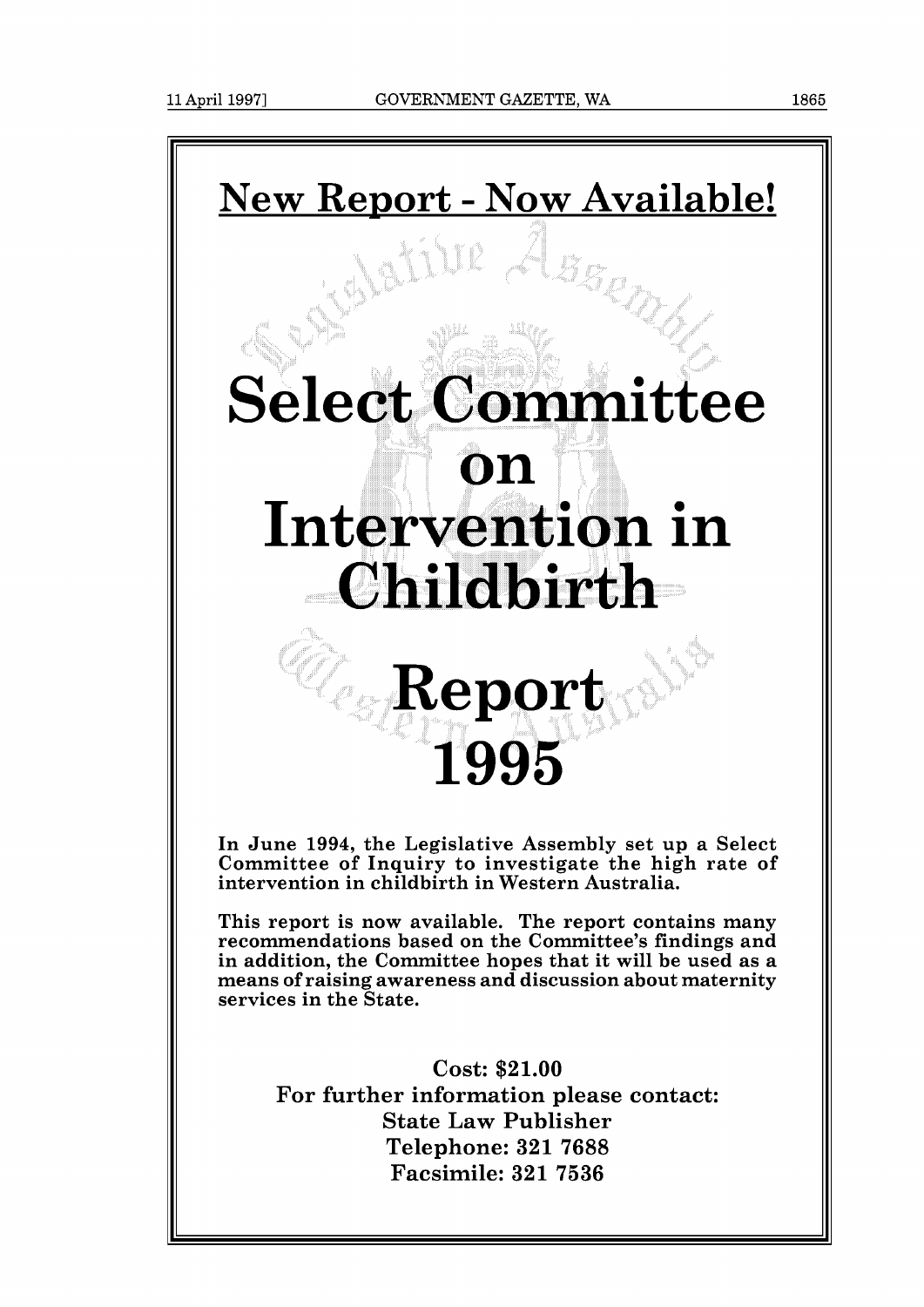# New Report - Now Available!

# Select Committee on Intervention in Childbirth

# Report 1995

**In June 1994, the Legislative Assembly set up a Select Committee of Inquiry to investigate the high rate of intervention in childbirth in Western Australia.**

**This report is now available. The report contains many recommendations based on the Committee's findings and in addition, the Committee hopes that it will be used as a means of raising awareness and discussion about maternity services in the State.**

**Cost: $21.00**
**For further information please contact:**
**State Law Publisher**
**Telephone: 321 7688**
**Facsimile: 321 7536**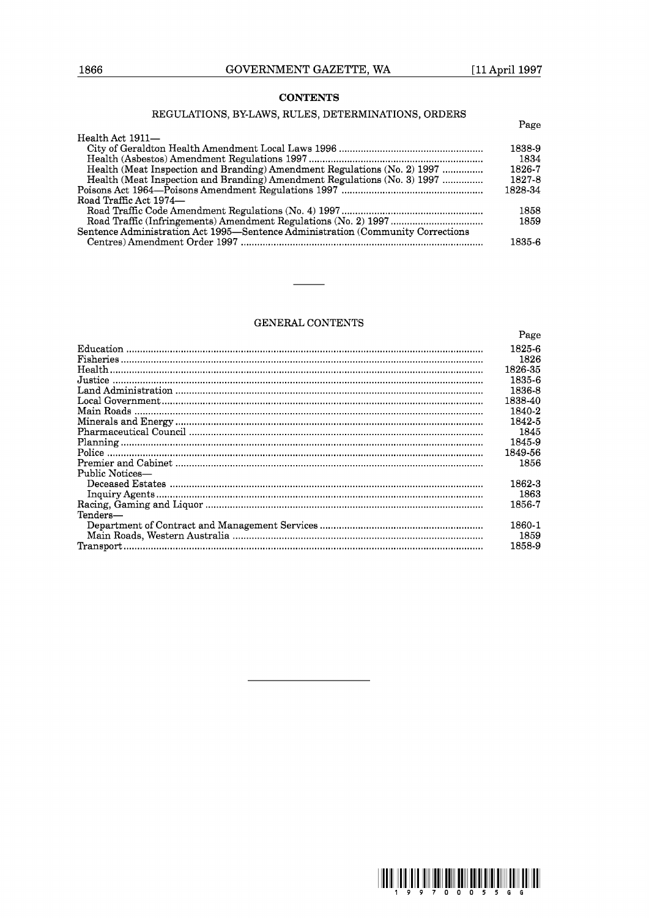## CONTENTS

### REGULATIONS, BY-LAWS, RULES, DETERMINATIONS, ORDERS

| | Page |
|---|---|
| Health Act 1911— | |
| City of Geraldton Health Amendment Local Laws 1996 | 1838-9 |
| Health (Asbestos) Amendment Regulations 1997 | 1834 |
| Health (Meat Inspection and Branding) Amendment Regulations (No. 2) 1997 | 1826-7 |
| Health (Meat Inspection and Branding) Amendment Regulations (No. 3) 1997 | 1827-8 |
| Poisons Act 1964—Poisons Amendment Regulations 1997 | 1828-34 |
| Road Traffic Act 1974— | |
| Road Traffic Code Amendment Regulations (No. 4) 1997 | 1858 |
| Road Traffic (Infringements) Amendment Regulations (No. 2) 1997 | 1859 |
| Sentence Administration Act 1995—Sentence Administration (Community Corrections Centres) Amendment Order 1997 | 1835-6 |

### GENERAL CONTENTS

| | Page |
|---|---|
| Education | 1825-6 |
| Fisheries | 1826 |
| Health | 1826-35 |
| Justice | 1835-6 |
| Land Administration | 1836-8 |
| Local Government | 1838-40 |
| Main Roads | 1840-2 |
| Minerals and Energy | 1842-5 |
| Pharmaceutical Council | 1845 |
| Planning | 1845-9 |
| Police | 1849-56 |
| Premier and Cabinet | 1856 |
| Public Notices— | |
| Deceased Estates | 1862-3 |
| Inquiry Agents | 1863 |
| Racing, Gaming and Liquor | 1856-7 |
| Tenders— | |
| Department of Contract and Management Services | 1860-1 |
| Main Roads, Western Australia | 1859 |
| Transport | 1858-9 |

1 9 9 7 0 0 0 5 5 G G